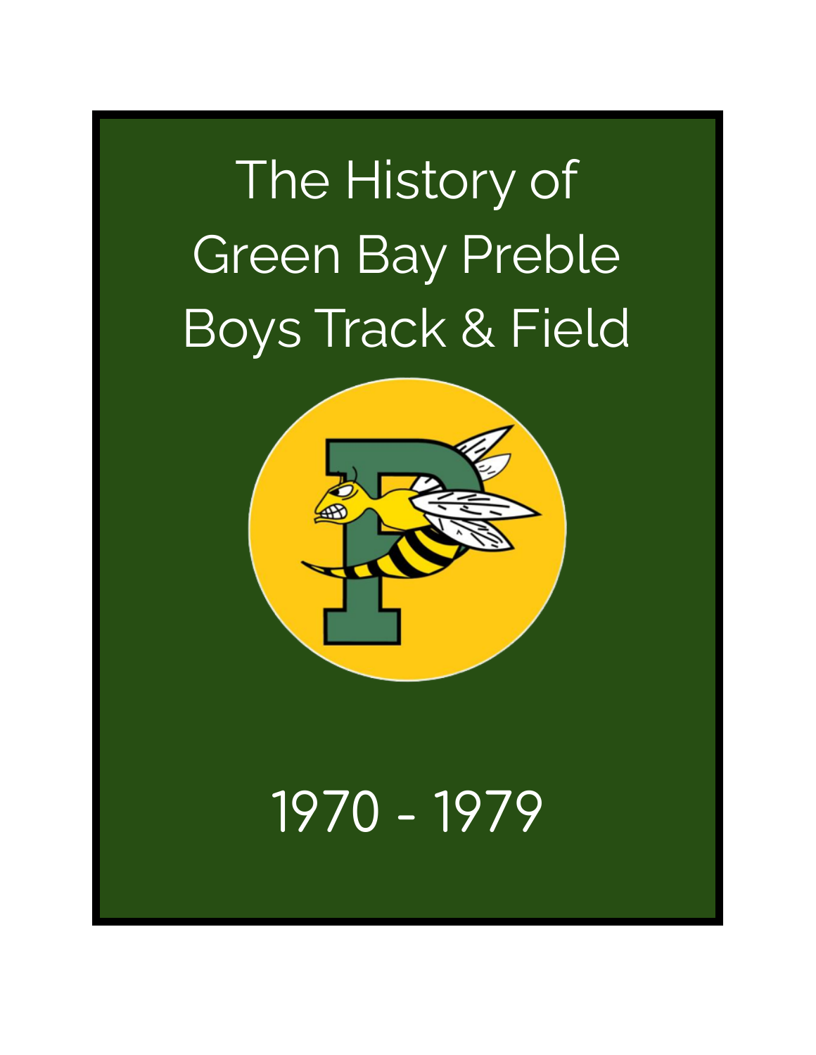# The History of Green Bay Preble Boys Track & Field

1970 - 1979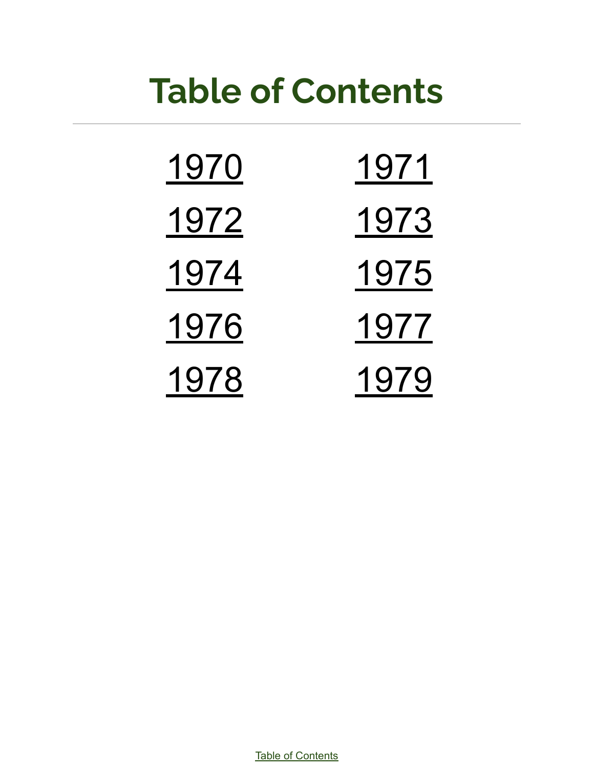# Table of Contents

| | |
|---|---|
| 1970 | 1971 |
| 1972 | 1973 |
| 1974 | 1975 |
| 1976 | 1977 |
| 1978 | 1979 |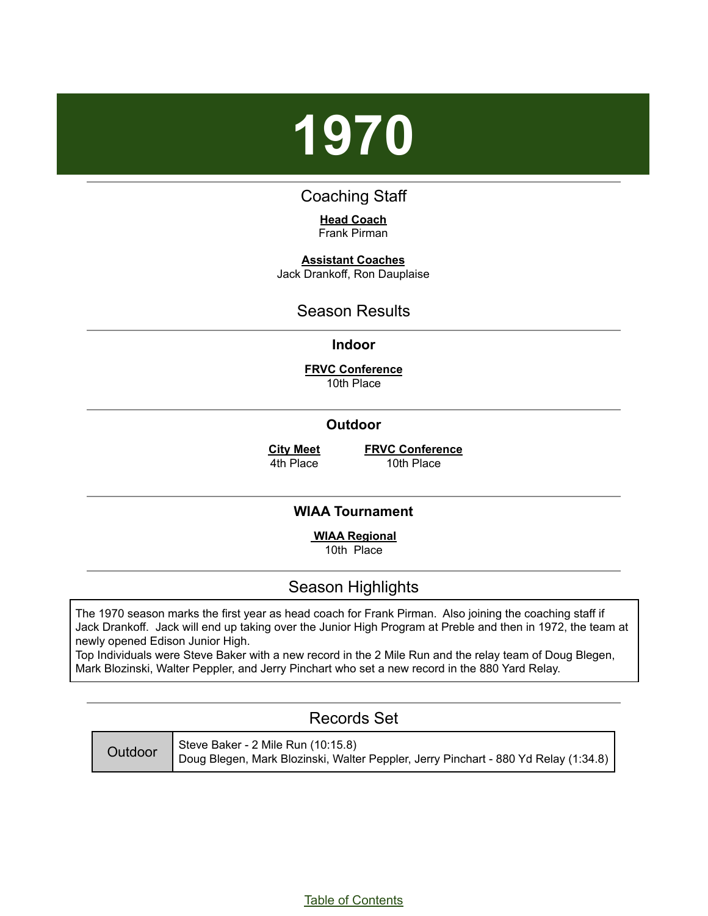# 1970

## Coaching Staff

**Head Coach**
Frank Pirman

**Assistant Coaches**
Jack Drankoff, Ron Dauplaise

## Season Results

### Indoor

**FRVC Conference**
10th Place

### Outdoor

**City Meet**
4th Place

**FRVC Conference**
10th Place

### WIAA Tournament

**WIAA Regional**
10th Place

## Season Highlights

The 1970 season marks the first year as head coach for Frank Pirman. Also joining the coaching staff if Jack Drankoff. Jack will end up taking over the Junior High Program at Preble and then in 1972, the team at newly opened Edison Junior High.
Top Individuals were Steve Baker with a new record in the 2 Mile Run and the relay team of Doug Blegen, Mark Blozinski, Walter Peppler, and Jerry Pinchart who set a new record in the 880 Yard Relay.

## Records Set

| Outdoor | Steve Baker - 2 Mile Run (10:15.8)<br>Doug Blegen, Mark Blozinski, Walter Peppler, Jerry Pinchart - 880 Yd Relay (1:34.8) |
|---|---|

Table of Contents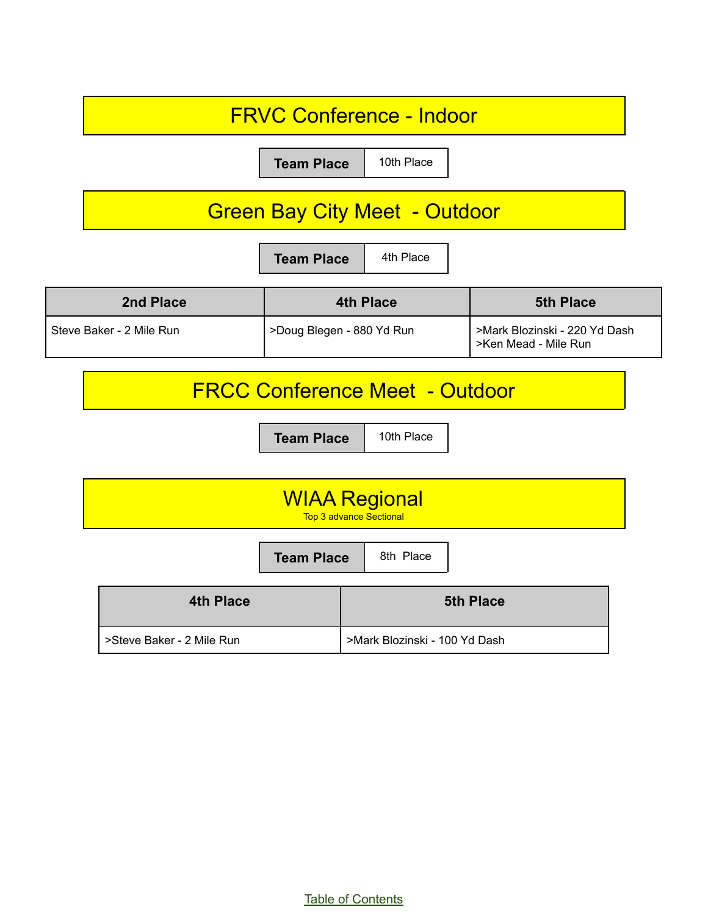## FRVC Conference - Indoor

| Team Place | 10th Place |
|---|---|

## Green Bay City Meet  - Outdoor

| Team Place | 4th Place |
|---|---|

| 2nd Place | 4th Place | 5th Place |
|---|---|---|
| Steve Baker - 2 Mile Run | >Doug Blegen - 880 Yd Run | >Mark Blozinski - 220 Yd Dash<br>>Ken Mead - Mile Run |

## FRCC Conference Meet  - Outdoor

| Team Place | 10th Place |
|---|---|

## WIAA Regional

Top 3 advance Sectional

| Team Place | 8th  Place |
|---|---|

| 4th Place | 5th Place |
|---|---|
| >Steve Baker - 2 Mile Run | >Mark Blozinski - 100 Yd Dash |

Table of Contents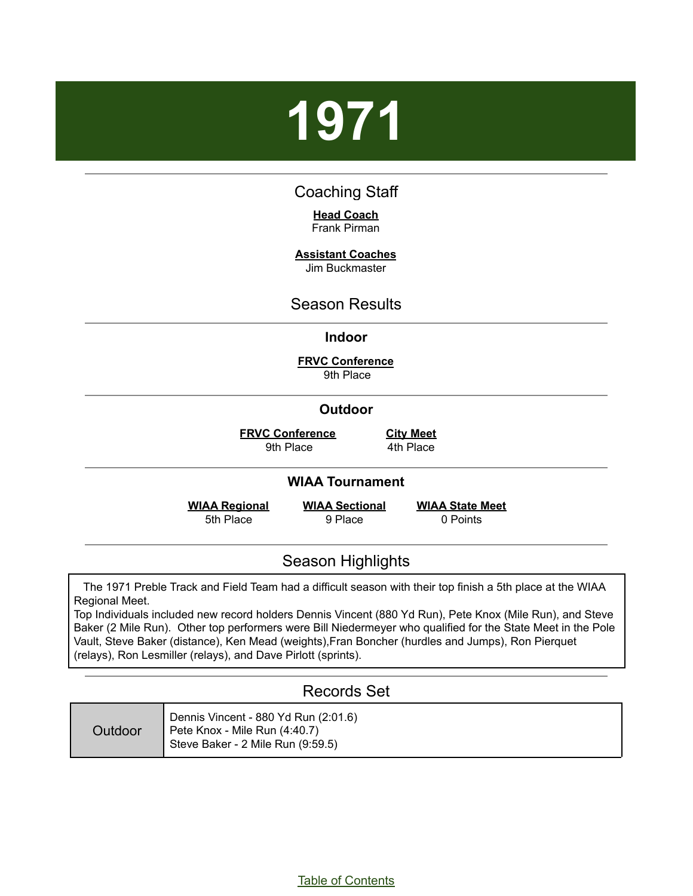# 1971

## Coaching Staff

**Head Coach**
Frank Pirman

**Assistant Coaches**
Jim Buckmaster

## Season Results

### Indoor

**FRVC Conference**
9th Place

### Outdoor

| FRVC Conference | City Meet |
|---|---|
| 9th Place | 4th Place |

### WIAA Tournament

| WIAA Regional | WIAA Sectional | WIAA State Meet |
|---|---|---|
| 5th Place | 9 Place | 0 Points |

## Season Highlights

The 1971 Preble Track and Field Team had a difficult season with their top finish a 5th place at the WIAA Regional Meet.
Top Individuals included new record holders Dennis Vincent (880 Yd Run), Pete Knox (Mile Run), and Steve Baker (2 Mile Run). Other top performers were Bill Niedermeyer who qualified for the State Meet in the Pole Vault, Steve Baker (distance), Ken Mead (weights),Fran Boncher (hurdles and Jumps), Ron Pierquet (relays), Ron Lesmiller (relays), and Dave Pirlott (sprints).

## Records Set

| | |
|---|---|
| Outdoor | Dennis Vincent - 880 Yd Run (2:01.6)<br>Pete Knox - Mile Run (4:40.7)<br>Steve Baker - 2 Mile Run (9:59.5) |

Table of Contents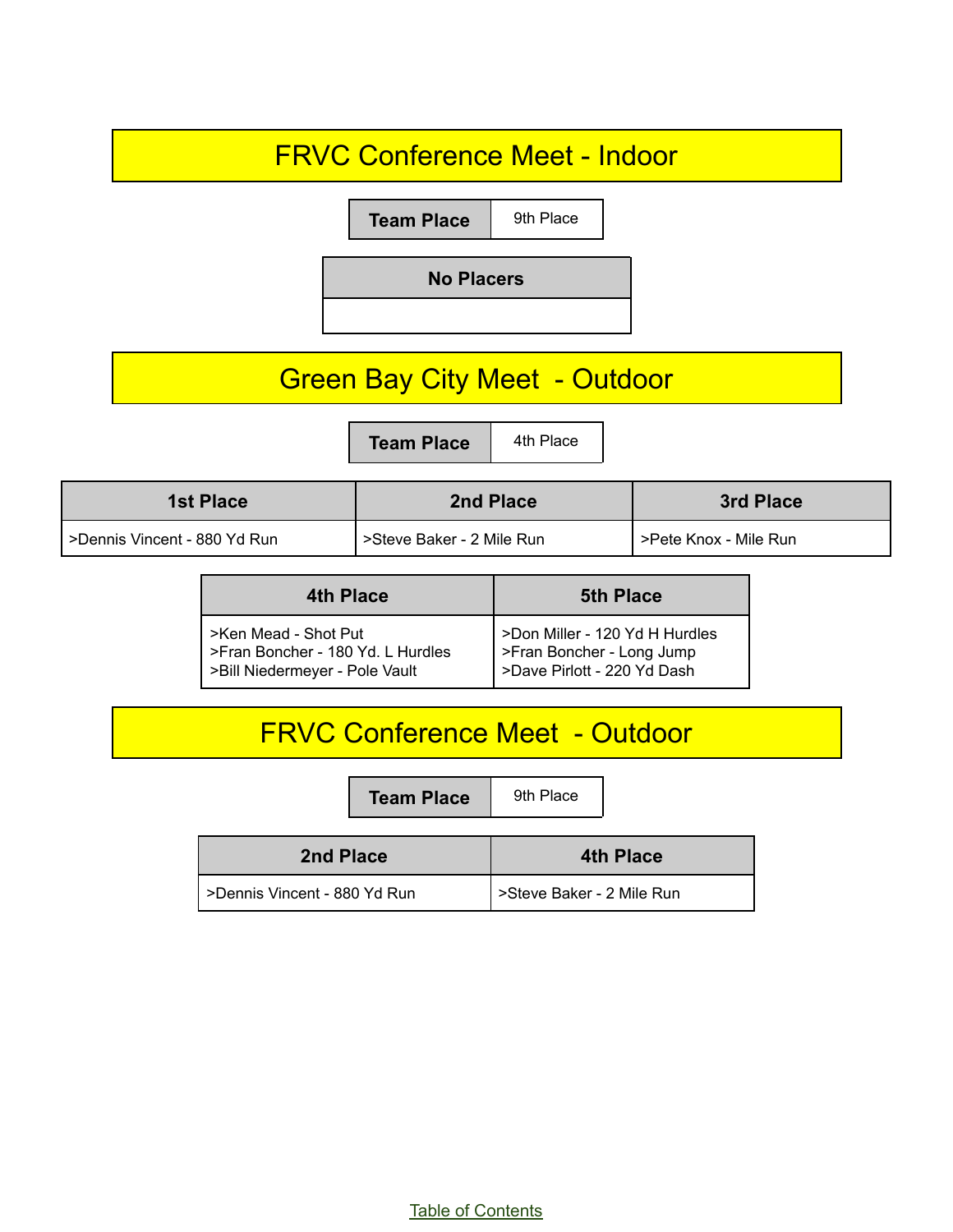## FRVC Conference Meet - Indoor

| Team Place | 9th Place |
|---|---|

| No Placers |
|---|
| |

## Green Bay City Meet - Outdoor

| Team Place | 4th Place |
|---|---|

| 1st Place | 2nd Place | 3rd Place |
|---|---|---|
| >Dennis Vincent - 880 Yd Run | >Steve Baker - 2 Mile Run | >Pete Knox - Mile Run |

| 4th Place | 5th Place |
|---|---|
| >Ken Mead - Shot Put<br>>Fran Boncher - 180 Yd. L Hurdles<br>>Bill Niedermeyer - Pole Vault | >Don Miller - 120 Yd H Hurdles<br>>Fran Boncher - Long Jump<br>>Dave Pirlott - 220 Yd Dash |

## FRVC Conference Meet - Outdoor

| Team Place | 9th Place |
|---|---|

| 2nd Place | 4th Place |
|---|---|
| >Dennis Vincent - 880 Yd Run | >Steve Baker - 2 Mile Run |

Table of Contents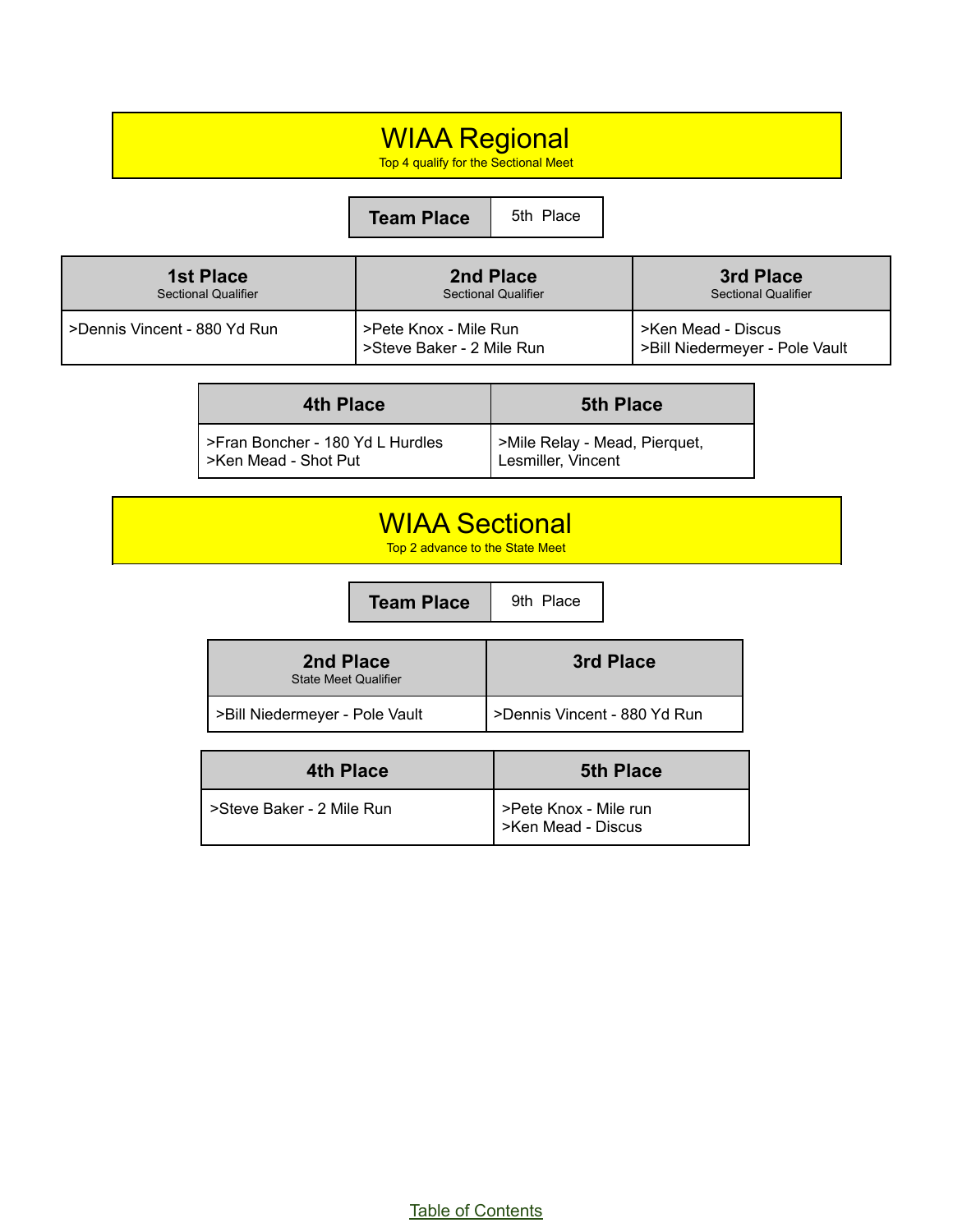## WIAA Regional

Top 4 qualify for the Sectional Meet

| Team Place | 5th Place |
| --- | --- |

| 1st Place<br>Sectional Qualifier | 2nd Place<br>Sectional Qualifier | 3rd Place<br>Sectional Qualifier |
| --- | --- | --- |
| >Dennis Vincent - 880 Yd Run | >Pete Knox - Mile Run<br>>Steve Baker - 2 Mile Run | >Ken Mead - Discus<br>>Bill Niedermeyer - Pole Vault |

| 4th Place | 5th Place |
| --- | --- |
| >Fran Boncher - 180 Yd L Hurdles<br>>Ken Mead - Shot Put | >Mile Relay - Mead, Pierquet, Lesmiller, Vincent |

## WIAA Sectional

Top 2 advance to the State Meet

| Team Place | 9th Place |
| --- | --- |

| 2nd Place<br>State Meet Qualifier | 3rd Place |
| --- | --- |
| >Bill Niedermeyer - Pole Vault | >Dennis Vincent - 880 Yd Run |

| 4th Place | 5th Place |
| --- | --- |
| >Steve Baker - 2 Mile Run | >Pete Knox - Mile run<br>>Ken Mead - Discus |

Table of Contents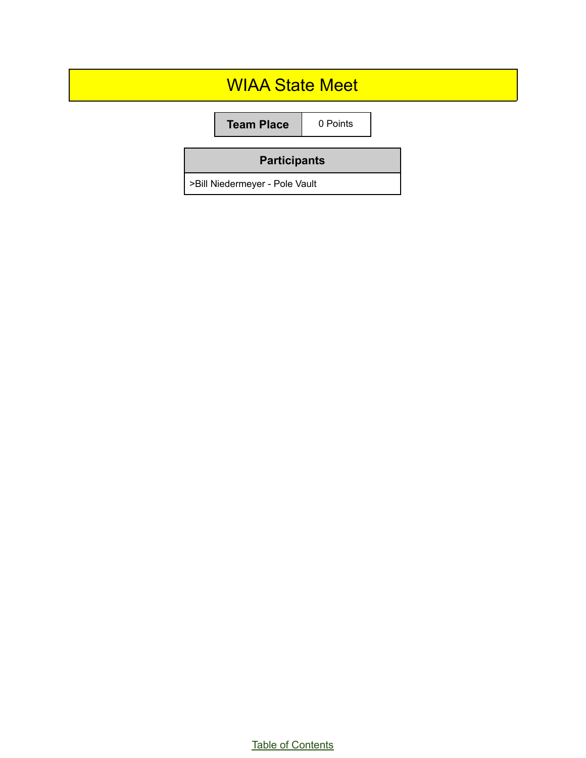# WIAA State Meet

| Team Place | 0 Points |
| --- | --- |

| Participants |
| --- |
| >Bill Niedermeyer - Pole Vault |

Table of Contents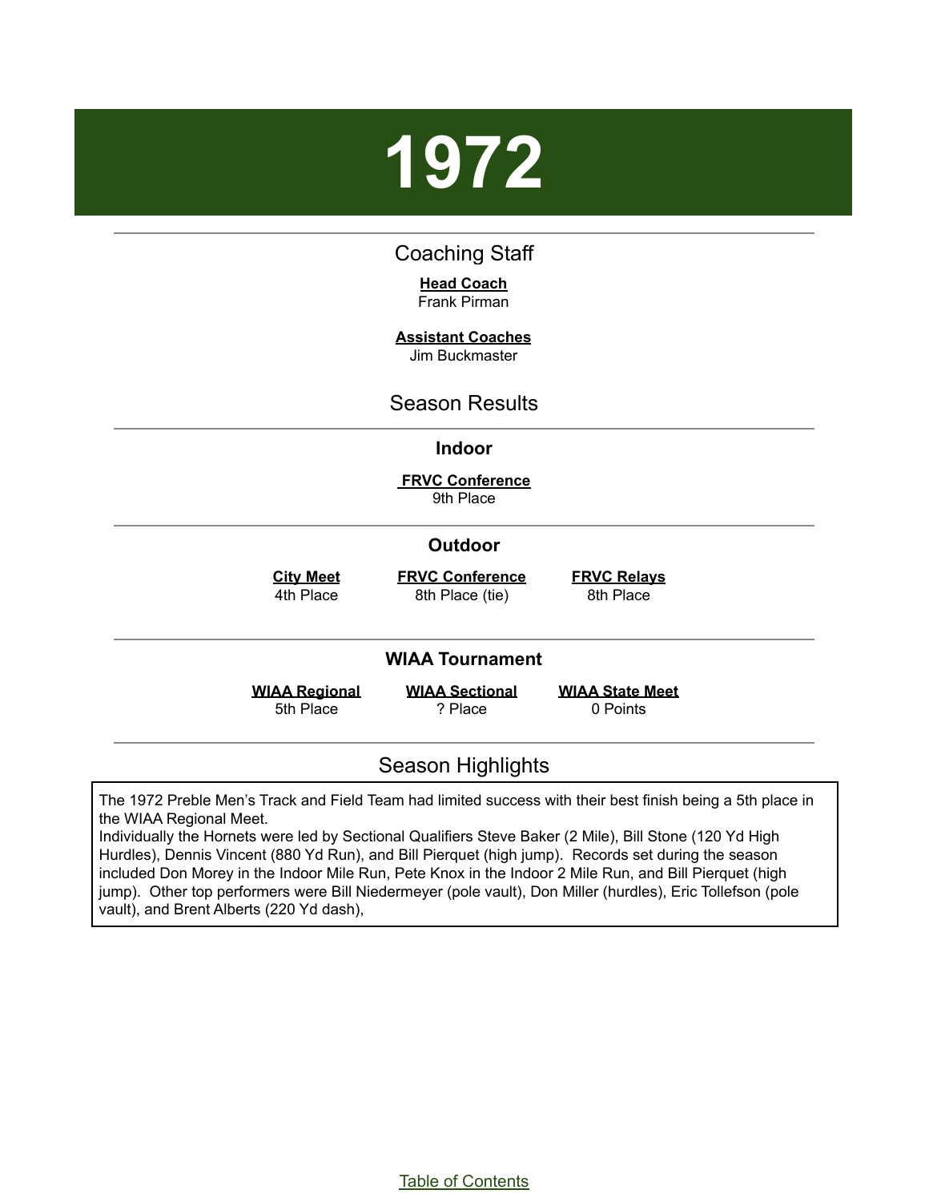# 1972

## Coaching Staff

**Head Coach**
Frank Pirman

**Assistant Coaches**
Jim Buckmaster

## Season Results

### Indoor

**FRVC Conference**
9th Place

### Outdoor

| City Meet | FRVC Conference | FRVC Relays |
|---|---|---|
| 4th Place | 8th Place (tie) | 8th Place |

### WIAA Tournament

| WIAA Regional | WIAA Sectional | WIAA State Meet |
|---|---|---|
| 5th Place | ? Place | 0 Points |

## Season Highlights

The 1972 Preble Men's Track and Field Team had limited success with their best finish being a 5th place in the WIAA Regional Meet.
Individually the Hornets were led by Sectional Qualifiers Steve Baker (2 Mile), Bill Stone (120 Yd High Hurdles), Dennis Vincent (880 Yd Run), and Bill Pierquet (high jump). Records set during the season included Don Morey in the Indoor Mile Run, Pete Knox in the Indoor 2 Mile Run, and Bill Pierquet (high jump). Other top performers were Bill Niedermeyer (pole vault), Don Miller (hurdles), Eric Tollefson (pole vault), and Brent Alberts (220 Yd dash),

Table of Contents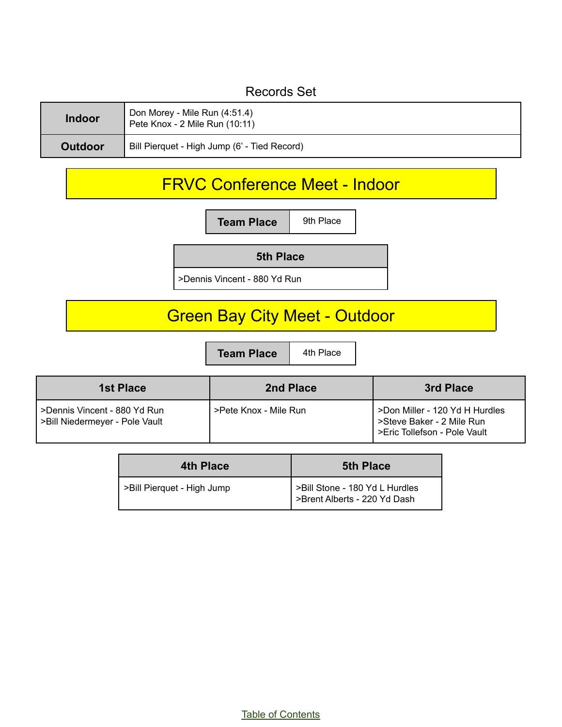## Records Set

| | |
|---|---|
| **Indoor** | Don Morey - Mile Run (4:51.4)<br>Pete Knox - 2 Mile Run (10:11) |
| **Outdoor** | Bill Pierquet - High Jump (6' - Tied Record) |

## FRVC Conference Meet - Indoor

| **Team Place** | 9th Place |
|---|---|

| **5th Place** |
|---|
| >Dennis Vincent - 880 Yd Run |

## Green Bay City Meet - Outdoor

| **Team Place** | 4th Place |
|---|---|

| **1st Place** | **2nd Place** | **3rd Place** |
|---|---|---|
| >Dennis Vincent - 880 Yd Run<br>>Bill Niedermeyer - Pole Vault | >Pete Knox - Mile Run | >Don Miller - 120 Yd H Hurdles<br>>Steve Baker - 2 Mile Run<br>>Eric Tollefson - Pole Vault |

| **4th Place** | **5th Place** |
|---|---|
| >Bill Pierquet - High Jump | >Bill Stone - 180 Yd L Hurdles<br>>Brent Alberts - 220 Yd Dash |

Table of Contents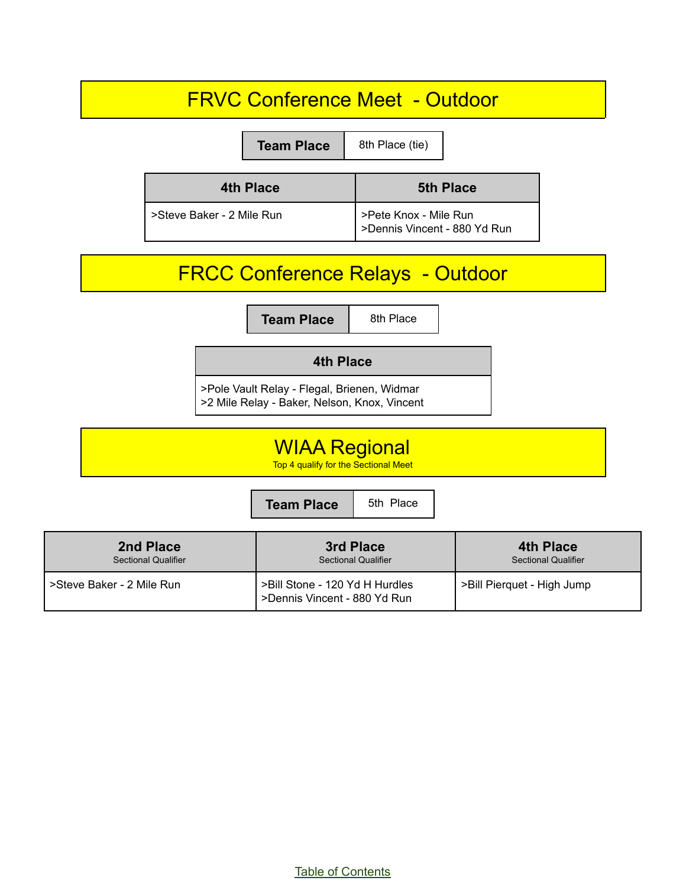## FRVC Conference Meet - Outdoor

| Team Place | 8th Place (tie) |
|---|---|

| 4th Place | 5th Place |
|---|---|
| >Steve Baker - 2 Mile Run | >Pete Knox - Mile Run<br>>Dennis Vincent - 880 Yd Run |

## FRCC Conference Relays - Outdoor

| Team Place | 8th Place |
|---|---|

| 4th Place |
|---|
| >Pole Vault Relay - Flegal, Brienen, Widmar<br>>2 Mile Relay - Baker, Nelson, Knox, Vincent |

## WIAA Regional

Top 4 qualify for the Sectional Meet

| Team Place | 5th Place |
|---|---|

| 2nd Place<br>Sectional Qualifier | 3rd Place<br>Sectional Qualifier | 4th Place<br>Sectional Qualifier |
|---|---|---|
| >Steve Baker - 2 Mile Run | >Bill Stone - 120 Yd H Hurdles<br>>Dennis Vincent - 880 Yd Run | >Bill Pierquet - High Jump |

Table of Contents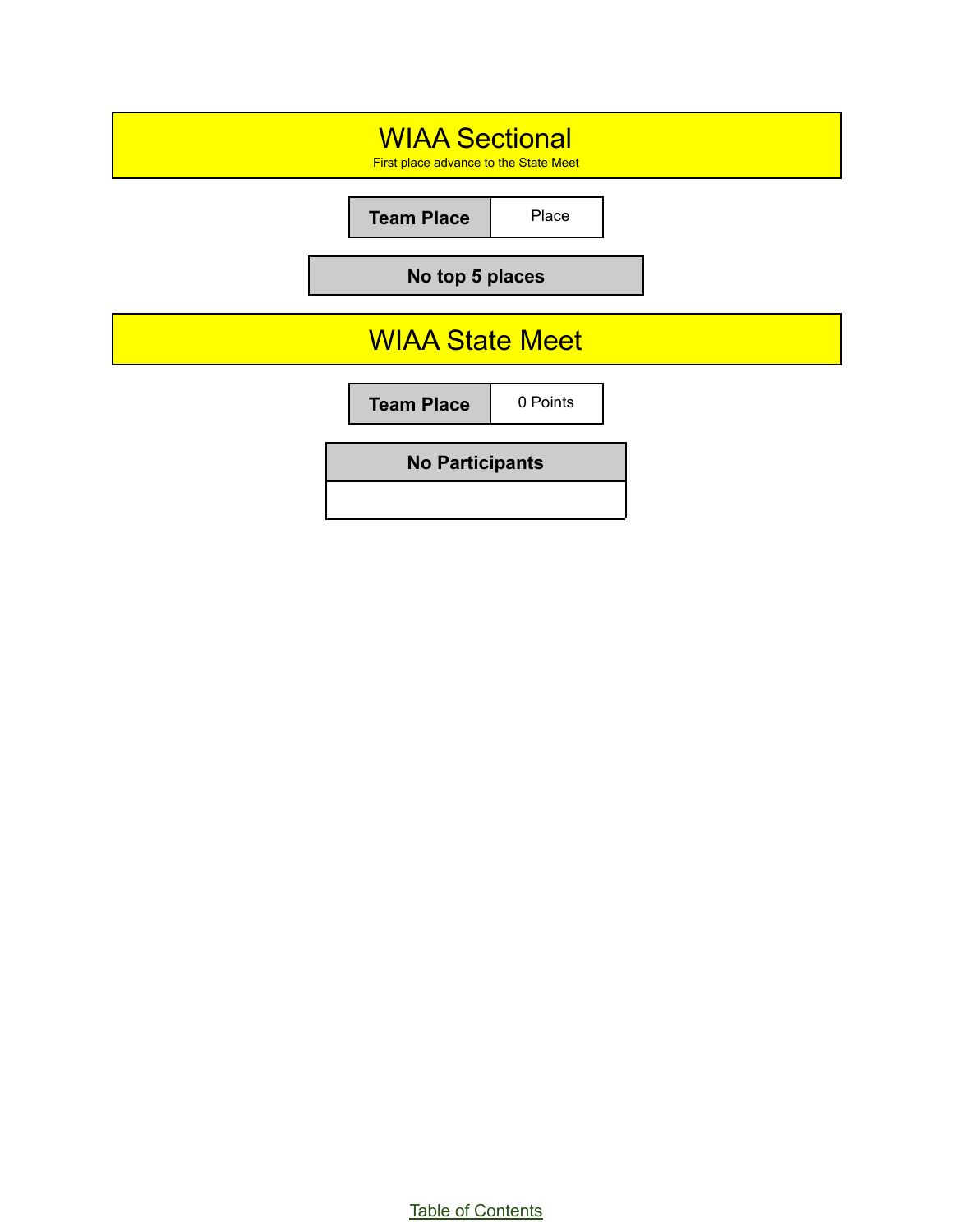# WIAA Sectional

First place advance to the State Meet

| Team Place | Place |
|---|---|

| No top 5 places |
|---|

# WIAA State Meet

| Team Place | 0 Points |
|---|---|

| No Participants |
|---|
| |

Table of Contents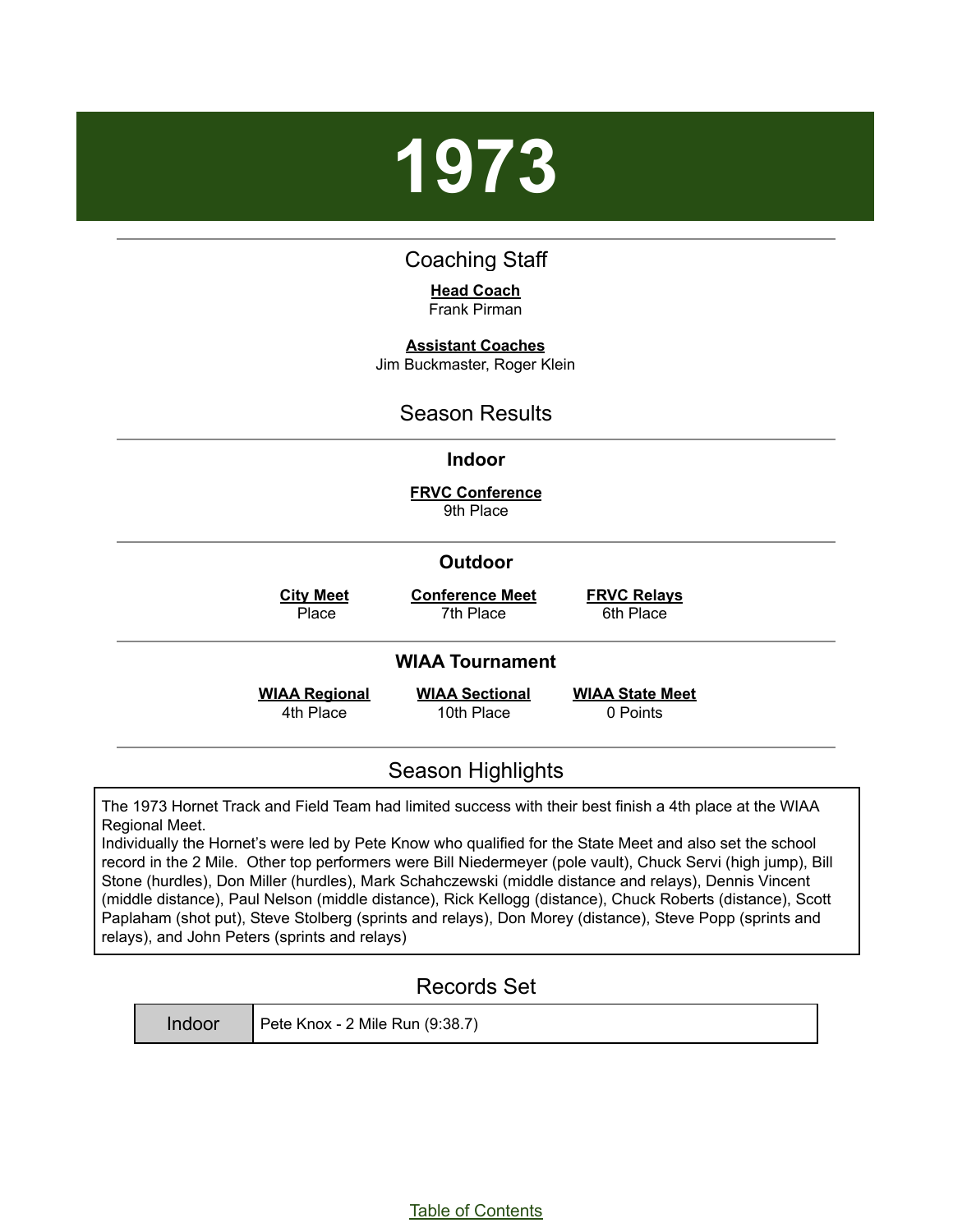# 1973

## Coaching Staff

**Head Coach**
Frank Pirman

**Assistant Coaches**
Jim Buckmaster, Roger Klein

## Season Results

### Indoor

**FRVC Conference**
9th Place

### Outdoor

| City Meet | Conference Meet | FRVC Relays |
|---|---|---|
| Place | 7th Place | 6th Place |

### WIAA Tournament

| WIAA Regional | WIAA Sectional | WIAA State Meet |
|---|---|---|
| 4th Place | 10th Place | 0 Points |

## Season Highlights

The 1973 Hornet Track and Field Team had limited success with their best finish a 4th place at the WIAA Regional Meet.
Individually the Hornet's were led by Pete Know who qualified for the State Meet and also set the school record in the 2 Mile. Other top performers were Bill Niedermeyer (pole vault), Chuck Servi (high jump), Bill Stone (hurdles), Don Miller (hurdles), Mark Schahczewski (middle distance and relays), Dennis Vincent (middle distance), Paul Nelson (middle distance), Rick Kellogg (distance), Chuck Roberts (distance), Scott Paplaham (shot put), Steve Stolberg (sprints and relays), Don Morey (distance), Steve Popp (sprints and relays), and John Peters (sprints and relays)

## Records Set

| Indoor | Pete Knox - 2 Mile Run (9:38.7) |
|---|---|

Table of Contents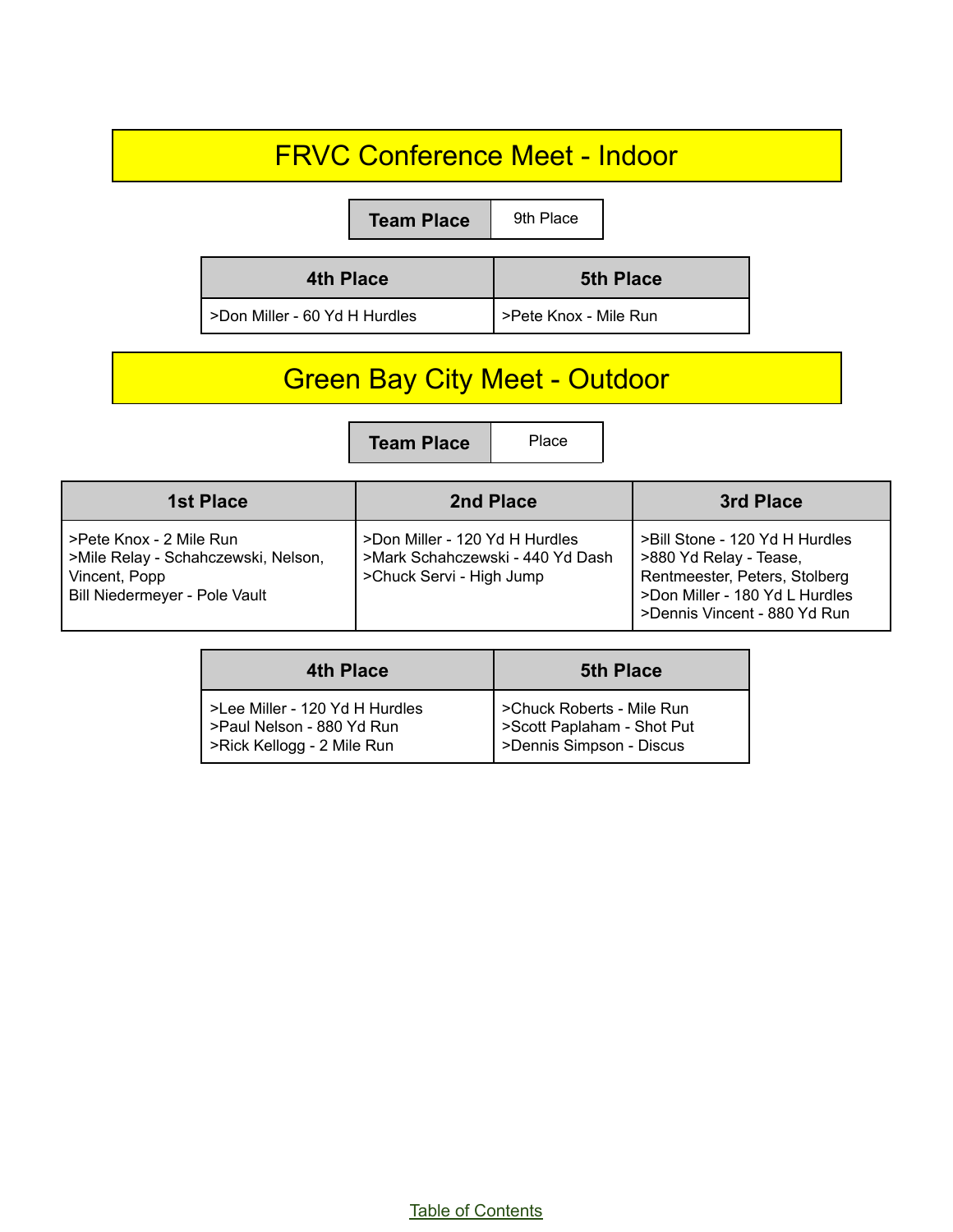## FRVC Conference Meet - Indoor

| Team Place | 9th Place |
| --- | --- |

| 4th Place | 5th Place |
| --- | --- |
| >Don Miller - 60 Yd H Hurdles | >Pete Knox - Mile Run |

## Green Bay City Meet - Outdoor

| Team Place | Place |
| --- | --- |

| 1st Place | 2nd Place | 3rd Place |
| --- | --- | --- |
| >Pete Knox - 2 Mile Run<br>>Mile Relay - Schahczewski, Nelson, Vincent, Popp<br>Bill Niedermeyer - Pole Vault | >Don Miller - 120 Yd H Hurdles<br>>Mark Schahczewski - 440 Yd Dash<br>>Chuck Servi - High Jump | >Bill Stone - 120 Yd H Hurdles<br>>880 Yd Relay - Tease, Rentmeester, Peters, Stolberg<br>>Don Miller - 180 Yd L Hurdles<br>>Dennis Vincent - 880 Yd Run |

| 4th Place | 5th Place |
| --- | --- |
| >Lee Miller - 120 Yd H Hurdles<br>>Paul Nelson - 880 Yd Run<br>>Rick Kellogg - 2 Mile Run | >Chuck Roberts - Mile Run<br>>Scott Paplaham - Shot Put<br>>Dennis Simpson - Discus |

Table of Contents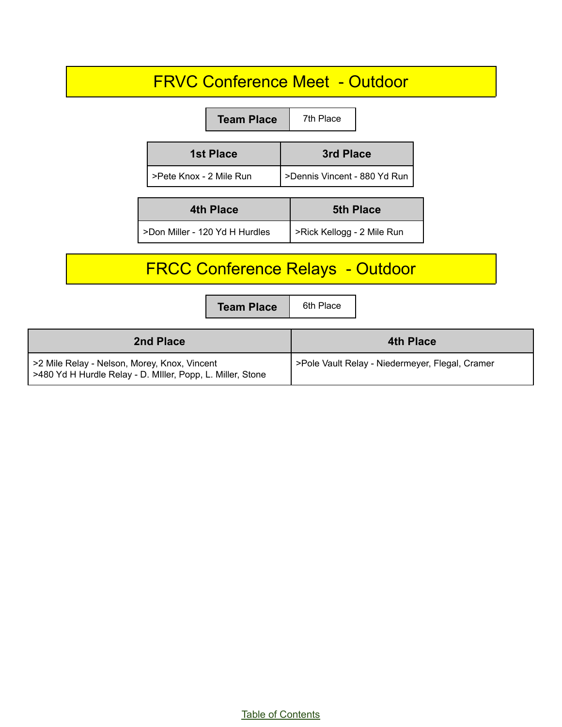# FRVC Conference Meet - Outdoor

| Team Place | 7th Place |
|---|---|

| 1st Place | 3rd Place |
|---|---|
| >Pete Knox - 2 Mile Run | >Dennis Vincent - 880 Yd Run |

| 4th Place | 5th Place |
|---|---|
| >Don Miller - 120 Yd H Hurdles | >Rick Kellogg - 2 Mile Run |

# FRCC Conference Relays - Outdoor

| Team Place | 6th Place |
|---|---|

| 2nd Place | 4th Place |
|---|---|
| >2 Mile Relay - Nelson, Morey, Knox, Vincent<br>>480 Yd H Hurdle Relay - D. MIller, Popp, L. Miller, Stone | >Pole Vault Relay - Niedermeyer, Flegal, Cramer |

Table of Contents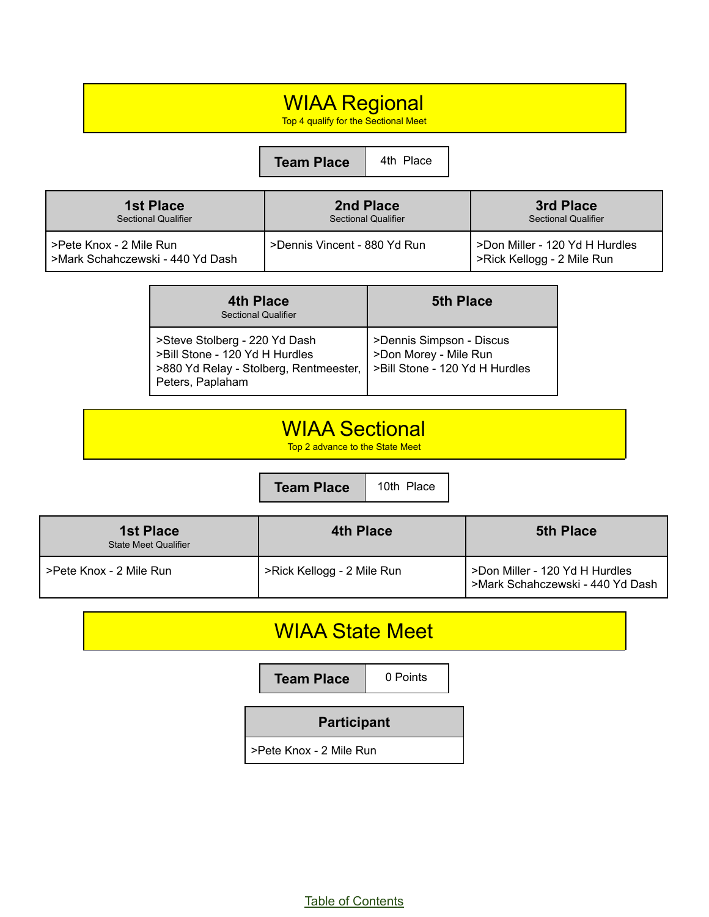# WIAA Regional

Top 4 qualify for the Sectional Meet

| Team Place | 4th Place |
|---|---|

| 1st Place<br>Sectional Qualifier | 2nd Place<br>Sectional Qualifier | 3rd Place<br>Sectional Qualifier |
|---|---|---|
| >Pete Knox - 2 Mile Run<br>>Mark Schahczewski - 440 Yd Dash | >Dennis Vincent - 880 Yd Run | >Don Miller - 120 Yd H Hurdles<br>>Rick Kellogg - 2 Mile Run |

| 4th Place<br>Sectional Qualifier | 5th Place |
|---|---|
| >Steve Stolberg - 220 Yd Dash<br>>Bill Stone - 120 Yd H Hurdles<br>>880 Yd Relay - Stolberg, Rentmeester, Peters, Paplaham | >Dennis Simpson - Discus<br>>Don Morey - Mile Run<br>>Bill Stone - 120 Yd H Hurdles |

# WIAA Sectional

Top 2 advance to the State Meet

| Team Place | 10th Place |
|---|---|

| 1st Place<br>State Meet Qualifier | 4th Place | 5th Place |
|---|---|---|
| >Pete Knox - 2 Mile Run | >Rick Kellogg - 2 Mile Run | >Don Miller - 120 Yd H Hurdles<br>>Mark Schahczewski - 440 Yd Dash |

# WIAA State Meet

| Team Place | 0 Points |
|---|---|

| Participant |
|---|
| >Pete Knox - 2 Mile Run |

Table of Contents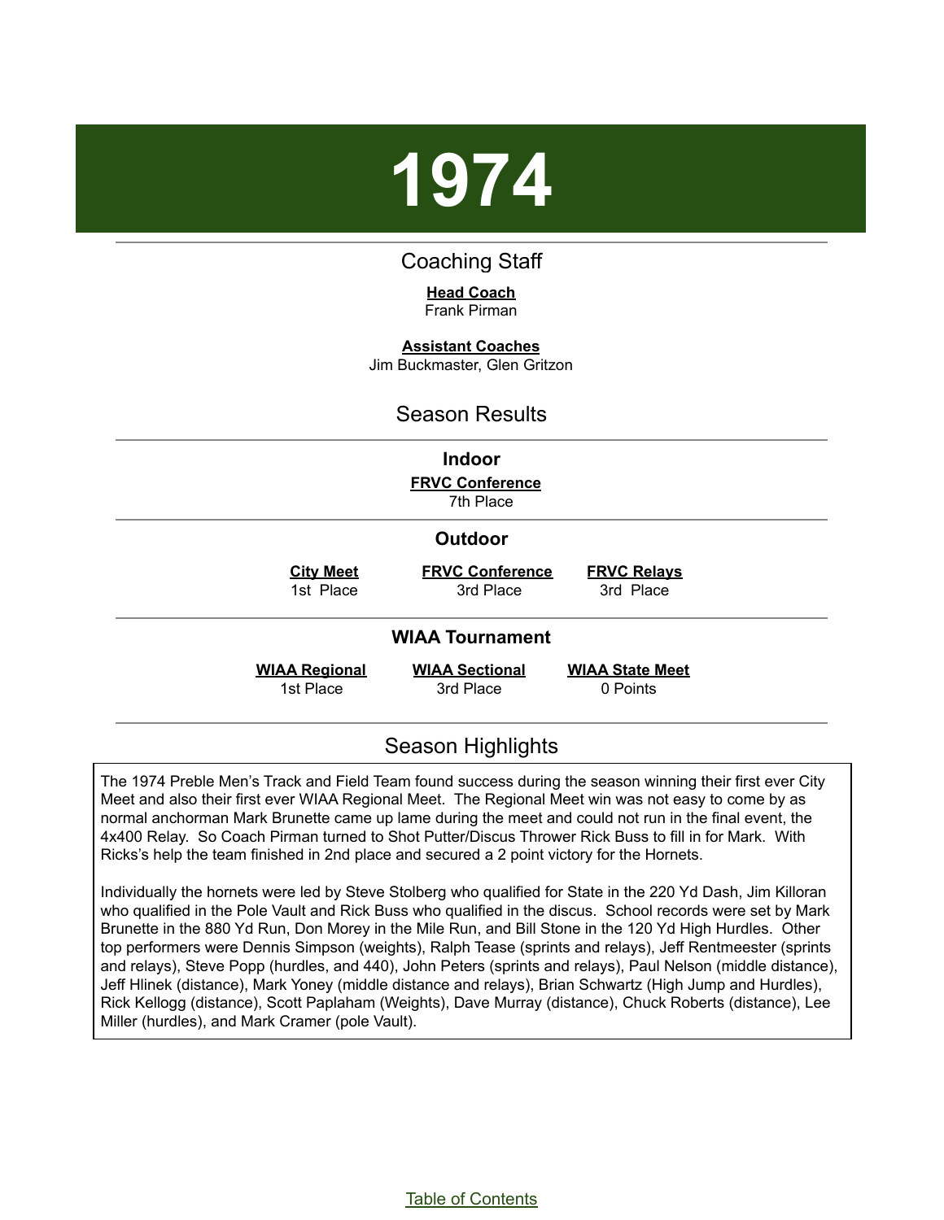# 1974

## Coaching Staff

**Head Coach**
Frank Pirman

**Assistant Coaches**
Jim Buckmaster, Glen Gritzon

## Season Results

### Indoor

**FRVC Conference**
7th Place

### Outdoor

| City Meet | FRVC Conference | FRVC Relays |
|---|---|---|
| 1st Place | 3rd Place | 3rd Place |

### WIAA Tournament

| WIAA Regional | WIAA Sectional | WIAA State Meet |
|---|---|---|
| 1st Place | 3rd Place | 0 Points |

## Season Highlights

The 1974 Preble Men's Track and Field Team found success during the season winning their first ever City Meet and also their first ever WIAA Regional Meet. The Regional Meet win was not easy to come by as normal anchorman Mark Brunette came up lame during the meet and could not run in the final event, the 4x400 Relay. So Coach Pirman turned to Shot Putter/Discus Thrower Rick Buss to fill in for Mark. With Ricks's help the team finished in 2nd place and secured a 2 point victory for the Hornets.

Individually the hornets were led by Steve Stolberg who qualified for State in the 220 Yd Dash, Jim Killoran who qualified in the Pole Vault and Rick Buss who qualified in the discus. School records were set by Mark Brunette in the 880 Yd Run, Don Morey in the Mile Run, and Bill Stone in the 120 Yd High Hurdles. Other top performers were Dennis Simpson (weights), Ralph Tease (sprints and relays), Jeff Rentmeester (sprints and relays), Steve Popp (hurdles, and 440), John Peters (sprints and relays), Paul Nelson (middle distance), Jeff Hlinek (distance), Mark Yoney (middle distance and relays), Brian Schwartz (High Jump and Hurdles), Rick Kellogg (distance), Scott Paplaham (Weights), Dave Murray (distance), Chuck Roberts (distance), Lee Miller (hurdles), and Mark Cramer (pole Vault).

Table of Contents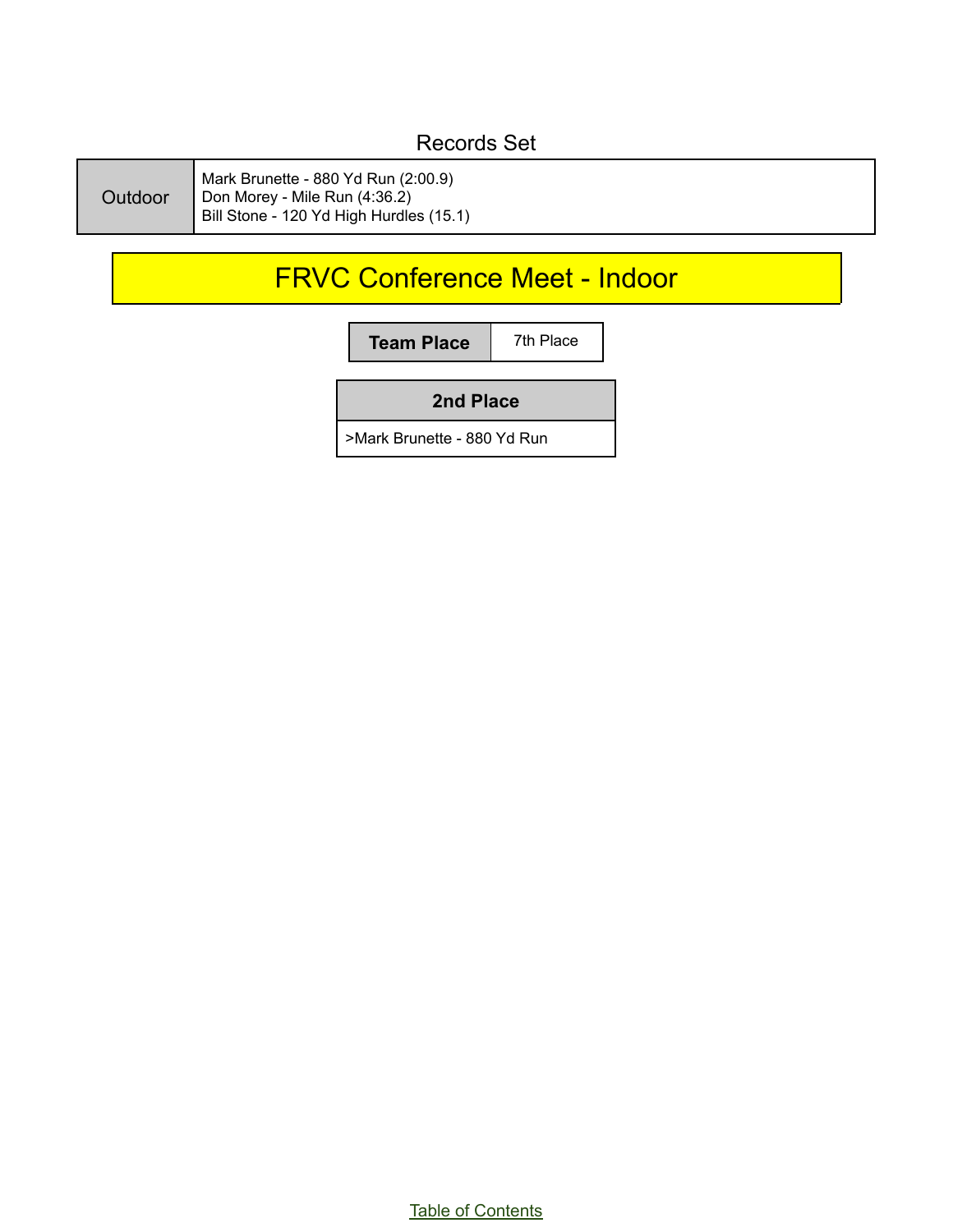Records Set

| Outdoor | Mark Brunette - 880 Yd Run (2:00.9)<br>Don Morey - Mile Run (4:36.2)<br>Bill Stone - 120 Yd High Hurdles (15.1) |
|---|---|

## FRVC Conference Meet - Indoor

| Team Place | 7th Place |
|---|---|

| 2nd Place |
|---|
| >Mark Brunette - 880 Yd Run |

Table of Contents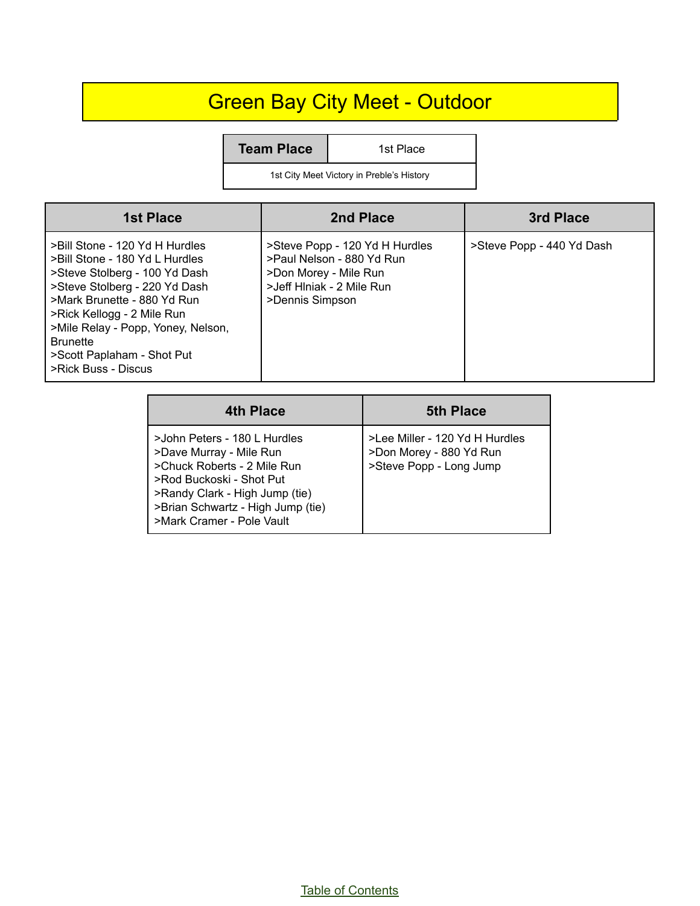# Green Bay City Meet - Outdoor

| Team Place | 1st Place |
|---|---|
| 1st City Meet Victory in Preble's History | |

| 1st Place | 2nd Place | 3rd Place |
|---|---|---|
| >Bill Stone - 120 Yd H Hurdles<br>>Bill Stone - 180 Yd L Hurdles<br>>Steve Stolberg - 100 Yd Dash<br>>Steve Stolberg - 220 Yd Dash<br>>Mark Brunette - 880 Yd Run<br>>Rick Kellogg - 2 Mile Run<br>>Mile Relay - Popp, Yoney, Nelson, Brunette<br>>Scott Paplaham - Shot Put<br>>Rick Buss - Discus | >Steve Popp - 120 Yd H Hurdles<br>>Paul Nelson - 880 Yd Run<br>>Don Morey - Mile Run<br>>Jeff Hlniak - 2 Mile Run<br>>Dennis Simpson | >Steve Popp - 440 Yd Dash |

| 4th Place | 5th Place |
|---|---|
| >John Peters - 180 L Hurdles<br>>Dave Murray - Mile Run<br>>Chuck Roberts - 2 Mile Run<br>>Rod Buckoski - Shot Put<br>>Randy Clark - High Jump (tie)<br>>Brian Schwartz - High Jump (tie)<br>>Mark Cramer - Pole Vault | >Lee Miller - 120 Yd H Hurdles<br>>Don Morey - 880 Yd Run<br>>Steve Popp - Long Jump |

Table of Contents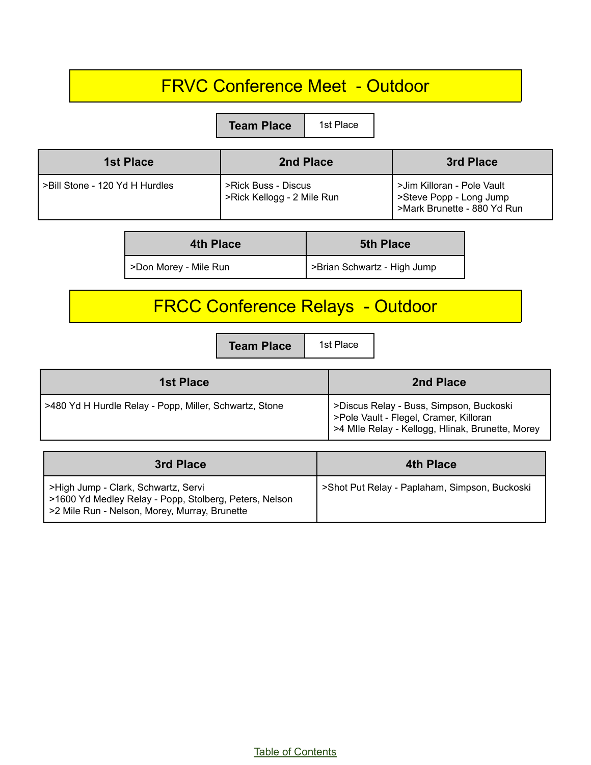# FRVC Conference Meet - Outdoor

| Team Place | 1st Place |
|---|---|

| 1st Place | 2nd Place | 3rd Place |
|---|---|---|
| >Bill Stone - 120 Yd H Hurdles | >Rick Buss - Discus<br>>Rick Kellogg - 2 Mile Run | >Jim Killoran - Pole Vault<br>>Steve Popp - Long Jump<br>>Mark Brunette - 880 Yd Run |

| 4th Place | 5th Place |
|---|---|
| >Don Morey - Mile Run | >Brian Schwartz - High Jump |

# FRCC Conference Relays - Outdoor

| Team Place | 1st Place |
|---|---|

| 1st Place | 2nd Place |
|---|---|
| >480 Yd H Hurdle Relay - Popp, Miller, Schwartz, Stone | >Discus Relay - Buss, Simpson, Buckoski<br>>Pole Vault - Flegel, Cramer, Killoran<br>>4 MIle Relay - Kellogg, Hlinak, Brunette, Morey |

| 3rd Place | 4th Place |
|---|---|
| >High Jump - Clark, Schwartz, Servi<br>>1600 Yd Medley Relay - Popp, Stolberg, Peters, Nelson<br>>2 Mile Run - Nelson, Morey, Murray, Brunette | >Shot Put Relay - Paplaham, Simpson, Buckoski |

Table of Contents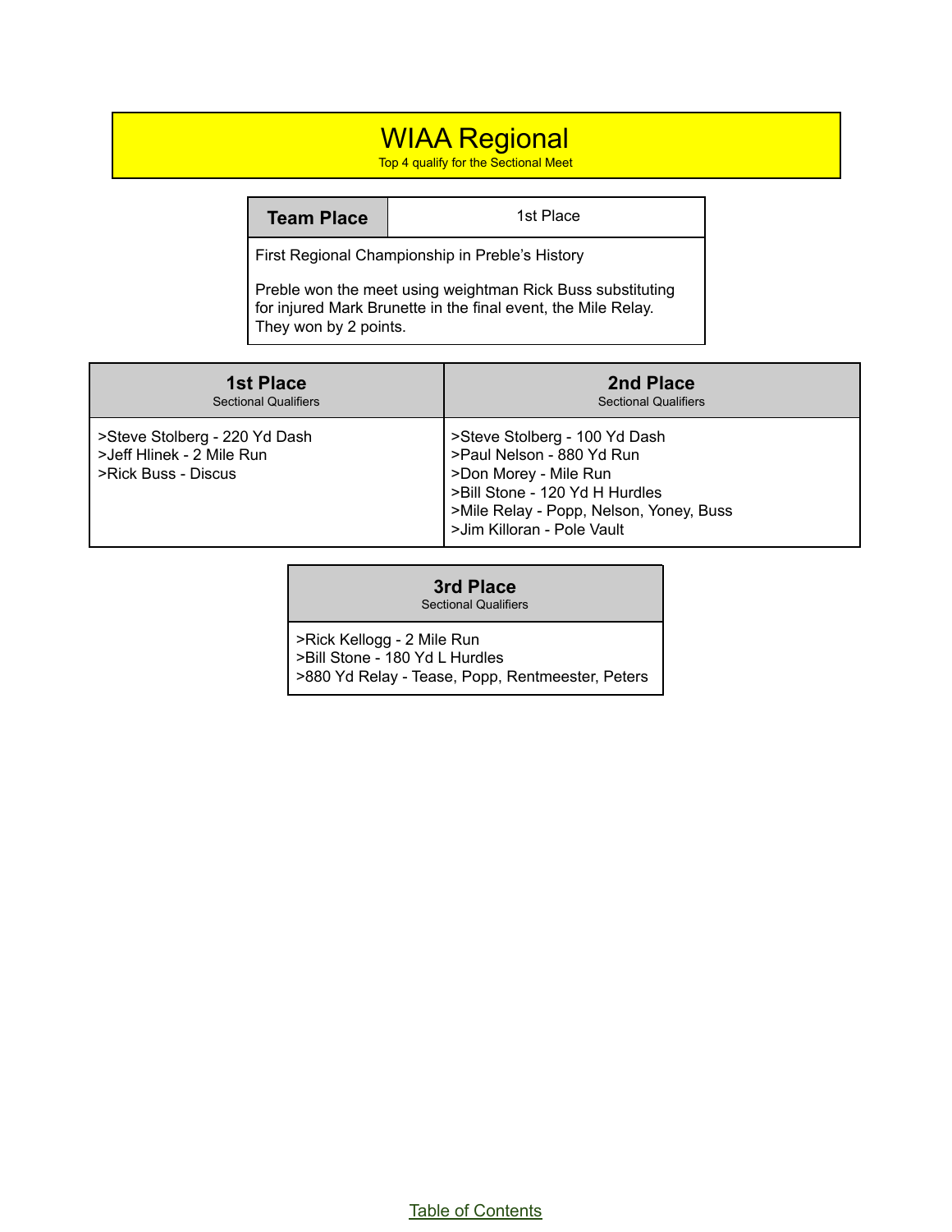# WIAA Regional

Top 4 qualify for the Sectional Meet

| **Team Place** | 1st Place |
|---|---|
| First Regional Championship in Preble's History<br><br>Preble won the meet using weightman Rick Buss substituting for injured Mark Brunette in the final event, the Mile Relay. They won by 2 points. | |

| **1st Place**<br>Sectional Qualifiers | **2nd Place**<br>Sectional Qualifiers |
|---|---|
| >Steve Stolberg - 220 Yd Dash<br>>Jeff Hlinek - 2 Mile Run<br>>Rick Buss - Discus | >Steve Stolberg - 100 Yd Dash<br>>Paul Nelson - 880 Yd Run<br>>Don Morey - Mile Run<br>>Bill Stone - 120 Yd H Hurdles<br>>Mile Relay - Popp, Nelson, Yoney, Buss<br>>Jim Killoran - Pole Vault |

| **3rd Place**<br>Sectional Qualifiers |
|---|
| >Rick Kellogg - 2 Mile Run<br>>Bill Stone - 180 Yd L Hurdles<br>>880 Yd Relay - Tease, Popp, Rentmeester, Peters |

Table of Contents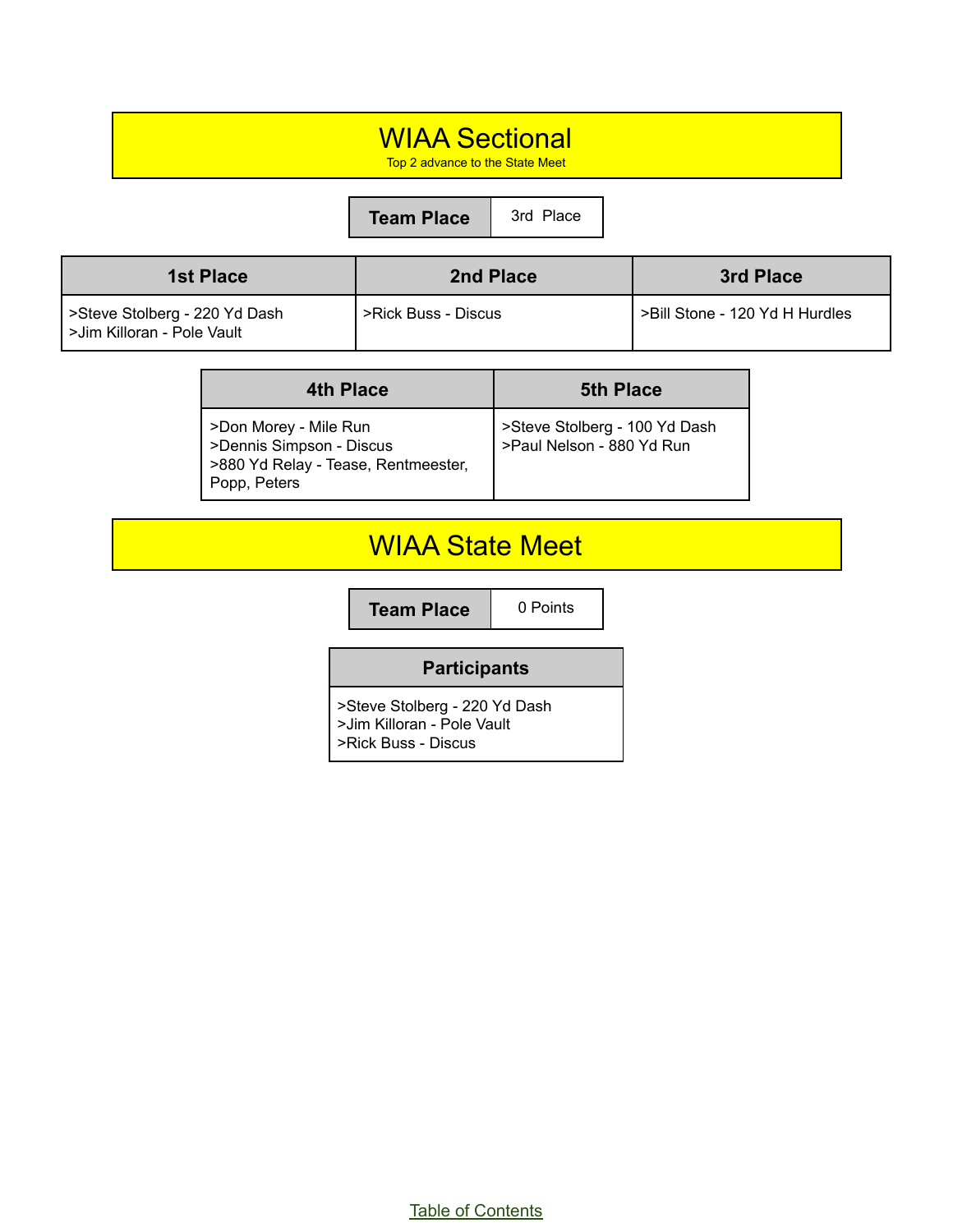# WIAA Sectional

Top 2 advance to the State Meet

| Team Place | 3rd Place |
|---|---|

| 1st Place | 2nd Place | 3rd Place |
|---|---|---|
| >Steve Stolberg - 220 Yd Dash<br>>Jim Killoran - Pole Vault | >Rick Buss - Discus | >Bill Stone - 120 Yd H Hurdles |

| 4th Place | 5th Place |
|---|---|
| >Don Morey - Mile Run<br>>Dennis Simpson - Discus<br>>880 Yd Relay - Tease, Rentmeester, Popp, Peters | >Steve Stolberg - 100 Yd Dash<br>>Paul Nelson - 880 Yd Run |

# WIAA State Meet

| Team Place | 0 Points |
|---|---|

| Participants |
|---|
| >Steve Stolberg - 220 Yd Dash<br>>Jim Killoran - Pole Vault<br>>Rick Buss - Discus |

Table of Contents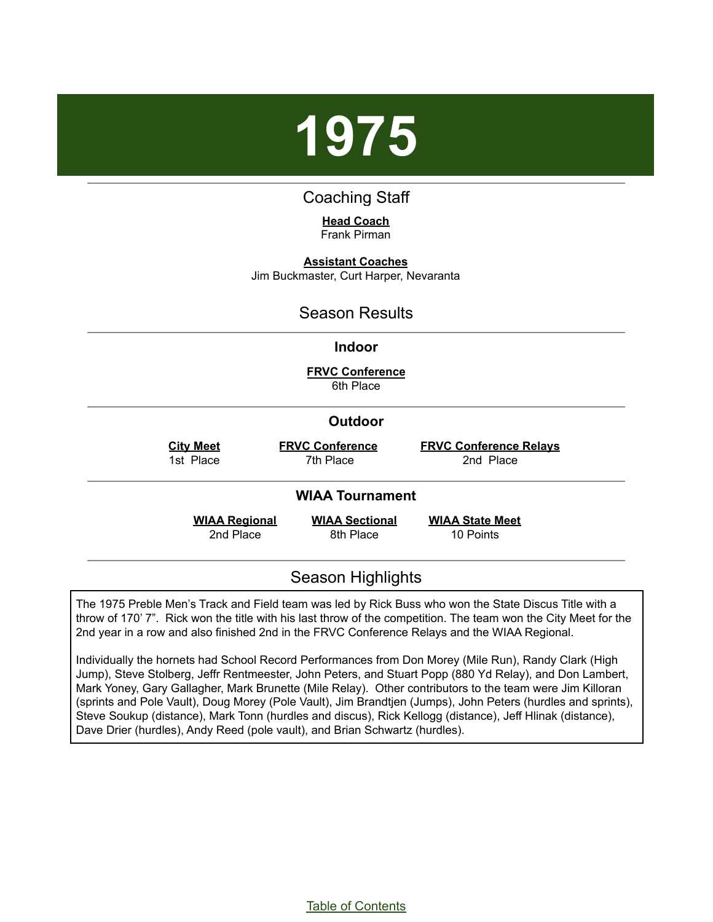# 1975

## Coaching Staff

**Head Coach**
Frank Pirman

**Assistant Coaches**
Jim Buckmaster, Curt Harper, Nevaranta

## Season Results

### Indoor

**FRVC Conference**
6th Place

### Outdoor

| City Meet | FRVC Conference | FRVC Conference Relays |
|---|---|---|
| 1st Place | 7th Place | 2nd Place |

### WIAA Tournament

| WIAA Regional | WIAA Sectional | WIAA State Meet |
|---|---|---|
| 2nd Place | 8th Place | 10 Points |

## Season Highlights

The 1975 Preble Men's Track and Field team was led by Rick Buss who won the State Discus Title with a throw of 170' 7". Rick won the title with his last throw of the competition. The team won the City Meet for the 2nd year in a row and also finished 2nd in the FRVC Conference Relays and the WIAA Regional.

Individually the hornets had School Record Performances from Don Morey (Mile Run), Randy Clark (High Jump), Steve Stolberg, Jeffr Rentmeester, John Peters, and Stuart Popp (880 Yd Relay), and Don Lambert, Mark Yoney, Gary Gallagher, Mark Brunette (Mile Relay). Other contributors to the team were Jim Killoran (sprints and Pole Vault), Doug Morey (Pole Vault), Jim Brandtjen (Jumps), John Peters (hurdles and sprints), Steve Soukup (distance), Mark Tonn (hurdles and discus), Rick Kellogg (distance), Jeff Hlinak (distance), Dave Drier (hurdles), Andy Reed (pole vault), and Brian Schwartz (hurdles).

Table of Contents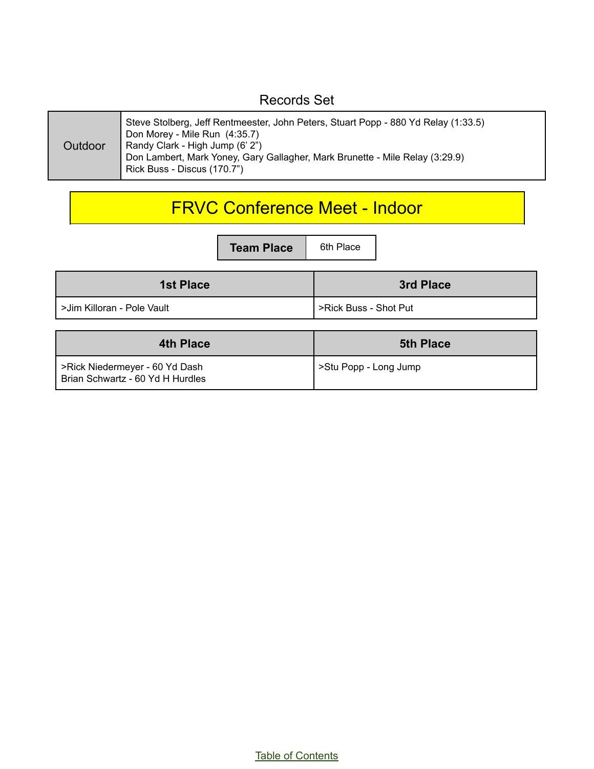## Records Set

| | |
|---|---|
| Outdoor | Steve Stolberg, Jeff Rentmeester, John Peters, Stuart Popp - 880 Yd Relay (1:33.5)<br>Don Morey - Mile Run (4:35.7)<br>Randy Clark - High Jump (6' 2")<br>Don Lambert, Mark Yoney, Gary Gallagher, Mark Brunette - Mile Relay (3:29.9)<br>Rick Buss - Discus (170.7") |

# FRVC Conference Meet - Indoor

| Team Place | 6th Place |
|---|---|

| 1st Place | 3rd Place |
|---|---|
| >Jim Killoran - Pole Vault | >Rick Buss - Shot Put |

| 4th Place | 5th Place |
|---|---|
| >Rick Niedermeyer - 60 Yd Dash<br>Brian Schwartz - 60 Yd H Hurdles | >Stu Popp - Long Jump |

Table of Contents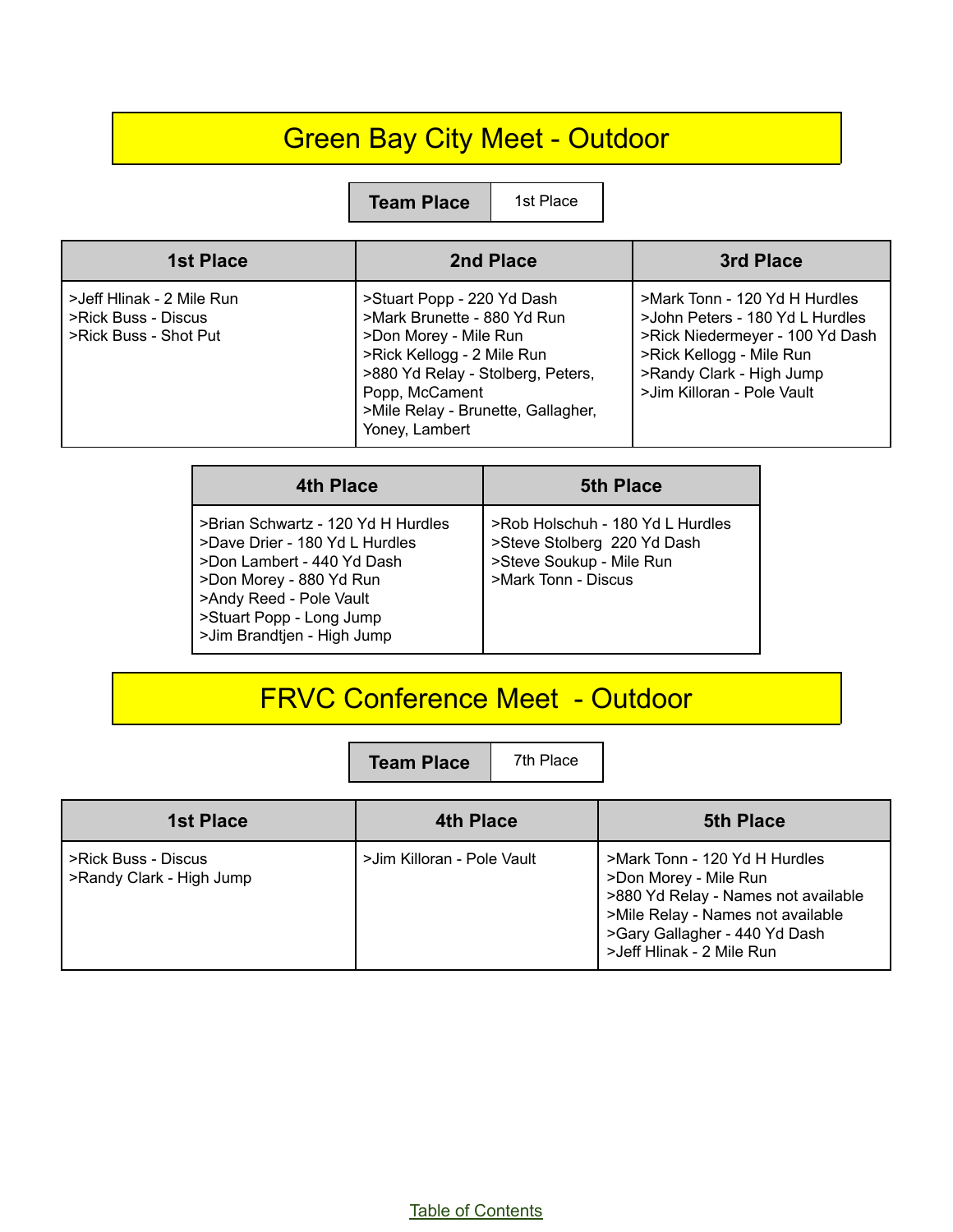# Green Bay City Meet - Outdoor

| Team Place | 1st Place |
|---|---|

| 1st Place | 2nd Place | 3rd Place |
|---|---|---|
| >Jeff Hlinak - 2 Mile Run<br>>Rick Buss - Discus<br>>Rick Buss - Shot Put | >Stuart Popp - 220 Yd Dash<br>>Mark Brunette - 880 Yd Run<br>>Don Morey - Mile Run<br>>Rick Kellogg - 2 Mile Run<br>>880 Yd Relay - Stolberg, Peters, Popp, McCament<br>>Mile Relay - Brunette, Gallagher, Yoney, Lambert | >Mark Tonn - 120 Yd H Hurdles<br>>John Peters - 180 Yd L Hurdles<br>>Rick Niedermeyer - 100 Yd Dash<br>>Rick Kellogg - Mile Run<br>>Randy Clark - High Jump<br>>Jim Killoran - Pole Vault |

| 4th Place | 5th Place |
|---|---|
| >Brian Schwartz - 120 Yd H Hurdles<br>>Dave Drier - 180 Yd L Hurdles<br>>Don Lambert - 440 Yd Dash<br>>Don Morey - 880 Yd Run<br>>Andy Reed - Pole Vault<br>>Stuart Popp - Long Jump<br>>Jim Brandtjen - High Jump | >Rob Holschuh - 180 Yd L Hurdles<br>>Steve Stolberg 220 Yd Dash<br>>Steve Soukup - Mile Run<br>>Mark Tonn - Discus |

# FRVC Conference Meet - Outdoor

| Team Place | 7th Place |
|---|---|

| 1st Place | 4th Place | 5th Place |
|---|---|---|
| >Rick Buss - Discus<br>>Randy Clark - High Jump | >Jim Killoran - Pole Vault | >Mark Tonn - 120 Yd H Hurdles<br>>Don Morey - Mile Run<br>>880 Yd Relay - Names not available<br>>Mile Relay - Names not available<br>>Gary Gallagher - 440 Yd Dash<br>>Jeff Hlinak - 2 Mile Run |

Table of Contents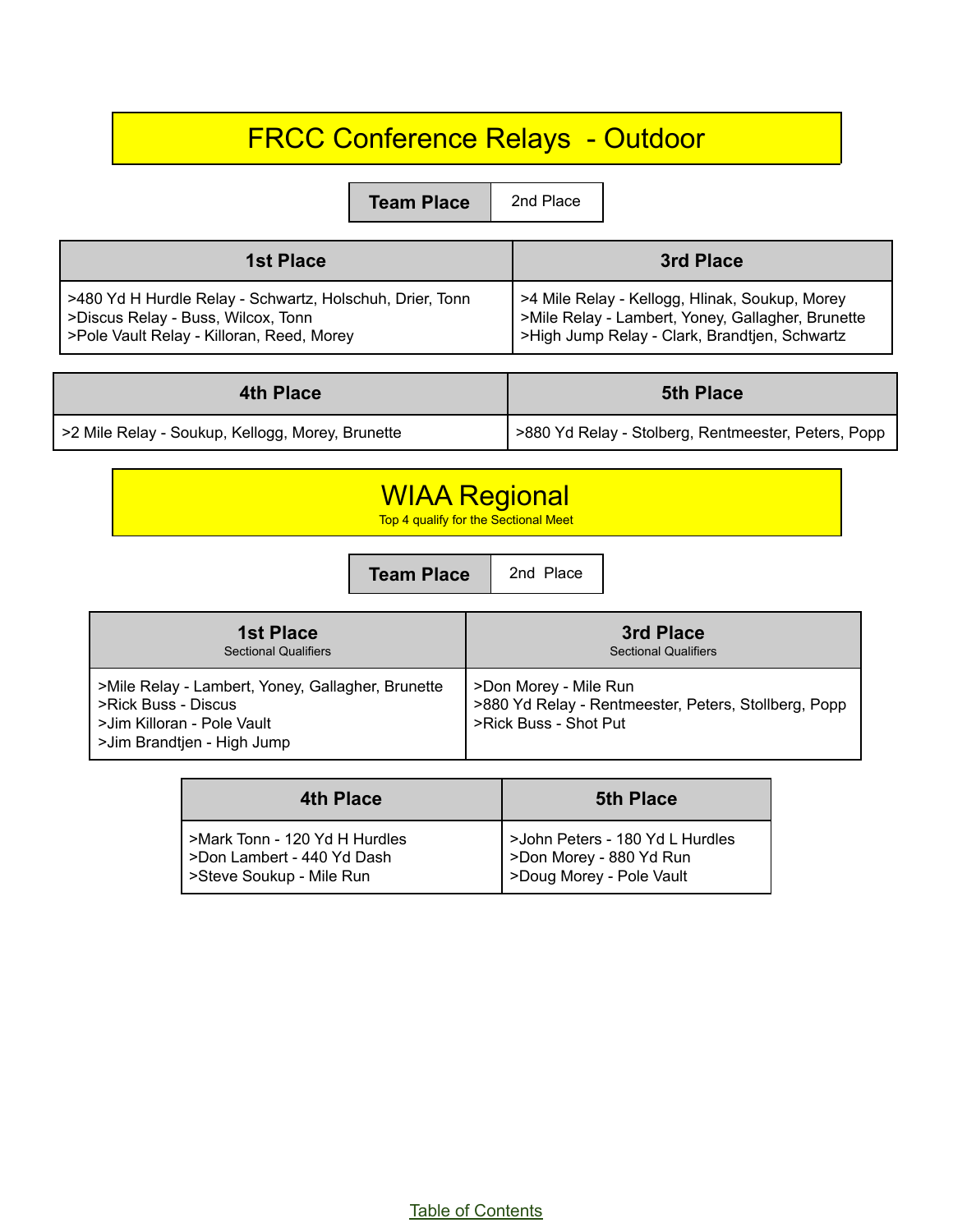# FRCC Conference Relays - Outdoor

| Team Place | 2nd Place |
| --- | --- |

| 1st Place | 3rd Place |
| --- | --- |
| >480 Yd H Hurdle Relay - Schwartz, Holschuh, Drier, Tonn<br>>Discus Relay - Buss, Wilcox, Tonn<br>>Pole Vault Relay - Killoran, Reed, Morey | >4 Mile Relay - Kellogg, Hlinak, Soukup, Morey<br>>Mile Relay - Lambert, Yoney, Gallagher, Brunette<br>>High Jump Relay - Clark, Brandtjen, Schwartz |

| 4th Place | 5th Place |
| --- | --- |
| >2 Mile Relay - Soukup, Kellogg, Morey, Brunette | >880 Yd Relay - Stolberg, Rentmeester, Peters, Popp |

# WIAA Regional

Top 4 qualify for the Sectional Meet

| Team Place | 2nd Place |
| --- | --- |

| 1st Place<br>Sectional Qualifiers | 3rd Place<br>Sectional Qualifiers |
| --- | --- |
| >Mile Relay - Lambert, Yoney, Gallagher, Brunette<br>>Rick Buss - Discus<br>>Jim Killoran - Pole Vault<br>>Jim Brandtjen - High Jump | >Don Morey - Mile Run<br>>880 Yd Relay - Rentmeester, Peters, Stollberg, Popp<br>>Rick Buss - Shot Put |

| 4th Place | 5th Place |
| --- | --- |
| >Mark Tonn - 120 Yd H Hurdles<br>>Don Lambert - 440 Yd Dash<br>>Steve Soukup - Mile Run | >John Peters - 180 Yd L Hurdles<br>>Don Morey - 880 Yd Run<br>>Doug Morey - Pole Vault |

Table of Contents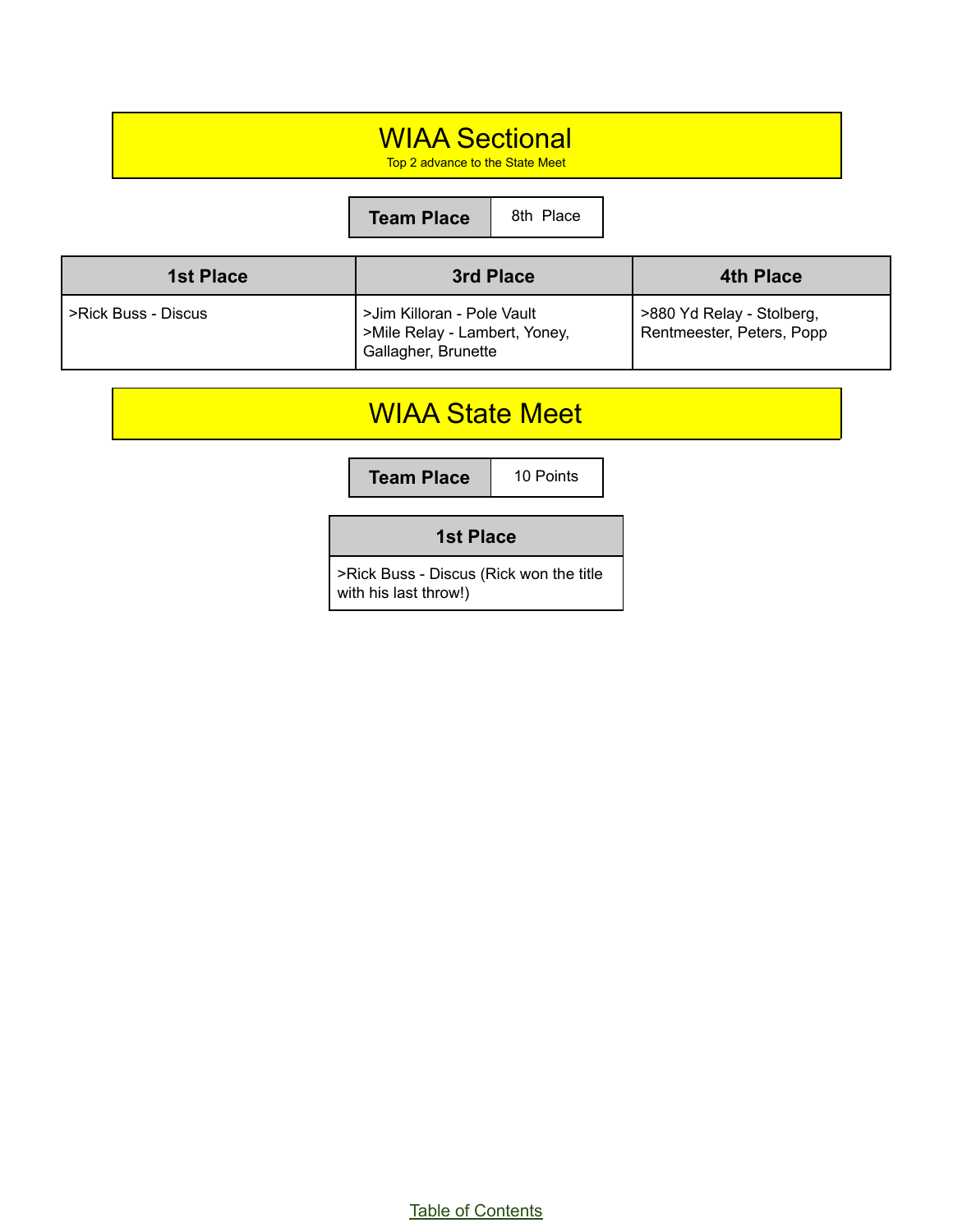# WIAA Sectional

Top 2 advance to the State Meet

| Team Place | 8th Place |
|---|---|

| 1st Place | 3rd Place | 4th Place |
|---|---|---|
| >Rick Buss - Discus | >Jim Killoran - Pole Vault<br>>Mile Relay - Lambert, Yoney, Gallagher, Brunette | >880 Yd Relay - Stolberg, Rentmeester, Peters, Popp |

# WIAA State Meet

| Team Place | 10 Points |
|---|---|

| 1st Place |
|---|
| >Rick Buss - Discus (Rick won the title with his last throw!) |

Table of Contents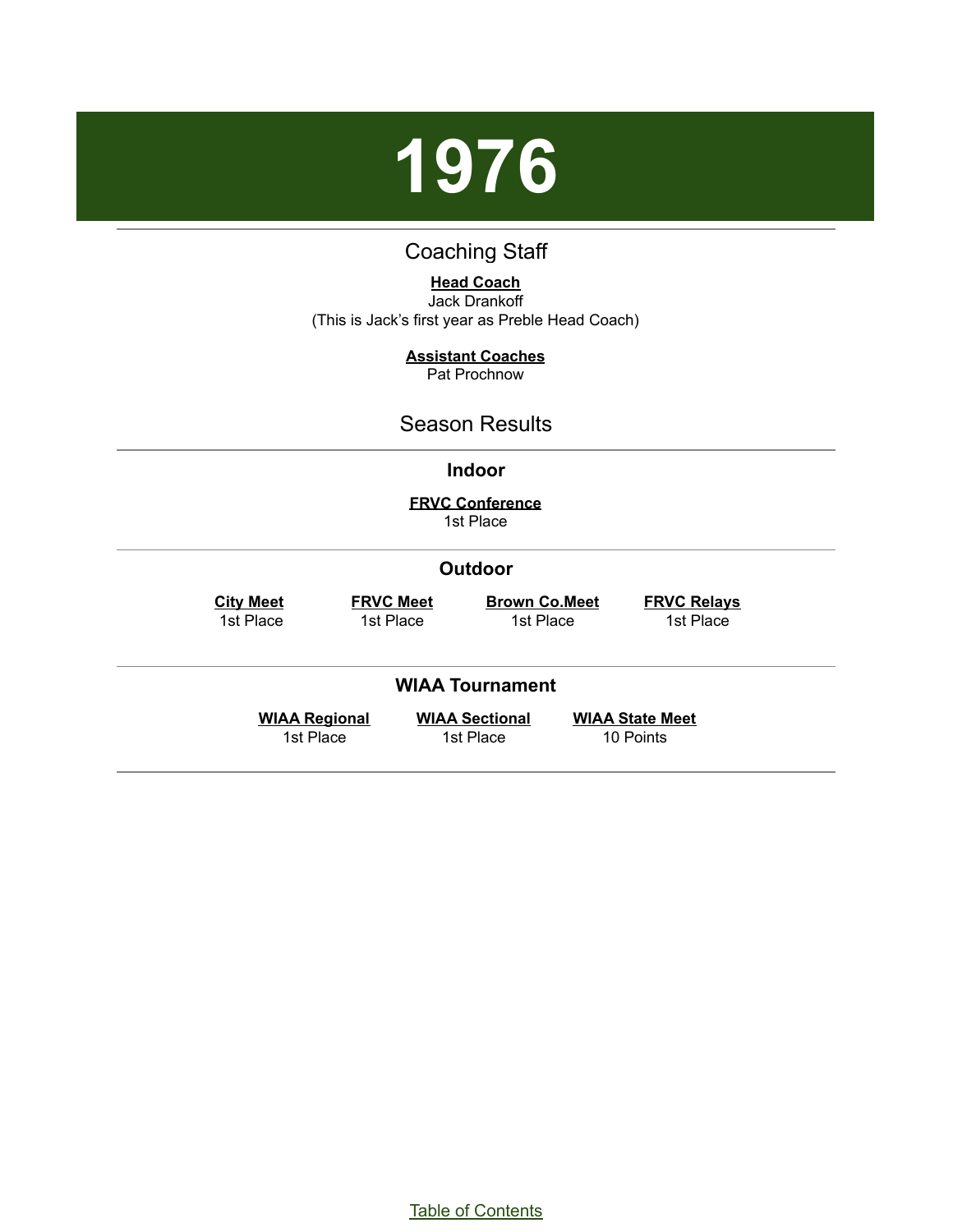# 1976

## Coaching Staff

**Head Coach**
Jack Drankoff
(This is Jack's first year as Preble Head Coach)

**Assistant Coaches**
Pat Prochnow

## Season Results

### Indoor

**FRVC Conference**
1st Place

### Outdoor

| City Meet | FRVC Meet | Brown Co.Meet | FRVC Relays |
| --- | --- | --- | --- |
| 1st Place | 1st Place | 1st Place | 1st Place |

### WIAA Tournament

| WIAA Regional | WIAA Sectional | WIAA State Meet |
| --- | --- | --- |
| 1st Place | 1st Place | 10 Points |

Table of Contents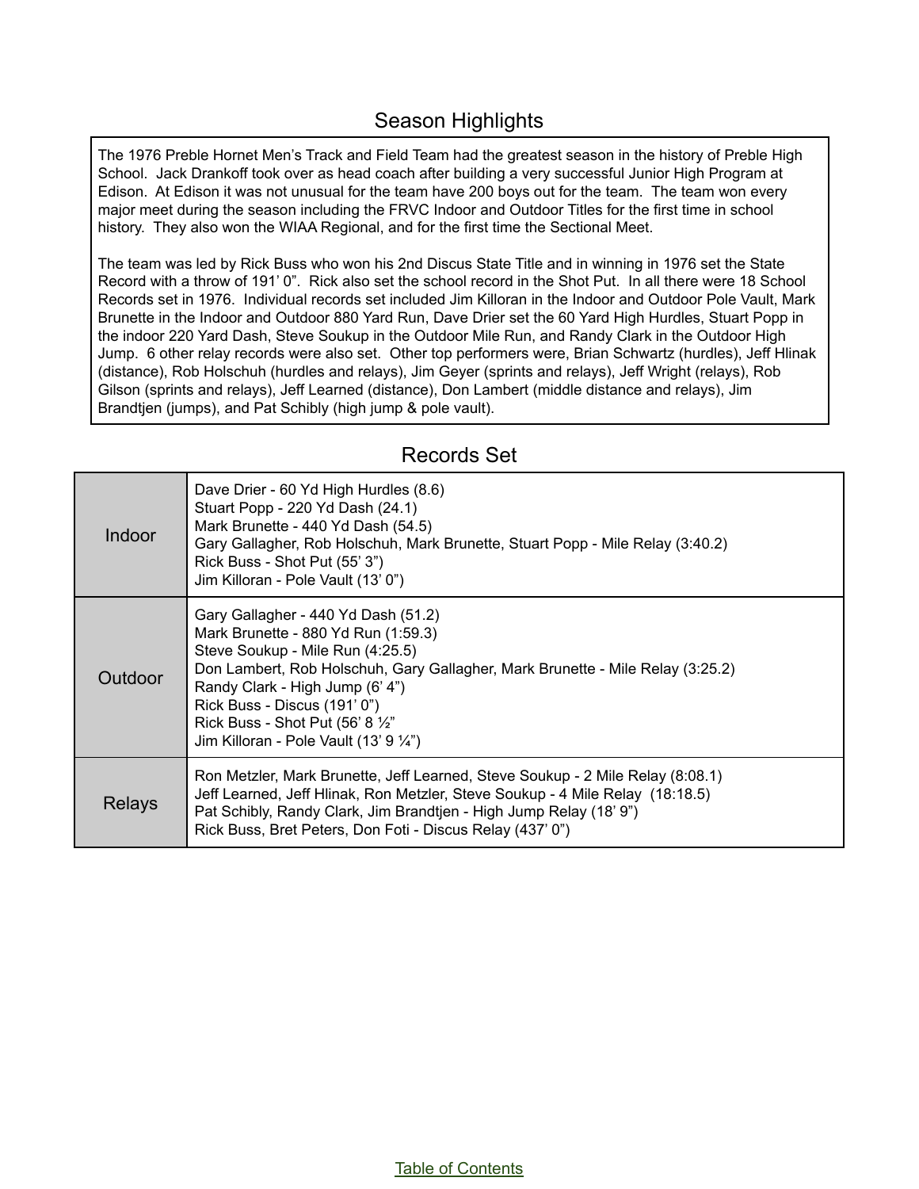## Season Highlights

The 1976 Preble Hornet Men's Track and Field Team had the greatest season in the history of Preble High School. Jack Drankoff took over as head coach after building a very successful Junior High Program at Edison. At Edison it was not unusual for the team have 200 boys out for the team. The team won every major meet during the season including the FRVC Indoor and Outdoor Titles for the first time in school history. They also won the WIAA Regional, and for the first time the Sectional Meet.

The team was led by Rick Buss who won his 2nd Discus State Title and in winning in 1976 set the State Record with a throw of 191' 0". Rick also set the school record in the Shot Put. In all there were 18 School Records set in 1976. Individual records set included Jim Killoran in the Indoor and Outdoor Pole Vault, Mark Brunette in the Indoor and Outdoor 880 Yard Run, Dave Drier set the 60 Yard High Hurdles, Stuart Popp in the indoor 220 Yard Dash, Steve Soukup in the Outdoor Mile Run, and Randy Clark in the Outdoor High Jump. 6 other relay records were also set. Other top performers were, Brian Schwartz (hurdles), Jeff Hlinak (distance), Rob Holschuh (hurdles and relays), Jim Geyer (sprints and relays), Jeff Wright (relays), Rob Gilson (sprints and relays), Jeff Learned (distance), Don Lambert (middle distance and relays), Jim Brandtjen (jumps), and Pat Schibly (high jump & pole vault).

## Records Set

| | |
|---|---|
| Indoor | Dave Drier - 60 Yd High Hurdles (8.6)<br>Stuart Popp - 220 Yd Dash (24.1)<br>Mark Brunette - 440 Yd Dash (54.5)<br>Gary Gallagher, Rob Holschuh, Mark Brunette, Stuart Popp - Mile Relay (3:40.2)<br>Rick Buss - Shot Put (55' 3")<br>Jim Killoran - Pole Vault (13' 0") |
| Outdoor | Gary Gallagher - 440 Yd Dash (51.2)<br>Mark Brunette - 880 Yd Run (1:59.3)<br>Steve Soukup - Mile Run (4:25.5)<br>Don Lambert, Rob Holschuh, Gary Gallagher, Mark Brunette - Mile Relay (3:25.2)<br>Randy Clark - High Jump (6' 4")<br>Rick Buss - Discus (191' 0")<br>Rick Buss - Shot Put (56' 8 ½"<br>Jim Killoran - Pole Vault (13' 9 ¼") |
| Relays | Ron Metzler, Mark Brunette, Jeff Learned, Steve Soukup - 2 Mile Relay (8:08.1)<br>Jeff Learned, Jeff Hlinak, Ron Metzler, Steve Soukup - 4 Mile Relay (18:18.5)<br>Pat Schibly, Randy Clark, Jim Brandtjen - High Jump Relay (18' 9")<br>Rick Buss, Bret Peters, Don Foti - Discus Relay (437' 0") |

Table of Contents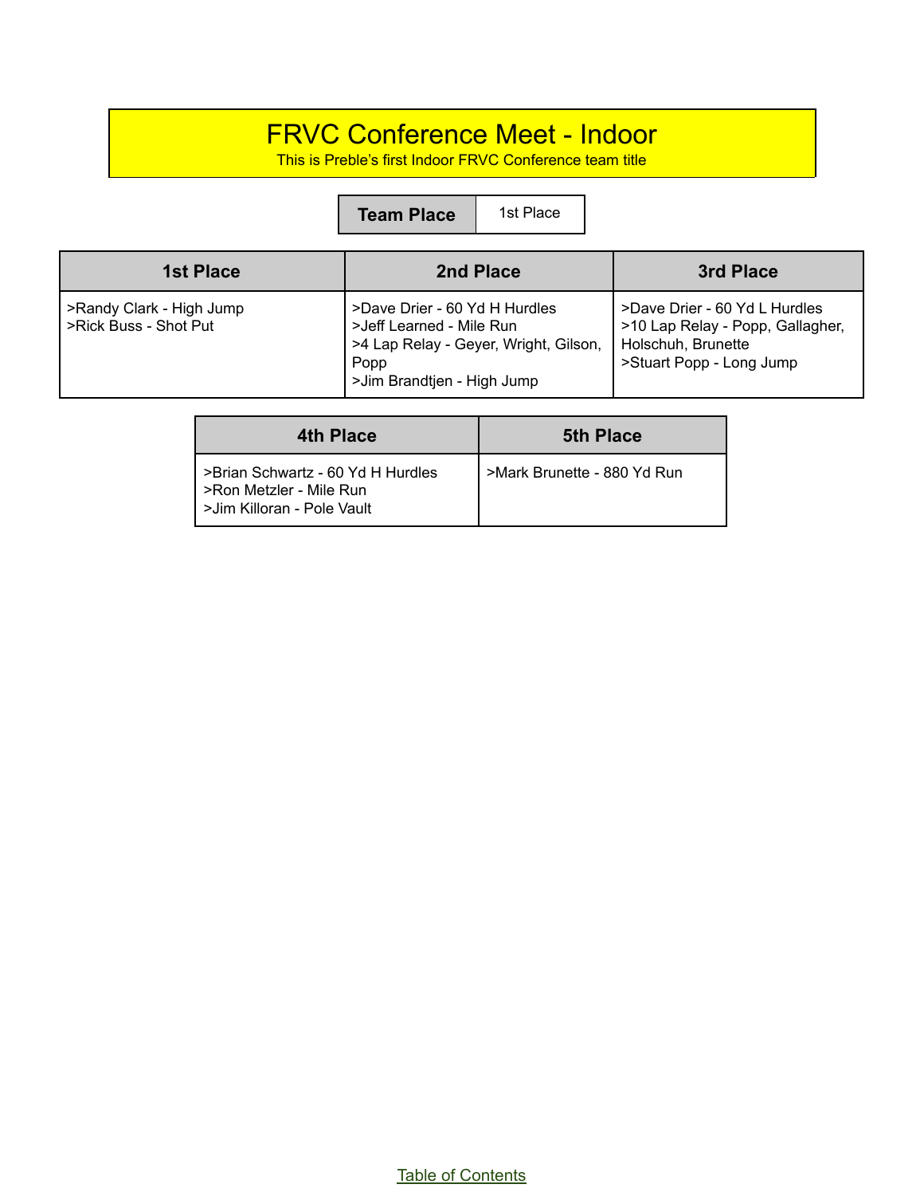# FRVC Conference Meet - Indoor

This is Preble's first Indoor FRVC Conference team title

| Team Place | 1st Place |
| --- | --- |

| 1st Place | 2nd Place | 3rd Place |
| --- | --- | --- |
| >Randy Clark - High Jump<br>>Rick Buss - Shot Put | >Dave Drier - 60 Yd H Hurdles<br>>Jeff Learned - Mile Run<br>>4 Lap Relay - Geyer, Wright, Gilson, Popp<br>>Jim Brandtjen - High Jump | >Dave Drier - 60 Yd L Hurdles<br>>10 Lap Relay - Popp, Gallagher, Holschuh, Brunette<br>>Stuart Popp - Long Jump |

| 4th Place | 5th Place |
| --- | --- |
| >Brian Schwartz - 60 Yd H Hurdles<br>>Ron Metzler - Mile Run<br>>Jim Killoran - Pole Vault | >Mark Brunette - 880 Yd Run |

Table of Contents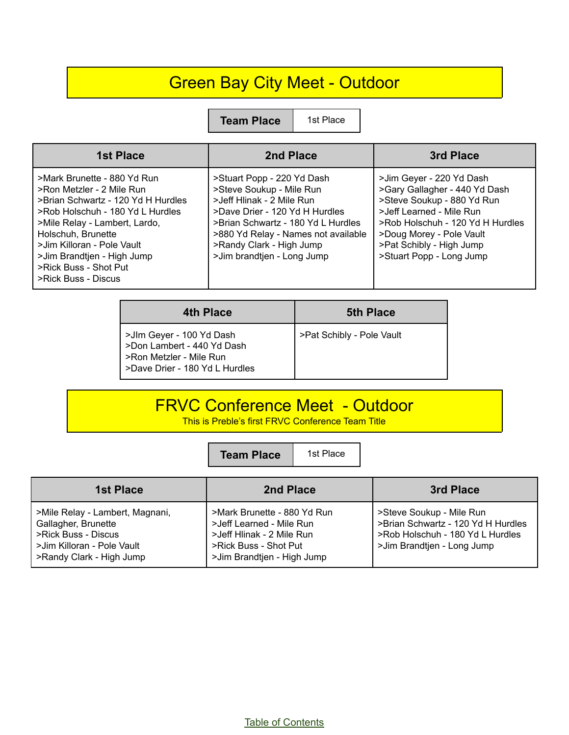# Green Bay City Meet - Outdoor

| Team Place | 1st Place |
|---|---|

| 1st Place | 2nd Place | 3rd Place |
|---|---|---|
| >Mark Brunette - 880 Yd Run<br>>Ron Metzler - 2 Mile Run<br>>Brian Schwartz - 120 Yd H Hurdles<br>>Rob Holschuh - 180 Yd L Hurdles<br>>Mile Relay - Lambert, Lardo, Holschuh, Brunette<br>>Jim Killoran - Pole Vault<br>>Jim Brandtjen - High Jump<br>>Rick Buss - Shot Put<br>>Rick Buss - Discus | >Stuart Popp - 220 Yd Dash<br>>Steve Soukup - Mile Run<br>>Jeff Hlinak - 2 Mile Run<br>>Dave Drier - 120 Yd H Hurdles<br>>Brian Schwartz - 180 Yd L Hurdles<br>>880 Yd Relay - Names not available<br>>Randy Clark - High Jump<br>>Jim brandtjen - Long Jump | >Jim Geyer - 220 Yd Dash<br>>Gary Gallagher - 440 Yd Dash<br>>Steve Soukup - 880 Yd Run<br>>Jeff Learned - Mile Run<br>>Rob Holschuh - 120 Yd H Hurdles<br>>Doug Morey - Pole Vault<br>>Pat Schibly - High Jump<br>>Stuart Popp - Long Jump |

| 4th Place | 5th Place |
|---|---|
| >JIm Geyer - 100 Yd Dash<br>>Don Lambert - 440 Yd Dash<br>>Ron Metzler - Mile Run<br>>Dave Drier - 180 Yd L Hurdles | >Pat Schibly - Pole Vault |

# FRVC Conference Meet - Outdoor

This is Preble's first FRVC Conference Team Title

| Team Place | 1st Place |
|---|---|

| 1st Place | 2nd Place | 3rd Place |
|---|---|---|
| >Mile Relay - Lambert, Magnani, Gallagher, Brunette<br>>Rick Buss - Discus<br>>Jim Killoran - Pole Vault<br>>Randy Clark - High Jump | >Mark Brunette - 880 Yd Run<br>>Jeff Learned - Mile Run<br>>Jeff Hlinak - 2 Mile Run<br>>Rick Buss - Shot Put<br>>Jim Brandtjen - High Jump | >Steve Soukup - Mile Run<br>>Brian Schwartz - 120 Yd H Hurdles<br>>Rob Holschuh - 180 Yd L Hurdles<br>>Jim Brandtjen - Long Jump |

Table of Contents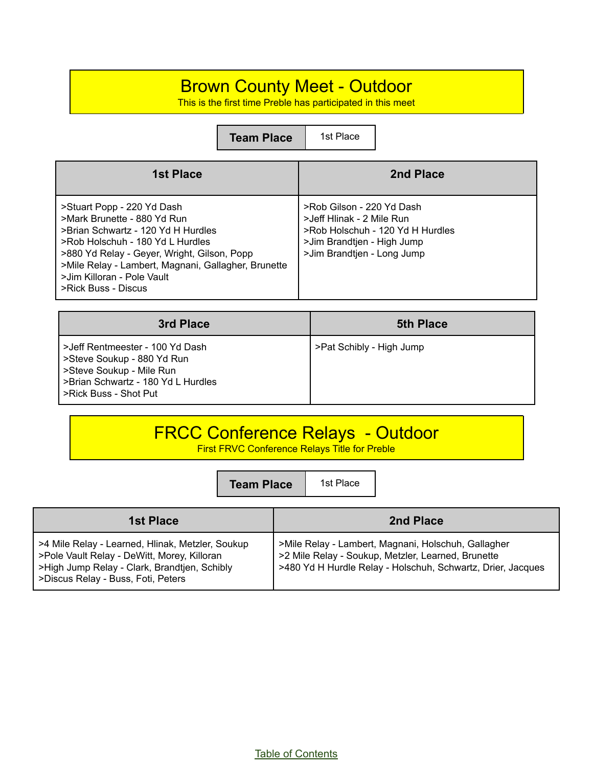# Brown County Meet - Outdoor

This is the first time Preble has participated in this meet

| Team Place | 1st Place |
| --- | --- |

| 1st Place | 2nd Place |
| --- | --- |
| >Stuart Popp - 220 Yd Dash<br>>Mark Brunette - 880 Yd Run<br>>Brian Schwartz - 120 Yd H Hurdles<br>>Rob Holschuh - 180 Yd L Hurdles<br>>880 Yd Relay - Geyer, Wright, Gilson, Popp<br>>Mile Relay - Lambert, Magnani, Gallagher, Brunette<br>>Jim Killoran - Pole Vault<br>>Rick Buss - Discus | >Rob Gilson - 220 Yd Dash<br>>Jeff Hlinak - 2 Mile Run<br>>Rob Holschuh - 120 Yd H Hurdles<br>>Jim Brandtjen - High Jump<br>>Jim Brandtjen - Long Jump |

| 3rd Place | 5th Place |
| --- | --- |
| >Jeff Rentmeester - 100 Yd Dash<br>>Steve Soukup - 880 Yd Run<br>>Steve Soukup - Mile Run<br>>Brian Schwartz - 180 Yd L Hurdles<br>>Rick Buss - Shot Put | >Pat Schibly - High Jump |

# FRCC Conference Relays - Outdoor

First FRVC Conference Relays Title for Preble

| Team Place | 1st Place |
| --- | --- |

| 1st Place | 2nd Place |
| --- | --- |
| >4 Mile Relay - Learned, Hlinak, Metzler, Soukup<br>>Pole Vault Relay - DeWitt, Morey, Killoran<br>>High Jump Relay - Clark, Brandtjen, Schibly<br>>Discus Relay - Buss, Foti, Peters | >Mile Relay - Lambert, Magnani, Holschuh, Gallagher<br>>2 Mile Relay - Soukup, Metzler, Learned, Brunette<br>>480 Yd H Hurdle Relay - Holschuh, Schwartz, Drier, Jacques |

Table of Contents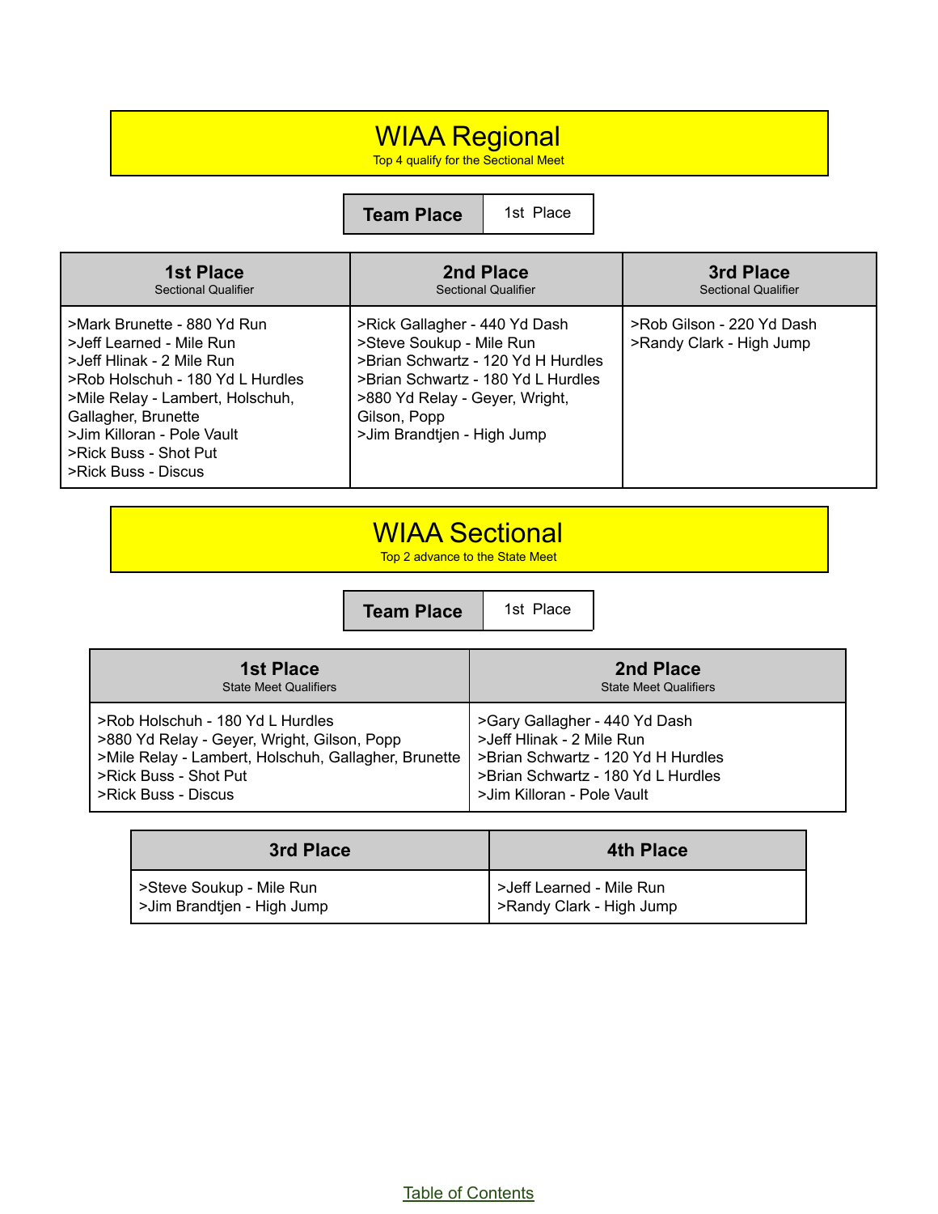# WIAA Regional

Top 4 qualify for the Sectional Meet

| Team Place | 1st Place |
| --- | --- |

| 1st Place<br>Sectional Qualifier | 2nd Place<br>Sectional Qualifier | 3rd Place<br>Sectional Qualifier |
| --- | --- | --- |
| >Mark Brunette - 880 Yd Run<br>>Jeff Learned - Mile Run<br>>Jeff Hlinak - 2 Mile Run<br>>Rob Holschuh - 180 Yd L Hurdles<br>>Mile Relay - Lambert, Holschuh, Gallagher, Brunette<br>>Jim Killoran - Pole Vault<br>>Rick Buss - Shot Put<br>>Rick Buss - Discus | >Rick Gallagher - 440 Yd Dash<br>>Steve Soukup - Mile Run<br>>Brian Schwartz - 120 Yd H Hurdles<br>>Brian Schwartz - 180 Yd L Hurdles<br>>880 Yd Relay - Geyer, Wright, Gilson, Popp<br>>Jim Brandtjen - High Jump | >Rob Gilson - 220 Yd Dash<br>>Randy Clark - High Jump |

# WIAA Sectional

Top 2 advance to the State Meet

| Team Place | 1st Place |
| --- | --- |

| 1st Place<br>State Meet Qualifiers | 2nd Place<br>State Meet Qualifiers |
| --- | --- |
| >Rob Holschuh - 180 Yd L Hurdles<br>>880 Yd Relay - Geyer, Wright, Gilson, Popp<br>>Mile Relay - Lambert, Holschuh, Gallagher, Brunette<br>>Rick Buss - Shot Put<br>>Rick Buss - Discus | >Gary Gallagher - 440 Yd Dash<br>>Jeff Hlinak - 2 Mile Run<br>>Brian Schwartz - 120 Yd H Hurdles<br>>Brian Schwartz - 180 Yd L Hurdles<br>>Jim Killoran - Pole Vault |

| 3rd Place | 4th Place |
| --- | --- |
| >Steve Soukup - Mile Run<br>>Jim Brandtjen - High Jump | >Jeff Learned - Mile Run<br>>Randy Clark - High Jump |

Table of Contents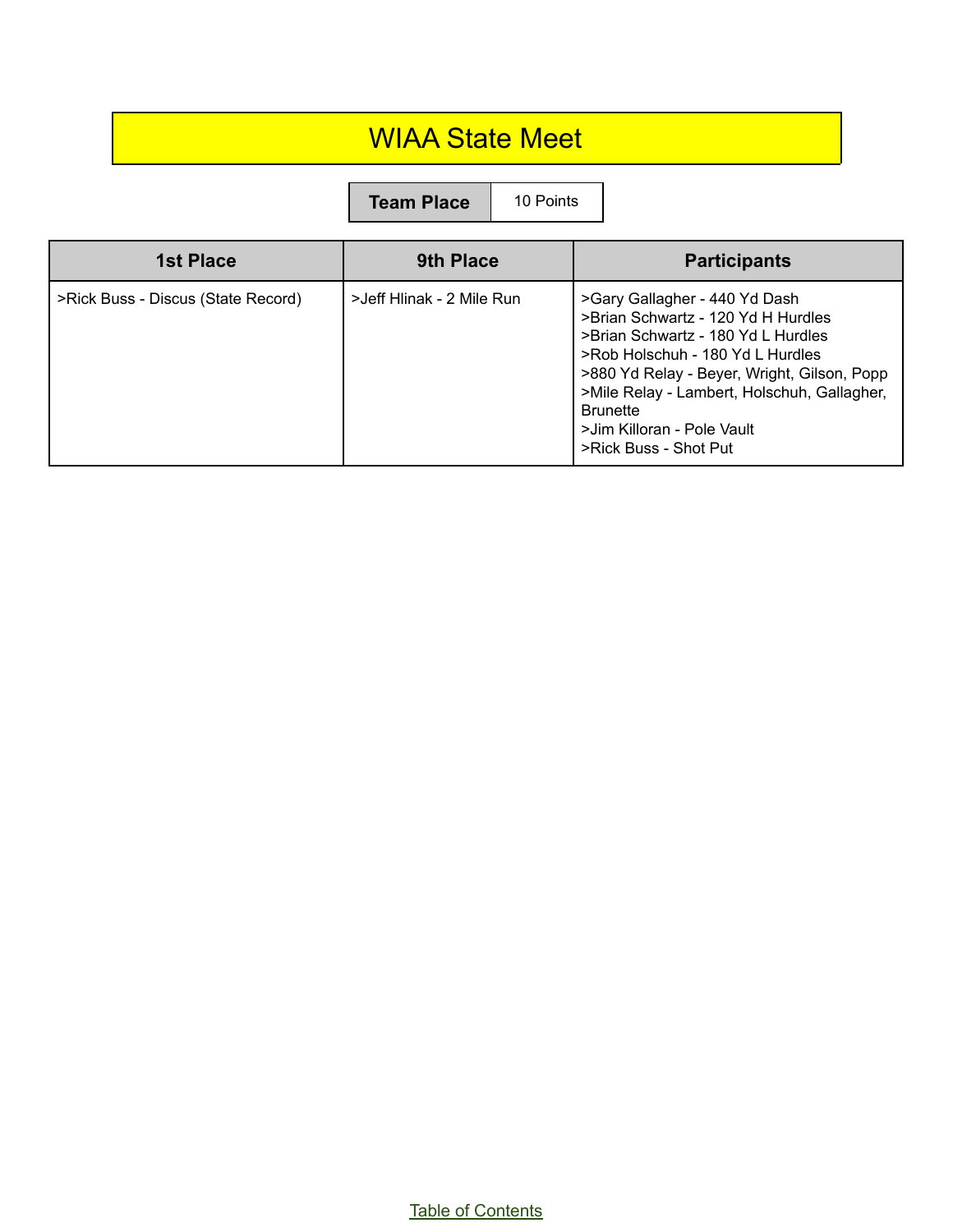# WIAA State Meet

| Team Place | 10 Points |
| --- | --- |

| 1st Place | 9th Place | Participants |
| --- | --- | --- |
| >Rick Buss - Discus (State Record) | >Jeff Hlinak - 2 Mile Run | >Gary Gallagher - 440 Yd Dash<br>>Brian Schwartz - 120 Yd H Hurdles<br>>Brian Schwartz - 180 Yd L Hurdles<br>>Rob Holschuh - 180 Yd L Hurdles<br>>880 Yd Relay - Beyer, Wright, Gilson, Popp<br>>Mile Relay - Lambert, Holschuh, Gallagher, Brunette<br>>Jim Killoran - Pole Vault<br>>Rick Buss - Shot Put |

Table of Contents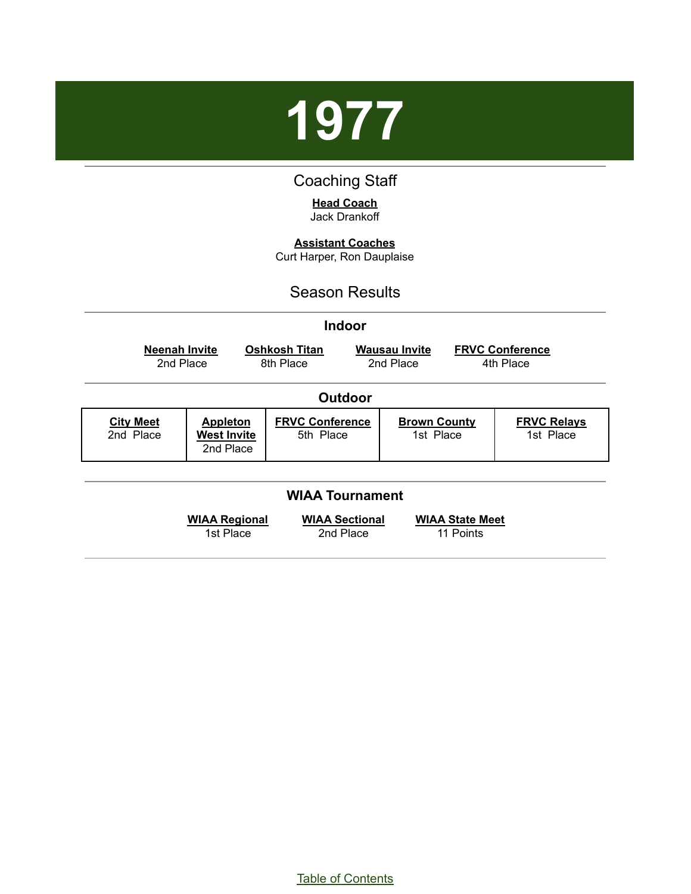# 1977

## Coaching Staff

**Head Coach**
Jack Drankoff

**Assistant Coaches**
Curt Harper, Ron Dauplaise

## Season Results

### Indoor

| Neenah Invite | Oshkosh Titan | Wausau Invite | FRVC Conference |
|---|---|---|---|
| 2nd Place | 8th Place | 2nd Place | 4th Place |

### Outdoor

| City Meet | Appleton West Invite | FRVC Conference | Brown County | FRVC Relays |
|---|---|---|---|---|
| 2nd Place | 2nd Place | 5th Place | 1st Place | 1st Place |

### WIAA Tournament

| WIAA Regional | WIAA Sectional | WIAA State Meet |
|---|---|---|
| 1st Place | 2nd Place | 11 Points |

Table of Contents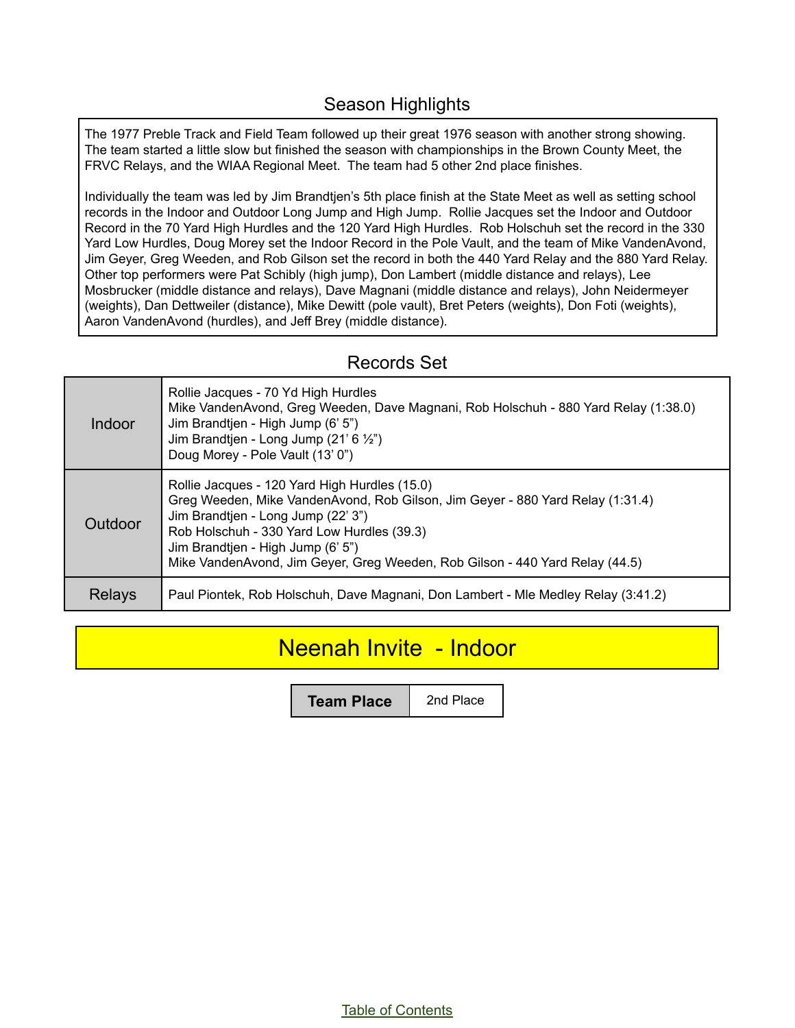## Season Highlights

The 1977 Preble Track and Field Team followed up their great 1976 season with another strong showing. The team started a little slow but finished the season with championships in the Brown County Meet, the FRVC Relays, and the WIAA Regional Meet. The team had 5 other 2nd place finishes.

Individually the team was led by Jim Brandtjen's 5th place finish at the State Meet as well as setting school records in the Indoor and Outdoor Long Jump and High Jump. Rollie Jacques set the Indoor and Outdoor Record in the 70 Yard High Hurdles and the 120 Yard High Hurdles. Rob Holschuh set the record in the 330 Yard Low Hurdles, Doug Morey set the Indoor Record in the Pole Vault, and the team of Mike VandenAvond, Jim Geyer, Greg Weeden, and Rob Gilson set the record in both the 440 Yard Relay and the 880 Yard Relay. Other top performers were Pat Schibly (high jump), Don Lambert (middle distance and relays), Lee Mosbrucker (middle distance and relays), Dave Magnani (middle distance and relays), John Neidermeyer (weights), Dan Dettweiler (distance), Mike Dewitt (pole vault), Bret Peters (weights), Don Foti (weights), Aaron VandenAvond (hurdles), and Jeff Brey (middle distance).

## Records Set

| | |
|---|---|
| Indoor | Rollie Jacques - 70 Yd High Hurdles<br>Mike VandenAvond, Greg Weeden, Dave Magnani, Rob Holschuh - 880 Yard Relay (1:38.0)<br>Jim Brandtjen - High Jump (6' 5")<br>Jim Brandtjen - Long Jump (21' 6 ½")<br>Doug Morey - Pole Vault (13' 0") |
| Outdoor | Rollie Jacques - 120 Yard High Hurdles (15.0)<br>Greg Weeden, Mike VandenAvond, Rob Gilson, Jim Geyer - 880 Yard Relay (1:31.4)<br>Jim Brandtjen - Long Jump (22' 3")<br>Rob Holschuh - 330 Yard Low Hurdles (39.3)<br>Jim Brandtjen - High Jump (6' 5")<br>Mike VandenAvond, Jim Geyer, Greg Weeden, Rob Gilson - 440 Yard Relay (44.5) |
| Relays | Paul Piontek, Rob Holschuh, Dave Magnani, Don Lambert - Mle Medley Relay (3:41.2) |

# Neenah Invite - Indoor

| **Team Place** | 2nd Place |
|---|---|

Table of Contents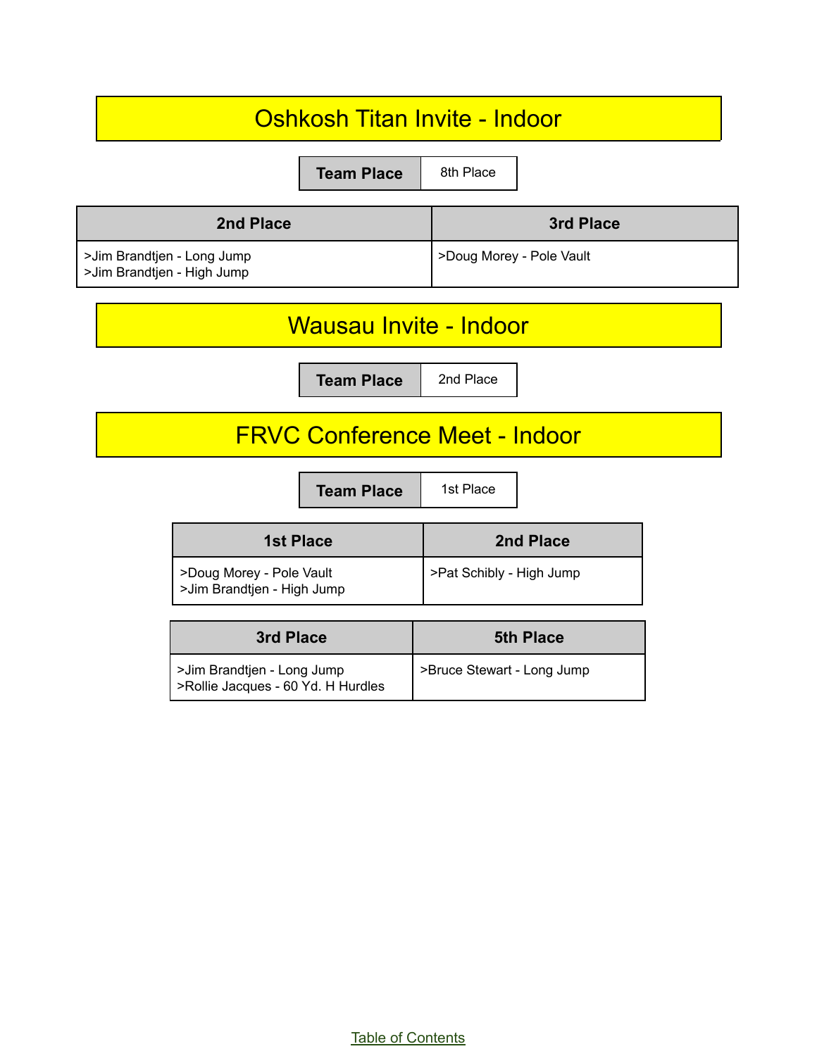# Oshkosh Titan Invite - Indoor

| Team Place | 8th Place |
|---|---|

| 2nd Place | 3rd Place |
|---|---|
| >Jim Brandtjen - Long Jump<br>>Jim Brandtjen - High Jump | >Doug Morey - Pole Vault |

# Wausau Invite - Indoor

| Team Place | 2nd Place |
|---|---|

# FRVC Conference Meet - Indoor

| Team Place | 1st Place |
|---|---|

| 1st Place | 2nd Place |
|---|---|
| >Doug Morey - Pole Vault<br>>Jim Brandtjen - High Jump | >Pat Schibly - High Jump |

| 3rd Place | 5th Place |
|---|---|
| >Jim Brandtjen - Long Jump<br>>Rollie Jacques - 60 Yd. H Hurdles | >Bruce Stewart - Long Jump |

Table of Contents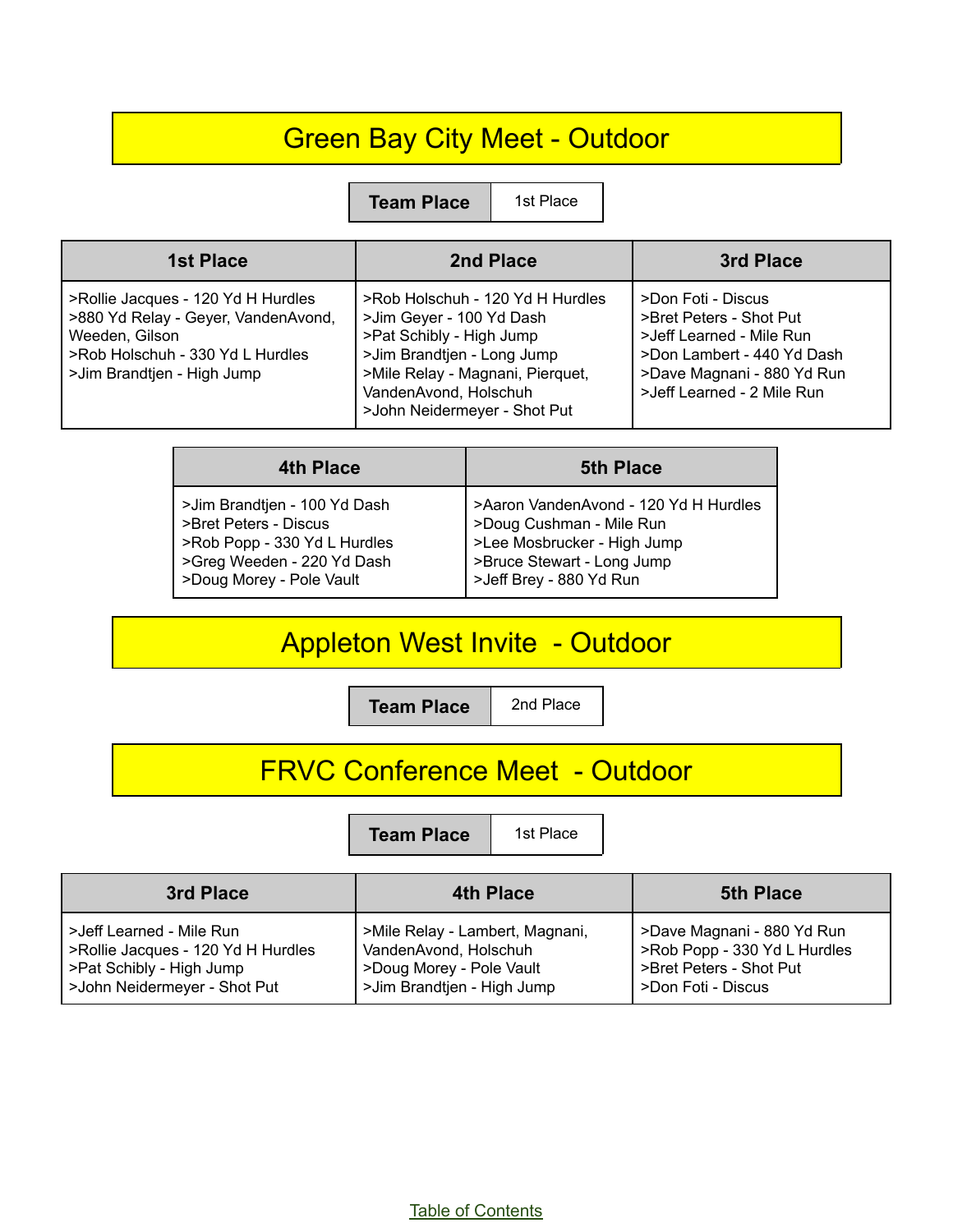# Green Bay City Meet - Outdoor

| Team Place | 1st Place |
|---|---|

| 1st Place | 2nd Place | 3rd Place |
|---|---|---|
| >Rollie Jacques - 120 Yd H Hurdles<br>>880 Yd Relay - Geyer, VandenAvond, Weeden, Gilson<br>>Rob Holschuh - 330 Yd L Hurdles<br>>Jim Brandtjen - High Jump | >Rob Holschuh - 120 Yd H Hurdles<br>>Jim Geyer - 100 Yd Dash<br>>Pat Schibly - High Jump<br>>Jim Brandtjen - Long Jump<br>>Mile Relay - Magnani, Pierquet, VandenAvond, Holschuh<br>>John Neidermeyer - Shot Put | >Don Foti - Discus<br>>Bret Peters - Shot Put<br>>Jeff Learned - Mile Run<br>>Don Lambert - 440 Yd Dash<br>>Dave Magnani - 880 Yd Run<br>>Jeff Learned - 2 Mile Run |

| 4th Place | 5th Place |
|---|---|
| >Jim Brandtjen - 100 Yd Dash<br>>Bret Peters - Discus<br>>Rob Popp - 330 Yd L Hurdles<br>>Greg Weeden - 220 Yd Dash<br>>Doug Morey - Pole Vault | >Aaron VandenAvond - 120 Yd H Hurdles<br>>Doug Cushman - Mile Run<br>>Lee Mosbrucker - High Jump<br>>Bruce Stewart - Long Jump<br>>Jeff Brey - 880 Yd Run |

# Appleton West Invite - Outdoor

| Team Place | 2nd Place |
|---|---|

# FRVC Conference Meet - Outdoor

| Team Place | 1st Place |
|---|---|

| 3rd Place | 4th Place | 5th Place |
|---|---|---|
| >Jeff Learned - Mile Run<br>>Rollie Jacques - 120 Yd H Hurdles<br>>Pat Schibly - High Jump<br>>John Neidermeyer - Shot Put | >Mile Relay - Lambert, Magnani, VandenAvond, Holschuh<br>>Doug Morey - Pole Vault<br>>Jim Brandtjen - High Jump | >Dave Magnani - 880 Yd Run<br>>Rob Popp - 330 Yd L Hurdles<br>>Bret Peters - Shot Put<br>>Don Foti - Discus |

Table of Contents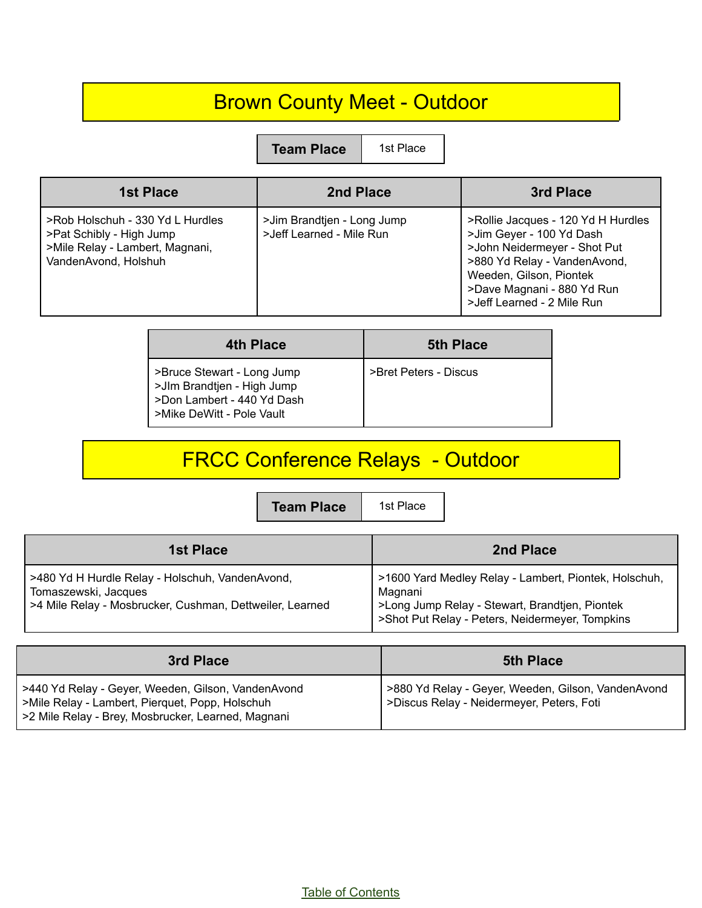# Brown County Meet - Outdoor

| Team Place | 1st Place |
|---|---|

| 1st Place | 2nd Place | 3rd Place |
|---|---|---|
| >Rob Holschuh - 330 Yd L Hurdles<br>>Pat Schibly - High Jump<br>>Mile Relay - Lambert, Magnani, VandenAvond, Holshuh | >Jim Brandtjen - Long Jump<br>>Jeff Learned - Mile Run | >Rollie Jacques - 120 Yd H Hurdles<br>>Jim Geyer - 100 Yd Dash<br>>John Neidermeyer - Shot Put<br>>880 Yd Relay - VandenAvond, Weeden, Gilson, Piontek<br>>Dave Magnani - 880 Yd Run<br>>Jeff Learned - 2 Mile Run |

| 4th Place | 5th Place |
|---|---|
| >Bruce Stewart - Long Jump<br>>JIm Brandtjen - High Jump<br>>Don Lambert - 440 Yd Dash<br>>Mike DeWitt - Pole Vault | >Bret Peters - Discus |

# FRCC Conference Relays - Outdoor

| Team Place | 1st Place |
|---|---|

| 1st Place | 2nd Place |
|---|---|
| >480 Yd H Hurdle Relay - Holschuh, VandenAvond, Tomaszewski, Jacques<br>>4 Mile Relay - Mosbrucker, Cushman, Dettweiler, Learned | >1600 Yard Medley Relay - Lambert, Piontek, Holschuh, Magnani<br>>Long Jump Relay - Stewart, Brandtjen, Piontek<br>>Shot Put Relay - Peters, Neidermeyer, Tompkins |

| 3rd Place | 5th Place |
|---|---|
| >440 Yd Relay - Geyer, Weeden, Gilson, VandenAvond<br>>Mile Relay - Lambert, Pierquet, Popp, Holschuh<br>>2 Mile Relay - Brey, Mosbrucker, Learned, Magnani | >880 Yd Relay - Geyer, Weeden, Gilson, VandenAvond<br>>Discus Relay - Neidermeyer, Peters, Foti |

Table of Contents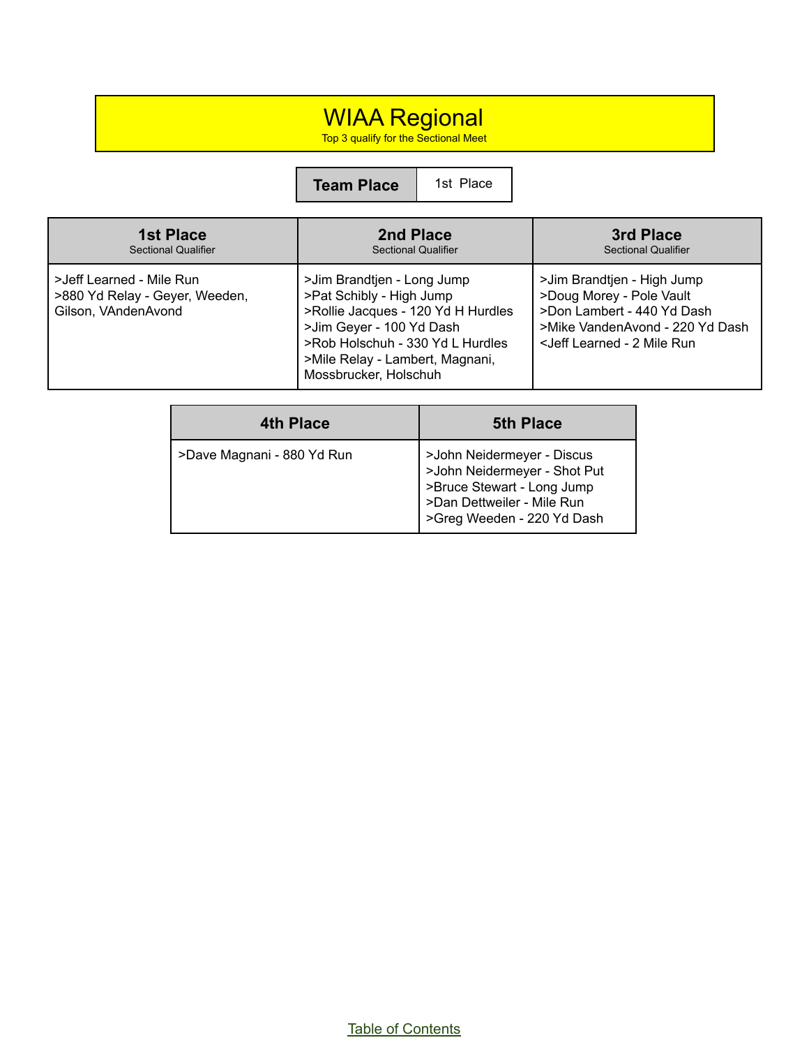# WIAA Regional

Top 3 qualify for the Sectional Meet

| Team Place | 1st Place |
| --- | --- |

| 1st Place<br>Sectional Qualifier | 2nd Place<br>Sectional Qualifier | 3rd Place<br>Sectional Qualifier |
| --- | --- | --- |
| >Jeff Learned - Mile Run<br>>880 Yd Relay - Geyer, Weeden, Gilson, VAndenAvond | >Jim Brandtjen - Long Jump<br>>Pat Schibly - High Jump<br>>Rollie Jacques - 120 Yd H Hurdles<br>>Jim Geyer - 100 Yd Dash<br>>Rob Holschuh - 330 Yd L Hurdles<br>>Mile Relay - Lambert, Magnani, Mossbrucker, Holschuh | >Jim Brandtjen - High Jump<br>>Doug Morey - Pole Vault<br>>Don Lambert - 440 Yd Dash<br>>Mike VandenAvond - 220 Yd Dash<br><Jeff Learned - 2 Mile Run |

| 4th Place | 5th Place |
| --- | --- |
| >Dave Magnani - 880 Yd Run | >John Neidermeyer - Discus<br>>John Neidermeyer - Shot Put<br>>Bruce Stewart - Long Jump<br>>Dan Dettweiler - Mile Run<br>>Greg Weeden - 220 Yd Dash |

Table of Contents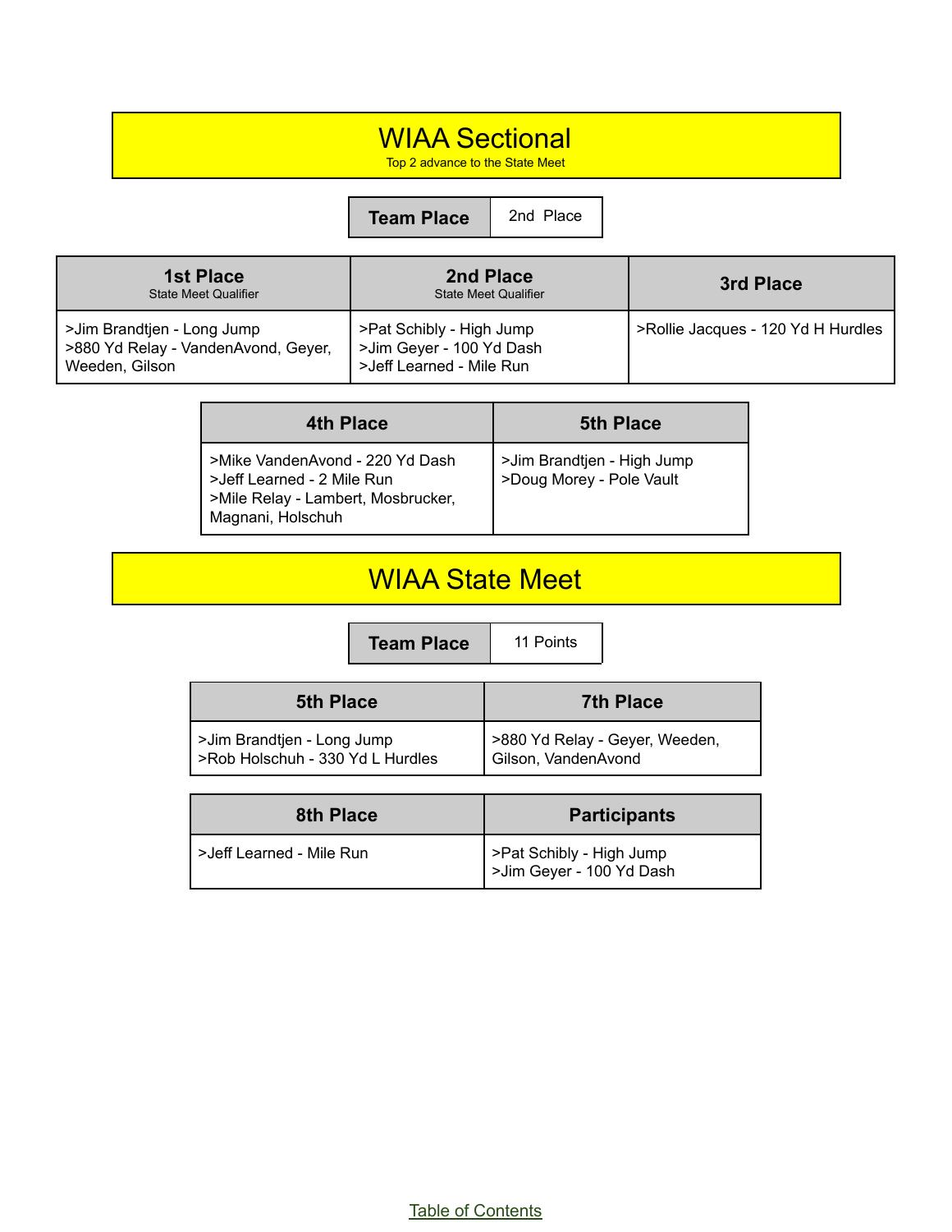# WIAA Sectional

Top 2 advance to the State Meet

| Team Place | 2nd Place |
|---|---|

| 1st Place<br>State Meet Qualifier | 2nd Place<br>State Meet Qualifier | 3rd Place |
|---|---|---|
| >Jim Brandtjen - Long Jump<br>>880 Yd Relay - VandenAvond, Geyer, Weeden, Gilson | >Pat Schibly - High Jump<br>>Jim Geyer - 100 Yd Dash<br>>Jeff Learned - Mile Run | >Rollie Jacques - 120 Yd H Hurdles |

| 4th Place | 5th Place |
|---|---|
| >Mike VandenAvond - 220 Yd Dash<br>>Jeff Learned - 2 Mile Run<br>>Mile Relay - Lambert, Mosbrucker, Magnani, Holschuh | >Jim Brandtjen - High Jump<br>>Doug Morey - Pole Vault |

# WIAA State Meet

| Team Place | 11 Points |
|---|---|

| 5th Place | 7th Place |
|---|---|
| >Jim Brandtjen - Long Jump<br>>Rob Holschuh - 330 Yd L Hurdles | >880 Yd Relay - Geyer, Weeden, Gilson, VandenAvond |

| 8th Place | Participants |
|---|---|
| >Jeff Learned - Mile Run | >Pat Schibly - High Jump<br>>Jim Geyer - 100 Yd Dash |

Table of Contents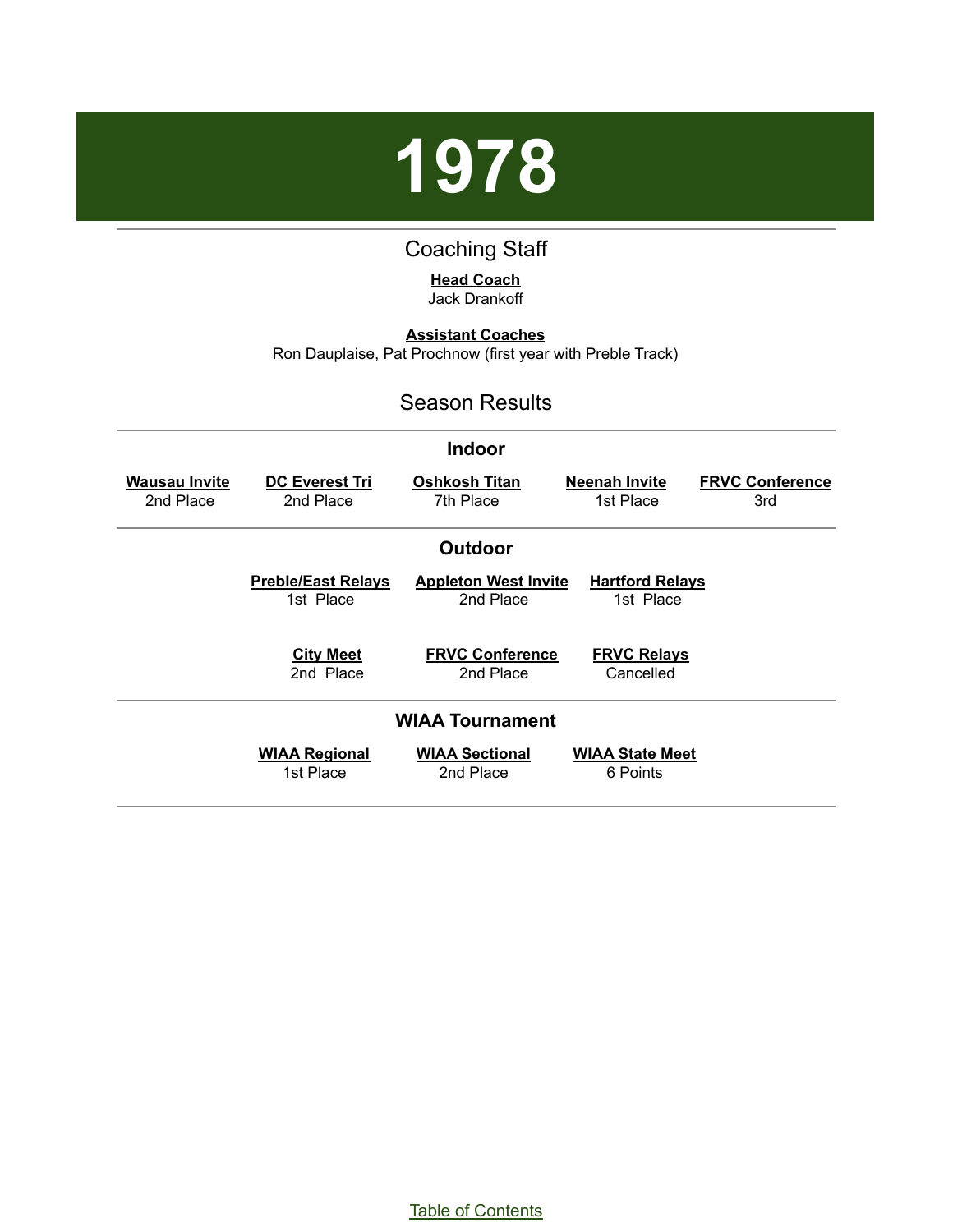# 1978

## Coaching Staff

**Head Coach**
Jack Drankoff

**Assistant Coaches**
Ron Dauplaise, Pat Prochnow (first year with Preble Track)

## Season Results

### Indoor

| Wausau Invite | DC Everest Tri | Oshkosh Titan | Neenah Invite | FRVC Conference |
|---|---|---|---|---|
| 2nd Place | 2nd Place | 7th Place | 1st Place | 3rd |

### Outdoor

| Preble/East Relays | Appleton West Invite | Hartford Relays |
|---|---|---|
| 1st Place | 2nd Place | 1st Place |

| City Meet | FRVC Conference | FRVC Relays |
|---|---|---|
| 2nd Place | 2nd Place | Cancelled |

### WIAA Tournament

| WIAA Regional | WIAA Sectional | WIAA State Meet |
|---|---|---|
| 1st Place | 2nd Place | 6 Points |

Table of Contents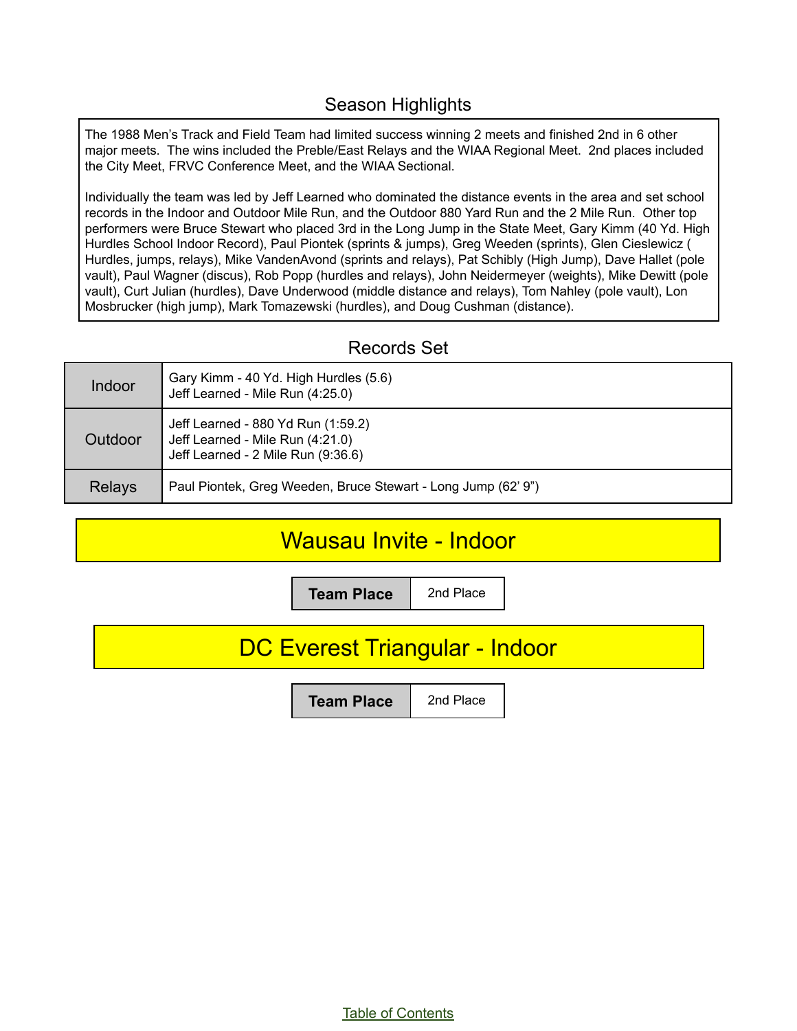## Season Highlights

The 1988 Men's Track and Field Team had limited success winning 2 meets and finished 2nd in 6 other major meets. The wins included the Preble/East Relays and the WIAA Regional Meet. 2nd places included the City Meet, FRVC Conference Meet, and the WIAA Sectional.

Individually the team was led by Jeff Learned who dominated the distance events in the area and set school records in the Indoor and Outdoor Mile Run, and the Outdoor 880 Yard Run and the 2 Mile Run. Other top performers were Bruce Stewart who placed 3rd in the Long Jump in the State Meet, Gary Kimm (40 Yd. High Hurdles School Indoor Record), Paul Piontek (sprints & jumps), Greg Weeden (sprints), Glen Cieslewicz ( Hurdles, jumps, relays), Mike VandenAvond (sprints and relays), Pat Schibly (High Jump), Dave Hallet (pole vault), Paul Wagner (discus), Rob Popp (hurdles and relays), John Neidermeyer (weights), Mike Dewitt (pole vault), Curt Julian (hurdles), Dave Underwood (middle distance and relays), Tom Nahley (pole vault), Lon Mosbrucker (high jump), Mark Tomazewski (hurdles), and Doug Cushman (distance).

## Records Set

| | |
|---|---|
| Indoor | Gary Kimm - 40 Yd. High Hurdles (5.6)<br>Jeff Learned - Mile Run (4:25.0) |
| Outdoor | Jeff Learned - 880 Yd Run (1:59.2)<br>Jeff Learned - Mile Run (4:21.0)<br>Jeff Learned - 2 Mile Run (9:36.6) |
| Relays | Paul Piontek, Greg Weeden, Bruce Stewart - Long Jump (62' 9") |

## Wausau Invite - Indoor

| **Team Place** | 2nd Place |
|---|---|

## DC Everest Triangular - Indoor

| **Team Place** | 2nd Place |
|---|---|

Table of Contents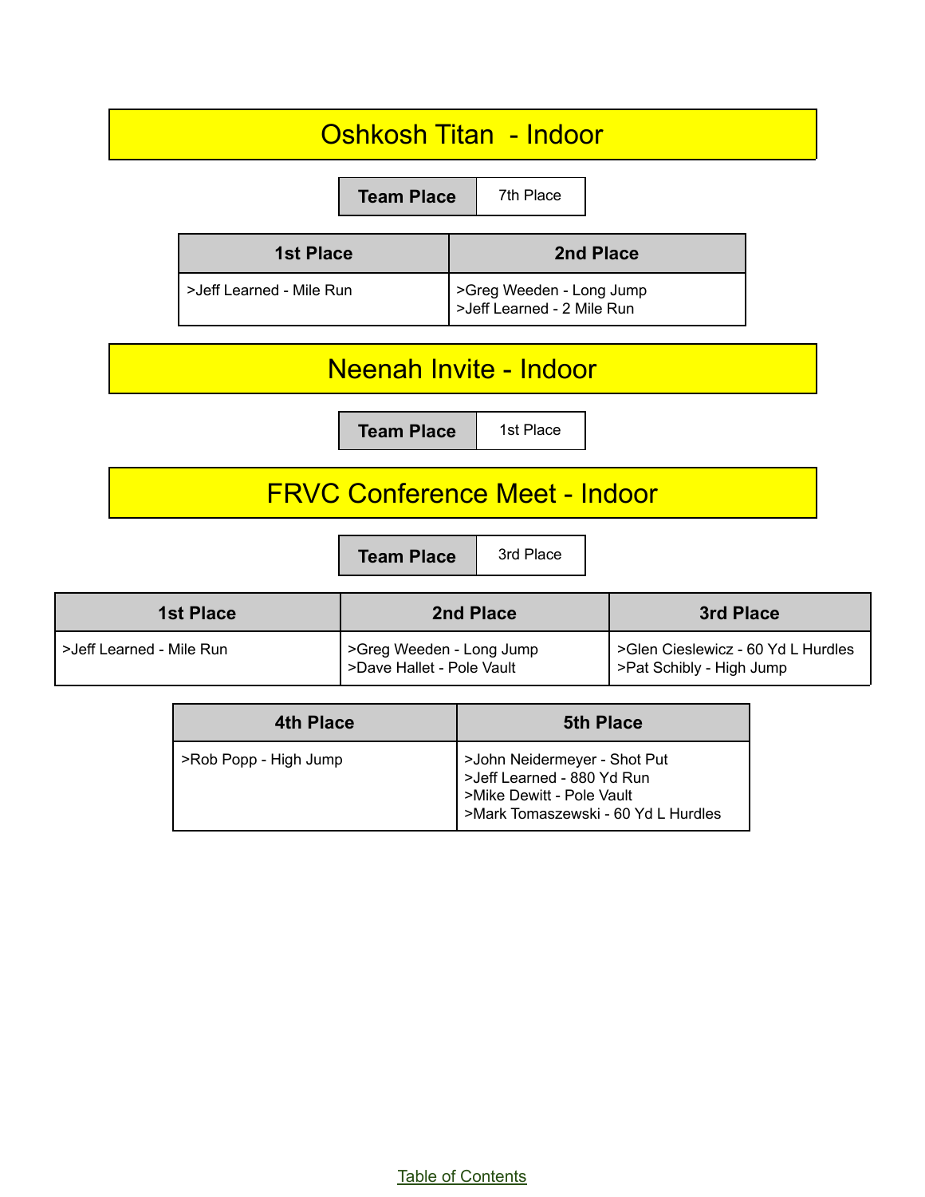## Oshkosh Titan - Indoor

| Team Place | 7th Place |
| --- | --- |

| 1st Place | 2nd Place |
| --- | --- |
| >Jeff Learned - Mile Run | >Greg Weeden - Long Jump<br>>Jeff Learned - 2 Mile Run |

## Neenah Invite - Indoor

| Team Place | 1st Place |
| --- | --- |

## FRVC Conference Meet - Indoor

| Team Place | 3rd Place |
| --- | --- |

| 1st Place | 2nd Place | 3rd Place |
| --- | --- | --- |
| >Jeff Learned - Mile Run | >Greg Weeden - Long Jump<br>>Dave Hallet - Pole Vault | >Glen Cieslewicz - 60 Yd L Hurdles<br>>Pat Schibly - High Jump |

| 4th Place | 5th Place |
| --- | --- |
| >Rob Popp - High Jump | >John Neidermeyer - Shot Put<br>>Jeff Learned - 880 Yd Run<br>>Mike Dewitt - Pole Vault<br>>Mark Tomaszewski - 60 Yd L Hurdles |

Table of Contents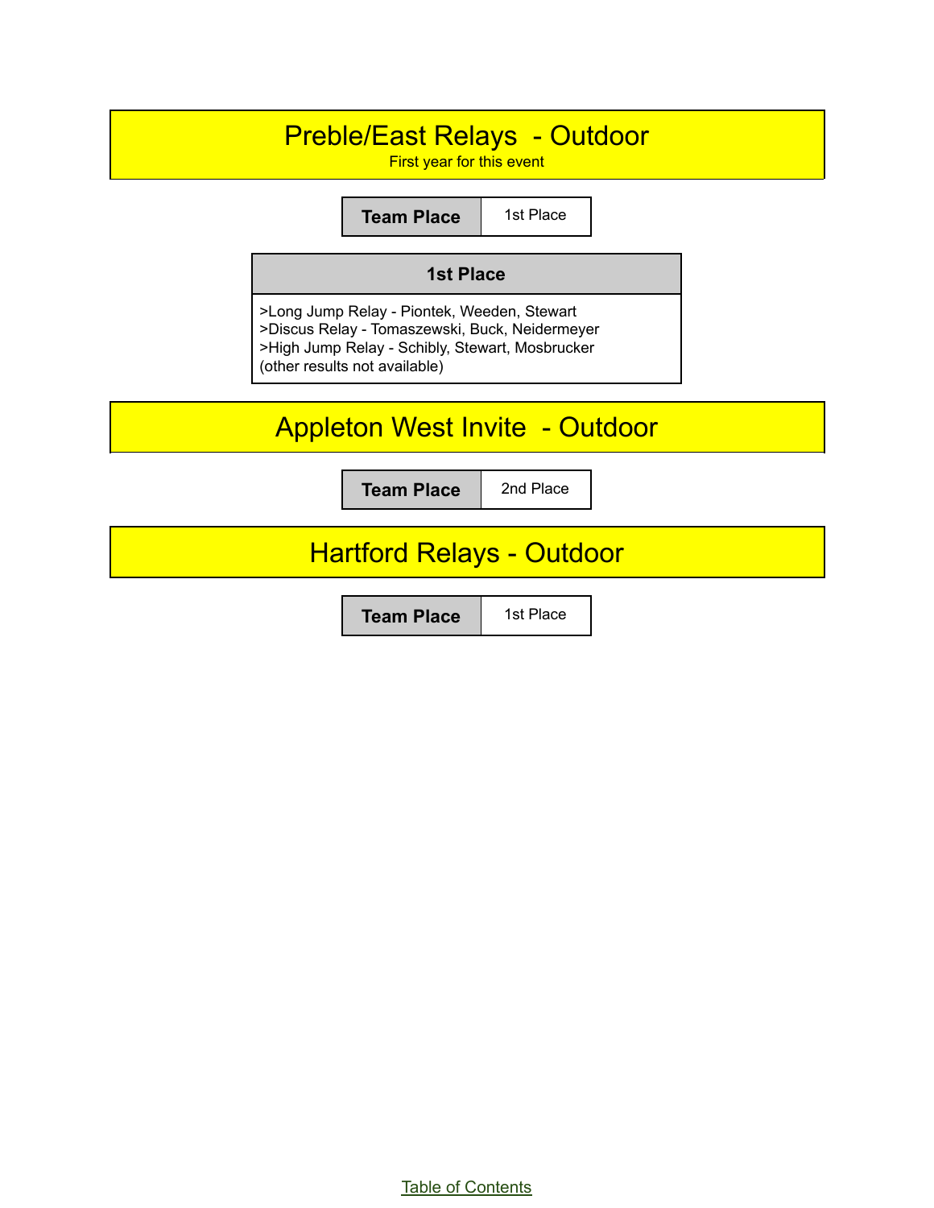## Preble/East Relays - Outdoor

First year for this event

| Team Place | 1st Place |
|---|---|

| 1st Place |
|---|
| >Long Jump Relay - Piontek, Weeden, Stewart<br>>Discus Relay - Tomaszewski, Buck, Neidermeyer<br>>High Jump Relay - Schibly, Stewart, Mosbrucker<br>(other results not available) |

## Appleton West Invite - Outdoor

| Team Place | 2nd Place |
|---|---|

## Hartford Relays - Outdoor

| Team Place | 1st Place |
|---|---|

Table of Contents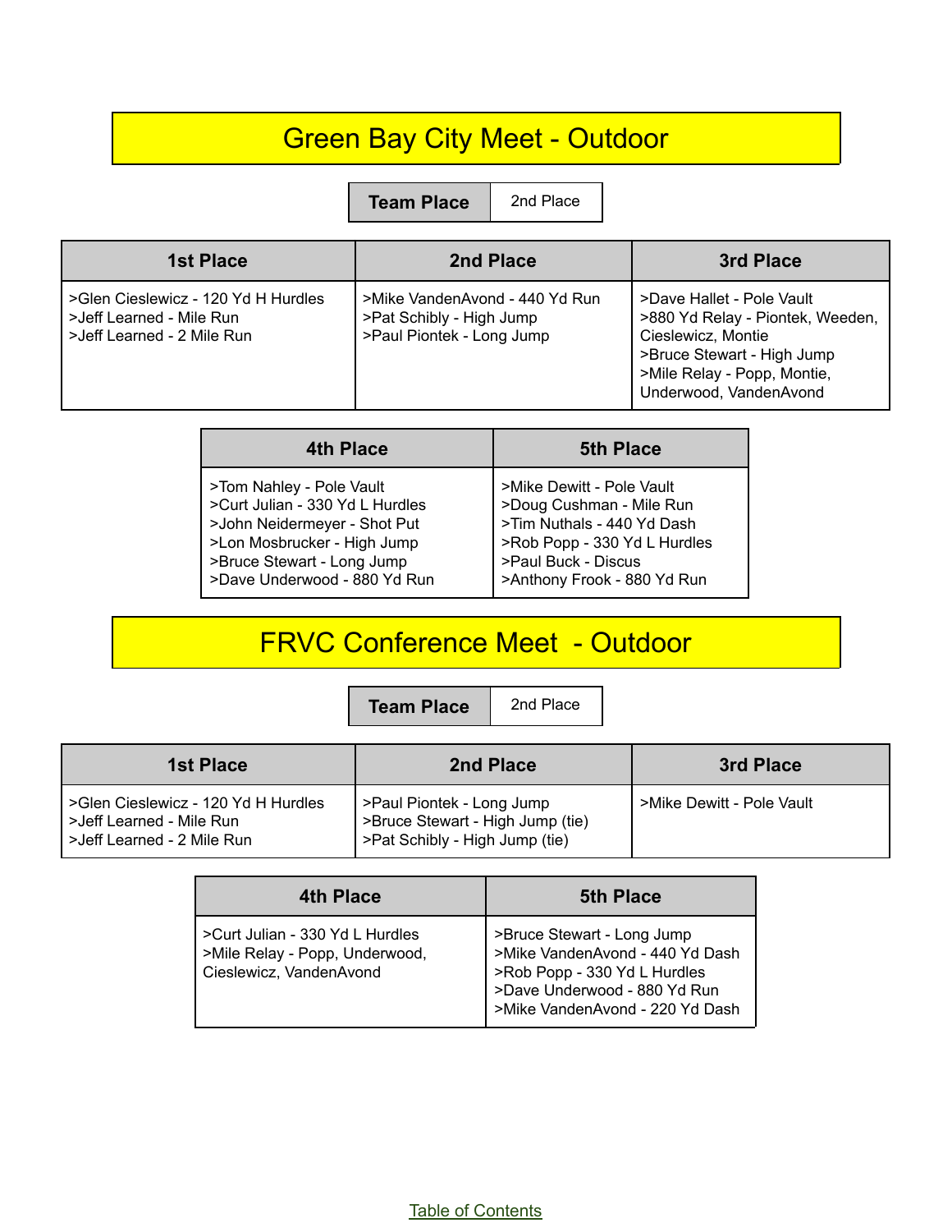# Green Bay City Meet - Outdoor

| Team Place | 2nd Place |
|---|---|

| 1st Place | 2nd Place | 3rd Place |
|---|---|---|
| >Glen Cieslewicz - 120 Yd H Hurdles<br>>Jeff Learned - Mile Run<br>>Jeff Learned - 2 Mile Run | >Mike VandenAvond - 440 Yd Run<br>>Pat Schibly - High Jump<br>>Paul Piontek - Long Jump | >Dave Hallet - Pole Vault<br>>880 Yd Relay - Piontek, Weeden, Cieslewicz, Montie<br>>Bruce Stewart - High Jump<br>>Mile Relay - Popp, Montie, Underwood, VandenAvond |

| 4th Place | 5th Place |
|---|---|
| >Tom Nahley - Pole Vault<br>>Curt Julian - 330 Yd L Hurdles<br>>John Neidermeyer - Shot Put<br>>Lon Mosbrucker - High Jump<br>>Bruce Stewart - Long Jump<br>>Dave Underwood - 880 Yd Run | >Mike Dewitt - Pole Vault<br>>Doug Cushman - Mile Run<br>>Tim Nuthals - 440 Yd Dash<br>>Rob Popp - 330 Yd L Hurdles<br>>Paul Buck - Discus<br>>Anthony Frook - 880 Yd Run |

# FRVC Conference Meet - Outdoor

| Team Place | 2nd Place |
|---|---|

| 1st Place | 2nd Place | 3rd Place |
|---|---|---|
| >Glen Cieslewicz - 120 Yd H Hurdles<br>>Jeff Learned - Mile Run<br>>Jeff Learned - 2 Mile Run | >Paul Piontek - Long Jump<br>>Bruce Stewart - High Jump (tie)<br>>Pat Schibly - High Jump (tie) | >Mike Dewitt - Pole Vault |

| 4th Place | 5th Place |
|---|---|
| >Curt Julian - 330 Yd L Hurdles<br>>Mile Relay - Popp, Underwood, Cieslewicz, VandenAvond | >Bruce Stewart - Long Jump<br>>Mike VandenAvond - 440 Yd Dash<br>>Rob Popp - 330 Yd L Hurdles<br>>Dave Underwood - 880 Yd Run<br>>Mike VandenAvond - 220 Yd Dash |

Table of Contents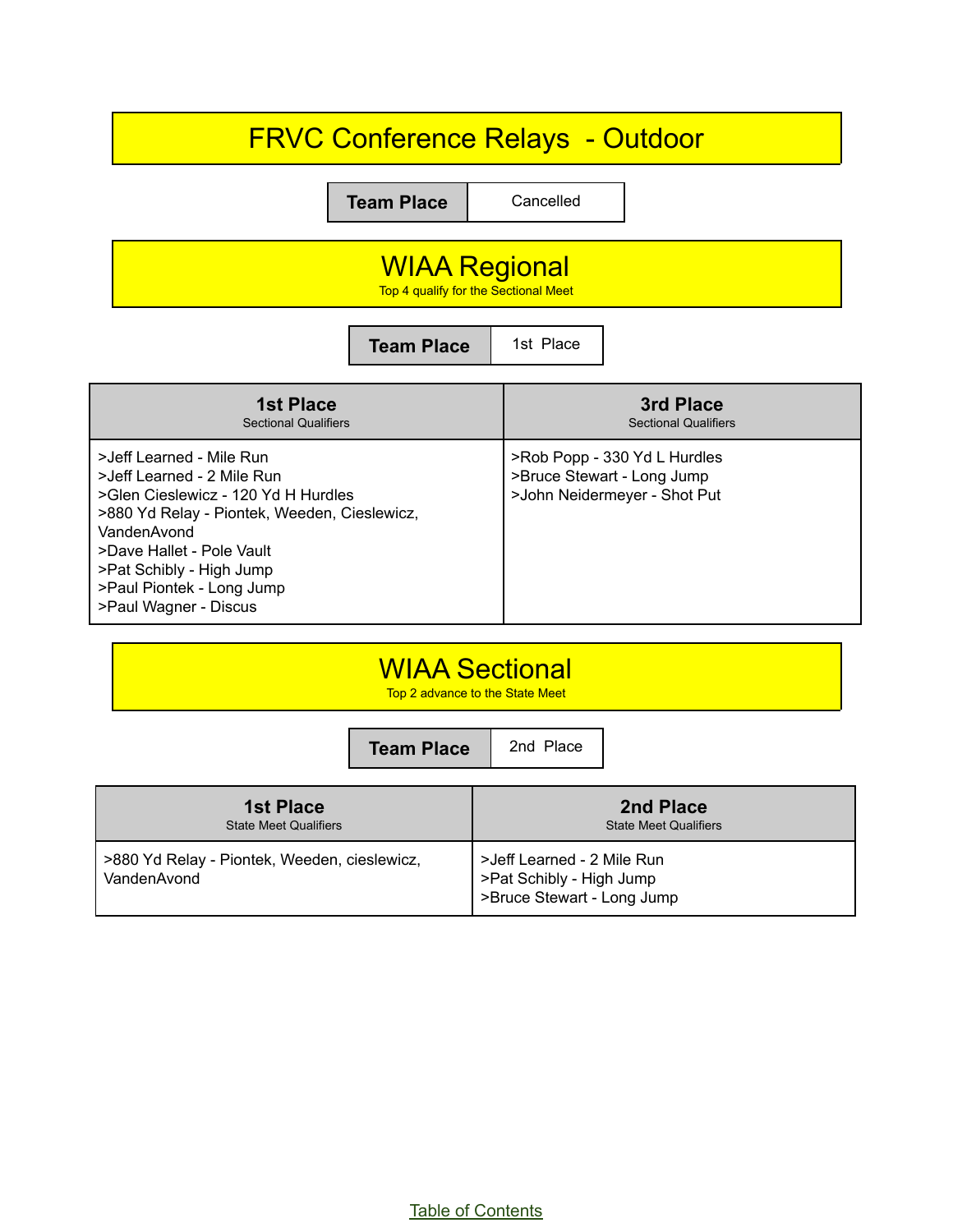# FRVC Conference Relays - Outdoor

| Team Place | Cancelled |
|---|---|

# WIAA Regional

Top 4 qualify for the Sectional Meet

| Team Place | 1st Place |
|---|---|

| 1st Place<br>Sectional Qualifiers | 3rd Place<br>Sectional Qualifiers |
|---|---|
| >Jeff Learned - Mile Run<br>>Jeff Learned - 2 Mile Run<br>>Glen Cieslewicz - 120 Yd H Hurdles<br>>880 Yd Relay - Piontek, Weeden, Cieslewicz, VandenAvond<br>>Dave Hallet - Pole Vault<br>>Pat Schibly - High Jump<br>>Paul Piontek - Long Jump<br>>Paul Wagner - Discus | >Rob Popp - 330 Yd L Hurdles<br>>Bruce Stewart - Long Jump<br>>John Neidermeyer - Shot Put |

# WIAA Sectional

Top 2 advance to the State Meet

| Team Place | 2nd Place |
|---|---|

| 1st Place<br>State Meet Qualifiers | 2nd Place<br>State Meet Qualifiers |
|---|---|
| >880 Yd Relay - Piontek, Weeden, cieslewicz, VandenAvond | >Jeff Learned - 2 Mile Run<br>>Pat Schibly - High Jump<br>>Bruce Stewart - Long Jump |

Table of Contents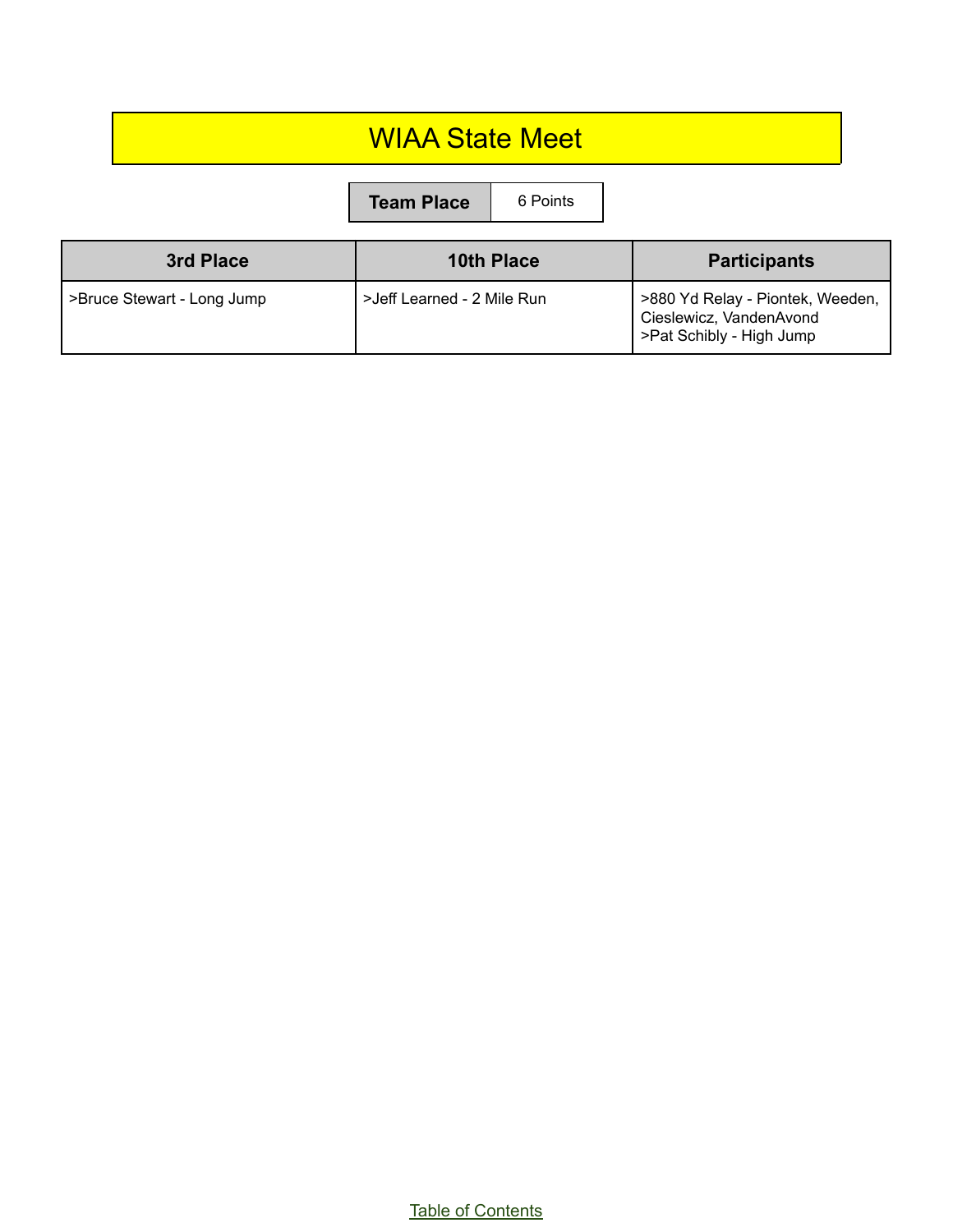# WIAA State Meet

| Team Place | 6 Points |
| --- | --- |

| 3rd Place | 10th Place | Participants |
| --- | --- | --- |
| >Bruce Stewart - Long Jump | >Jeff Learned - 2 Mile Run | >880 Yd Relay - Piontek, Weeden, Cieslewicz, VandenAvond<br>>Pat Schibly - High Jump |

Table of Contents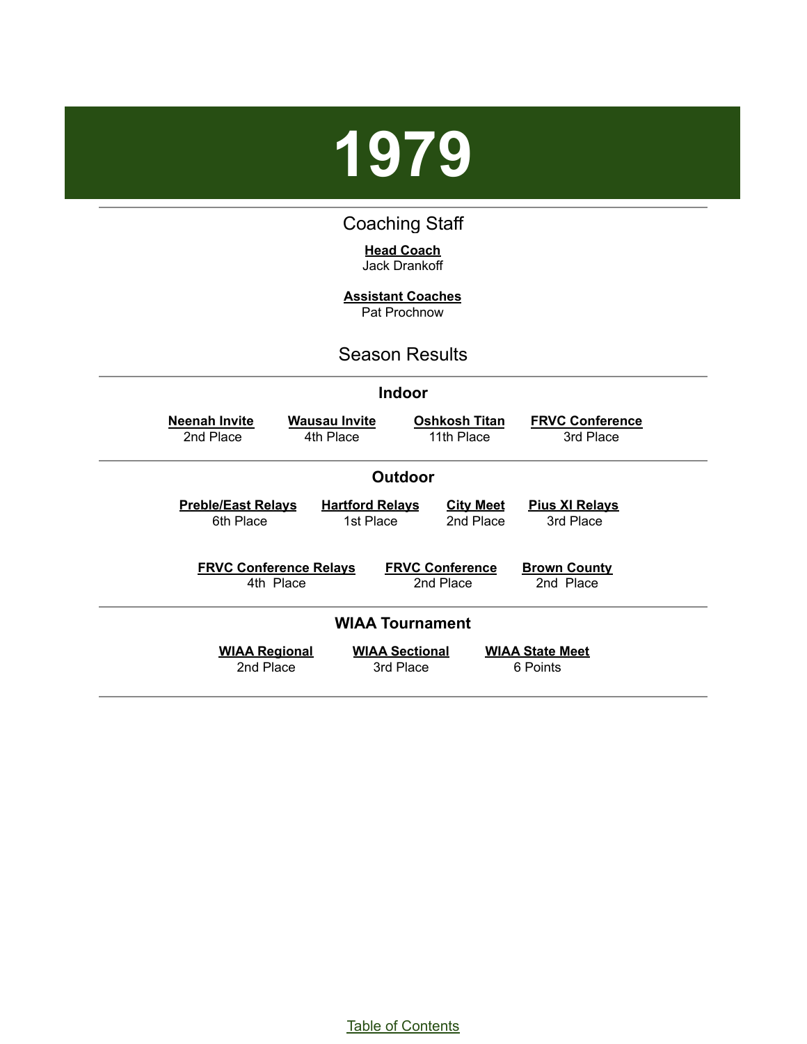# 1979

## Coaching Staff

**Head Coach**
Jack Drankoff

**Assistant Coaches**
Pat Prochnow

## Season Results

### Indoor

| Neenah Invite | Wausau Invite | Oshkosh Titan | FRVC Conference |
|---|---|---|---|
| 2nd Place | 4th Place | 11th Place | 3rd Place |

### Outdoor

| Preble/East Relays | Hartford Relays | City Meet | Pius XI Relays |
|---|---|---|---|
| 6th Place | 1st Place | 2nd Place | 3rd Place |

| FRVC Conference Relays | FRVC Conference | Brown County |
|---|---|---|
| 4th Place | 2nd Place | 2nd Place |

### WIAA Tournament

| WIAA Regional | WIAA Sectional | WIAA State Meet |
|---|---|---|
| 2nd Place | 3rd Place | 6 Points |

Table of Contents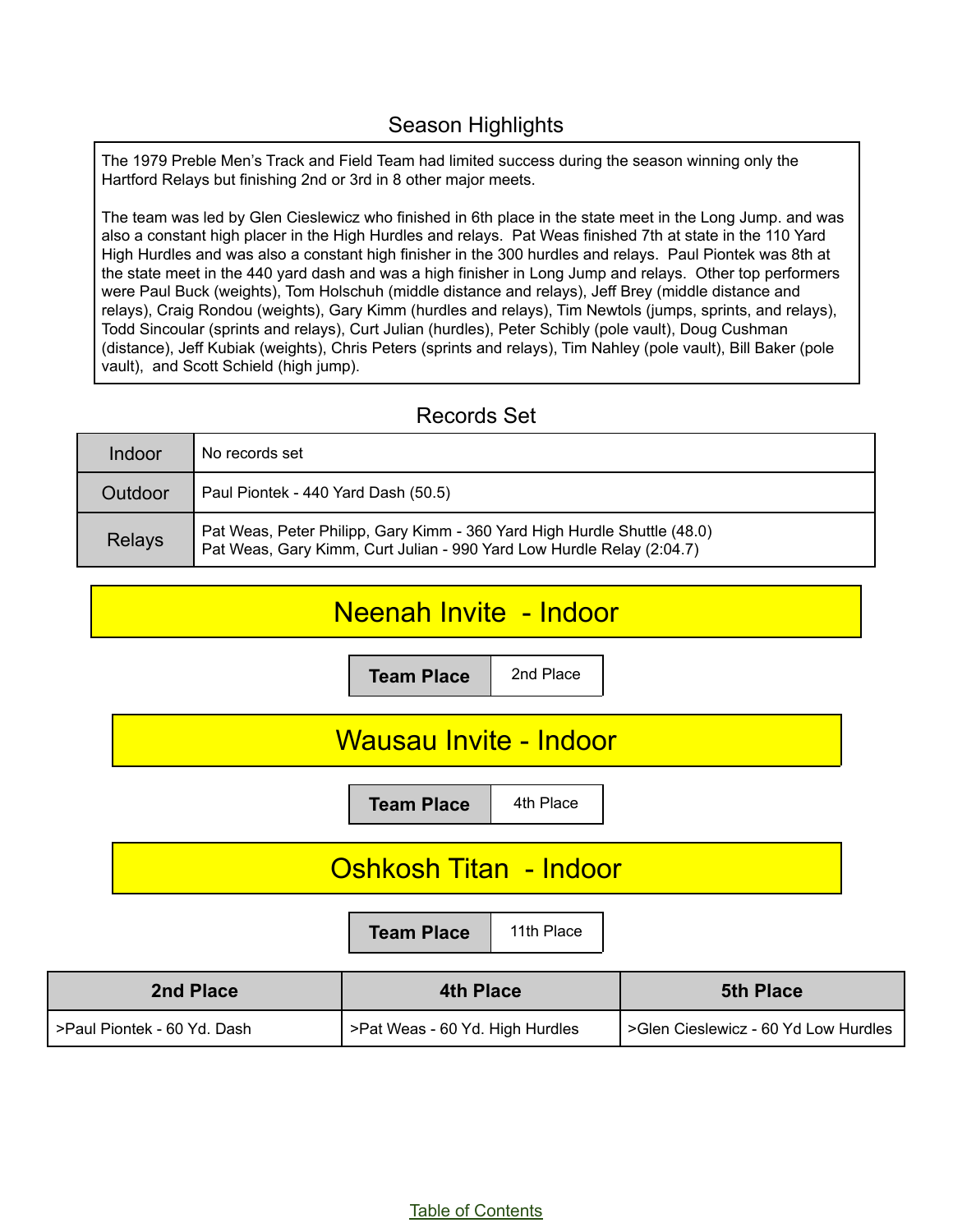## Season Highlights

The 1979 Preble Men's Track and Field Team had limited success during the season winning only the Hartford Relays but finishing 2nd or 3rd in 8 other major meets.

The team was led by Glen Cieslewicz who finished in 6th place in the state meet in the Long Jump. and was also a constant high placer in the High Hurdles and relays. Pat Weas finished 7th at state in the 110 Yard High Hurdles and was also a constant high finisher in the 300 hurdles and relays. Paul Piontek was 8th at the state meet in the 440 yard dash and was a high finisher in Long Jump and relays. Other top performers were Paul Buck (weights), Tom Holschuh (middle distance and relays), Jeff Brey (middle distance and relays), Craig Rondou (weights), Gary Kimm (hurdles and relays), Tim Newtols (jumps, sprints, and relays), Todd Sincoular (sprints and relays), Curt Julian (hurdles), Peter Schibly (pole vault), Doug Cushman (distance), Jeff Kubiak (weights), Chris Peters (sprints and relays), Tim Nahley (pole vault), Bill Baker (pole vault), and Scott Schield (high jump).

## Records Set

| | |
|---|---|
| Indoor | No records set |
| Outdoor | Paul Piontek - 440 Yard Dash (50.5) |
| Relays | Pat Weas, Peter Philipp, Gary Kimm - 360 Yard High Hurdle Shuttle (48.0)<br>Pat Weas, Gary Kimm, Curt Julian - 990 Yard Low Hurdle Relay (2:04.7) |

## Neenah Invite - Indoor

| Team Place | 2nd Place |
|---|---|

## Wausau Invite - Indoor

| Team Place | 4th Place |
|---|---|

## Oshkosh Titan - Indoor

| Team Place | 11th Place |
|---|---|

| 2nd Place | 4th Place | 5th Place |
|---|---|---|
| >Paul Piontek - 60 Yd. Dash | >Pat Weas - 60 Yd. High Hurdles | >Glen Cieslewicz - 60 Yd Low Hurdles |

Table of Contents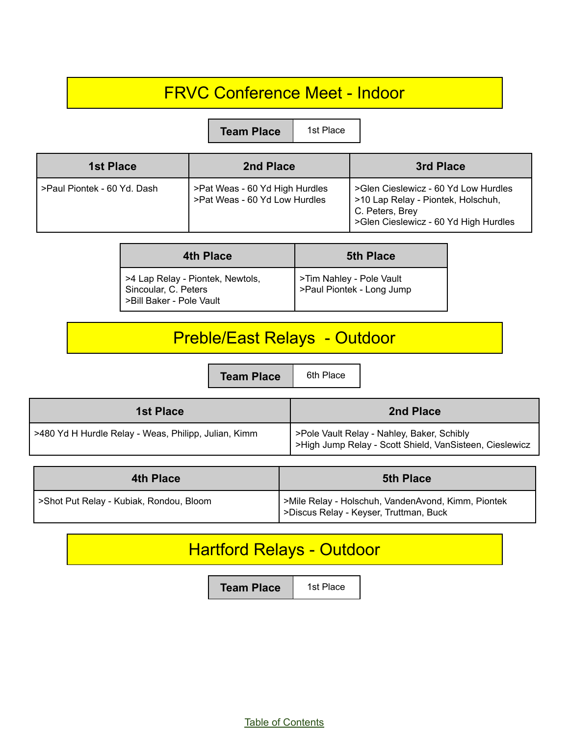## FRVC Conference Meet - Indoor

| Team Place | 1st Place |
|---|---|

| 1st Place | 2nd Place | 3rd Place |
|---|---|---|
| >Paul Piontek - 60 Yd. Dash | >Pat Weas - 60 Yd High Hurdles<br>>Pat Weas - 60 Yd Low Hurdles | >Glen Cieslewicz - 60 Yd Low Hurdles<br>>10 Lap Relay - Piontek, Holschuh, C. Peters, Brey<br>>Glen Cieslewicz - 60 Yd High Hurdles |

| 4th Place | 5th Place |
|---|---|
| >4 Lap Relay - Piontek, Newtols, Sincoular, C. Peters<br>>Bill Baker - Pole Vault | >Tim Nahley - Pole Vault<br>>Paul Piontek - Long Jump |

## Preble/East Relays - Outdoor

| Team Place | 6th Place |
|---|---|

| 1st Place | 2nd Place |
|---|---|
| >480 Yd H Hurdle Relay - Weas, Philipp, Julian, Kimm | >Pole Vault Relay - Nahley, Baker, Schibly<br>>High Jump Relay - Scott Shield, VanSisteen, Cieslewicz |

| 4th Place | 5th Place |
|---|---|
| >Shot Put Relay - Kubiak, Rondou, Bloom | >Mile Relay - Holschuh, VandenAvond, Kimm, Piontek<br>>Discus Relay - Keyser, Truttman, Buck |

## Hartford Relays - Outdoor

| Team Place | 1st Place |
|---|---|

Table of Contents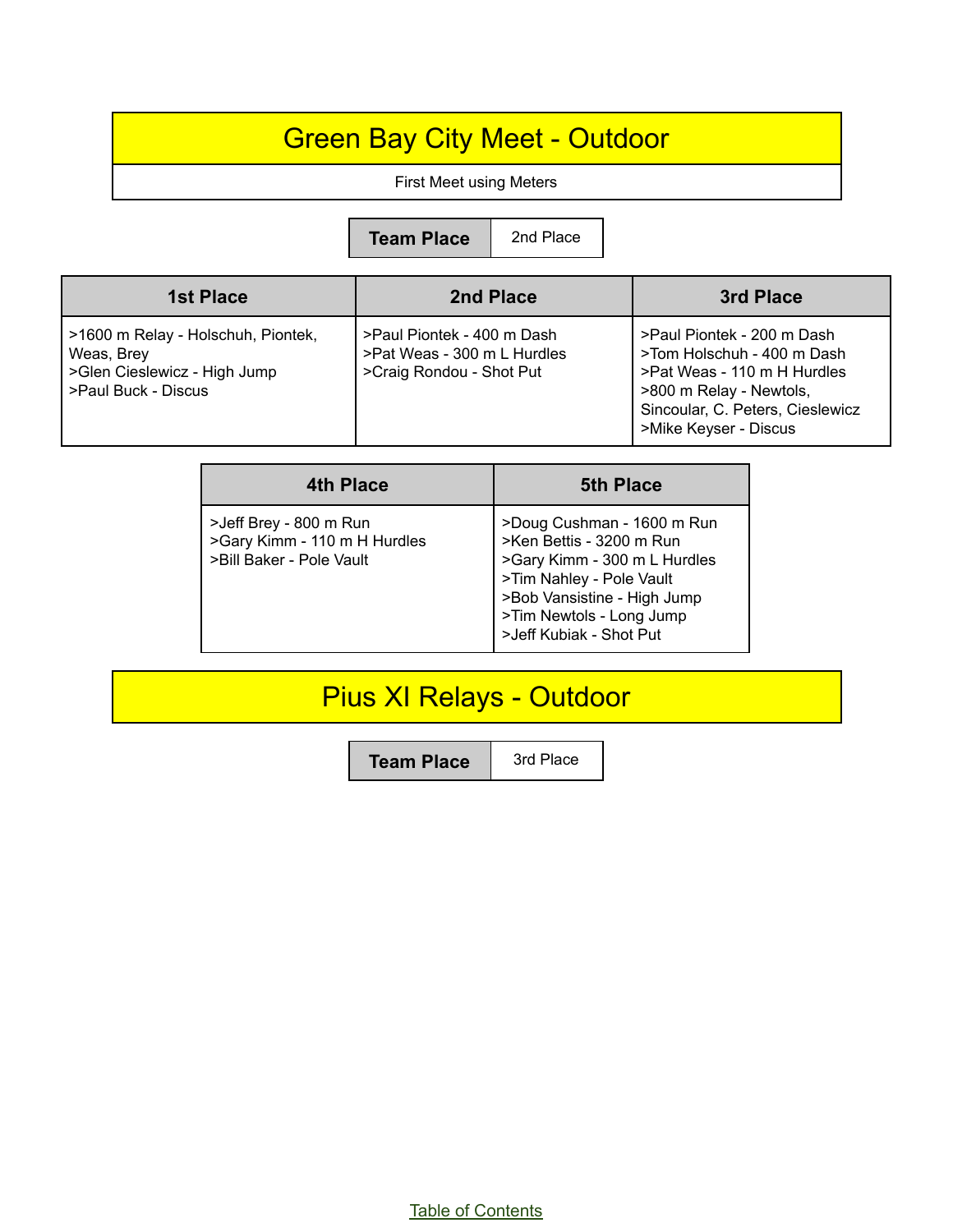# Green Bay City Meet - Outdoor

First Meet using Meters

| Team Place | 2nd Place |
|---|---|

| 1st Place | 2nd Place | 3rd Place |
|---|---|---|
| >1600 m Relay - Holschuh, Piontek, Weas, Brey<br>>Glen Cieslewicz - High Jump<br>>Paul Buck - Discus | >Paul Piontek - 400 m Dash<br>>Pat Weas - 300 m L Hurdles<br>>Craig Rondou - Shot Put | >Paul Piontek - 200 m Dash<br>>Tom Holschuh - 400 m Dash<br>>Pat Weas - 110 m H Hurdles<br>>800 m Relay - Newtols, Sincoular, C. Peters, Cieslewicz<br>>Mike Keyser - Discus |

| 4th Place | 5th Place |
|---|---|
| >Jeff Brey - 800 m Run<br>>Gary Kimm - 110 m H Hurdles<br>>Bill Baker - Pole Vault | >Doug Cushman - 1600 m Run<br>>Ken Bettis - 3200 m Run<br>>Gary Kimm - 300 m L Hurdles<br>>Tim Nahley - Pole Vault<br>>Bob Vansistine - High Jump<br>>Tim Newtols - Long Jump<br>>Jeff Kubiak - Shot Put |

# Pius XI Relays - Outdoor

| Team Place | 3rd Place |
|---|---|

Table of Contents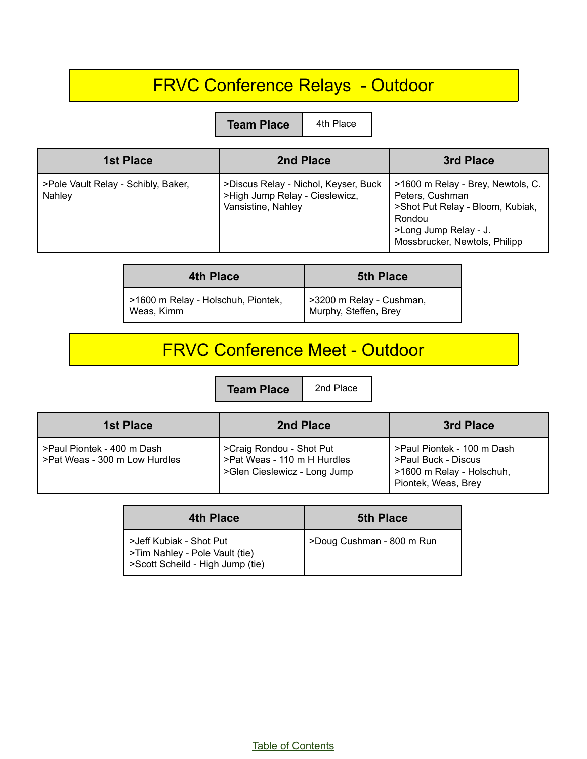# FRVC Conference Relays - Outdoor

| Team Place | 4th Place |
|---|---|

| 1st Place | 2nd Place | 3rd Place |
|---|---|---|
| >Pole Vault Relay - Schibly, Baker, Nahley | >Discus Relay - Nichol, Keyser, Buck<br>>High Jump Relay - Cieslewicz, Vansistine, Nahley | >1600 m Relay - Brey, Newtols, C. Peters, Cushman<br>>Shot Put Relay - Bloom, Kubiak, Rondou<br>>Long Jump Relay - J. Mossbrucker, Newtols, Philipp |

| 4th Place | 5th Place |
|---|---|
| >1600 m Relay - Holschuh, Piontek, Weas, Kimm | >3200 m Relay - Cushman, Murphy, Steffen, Brey |

# FRVC Conference Meet - Outdoor

| Team Place | 2nd Place |
|---|---|

| 1st Place | 2nd Place | 3rd Place |
|---|---|---|
| >Paul Piontek - 400 m Dash<br>>Pat Weas - 300 m Low Hurdles | >Craig Rondou - Shot Put<br>>Pat Weas - 110 m H Hurdles<br>>Glen Cieslewicz - Long Jump | >Paul Piontek - 100 m Dash<br>>Paul Buck - Discus<br>>1600 m Relay - Holschuh, Piontek, Weas, Brey |

| 4th Place | 5th Place |
|---|---|
| >Jeff Kubiak - Shot Put<br>>Tim Nahley - Pole Vault (tie)<br>>Scott Scheild - High Jump (tie) | >Doug Cushman - 800 m Run |

Table of Contents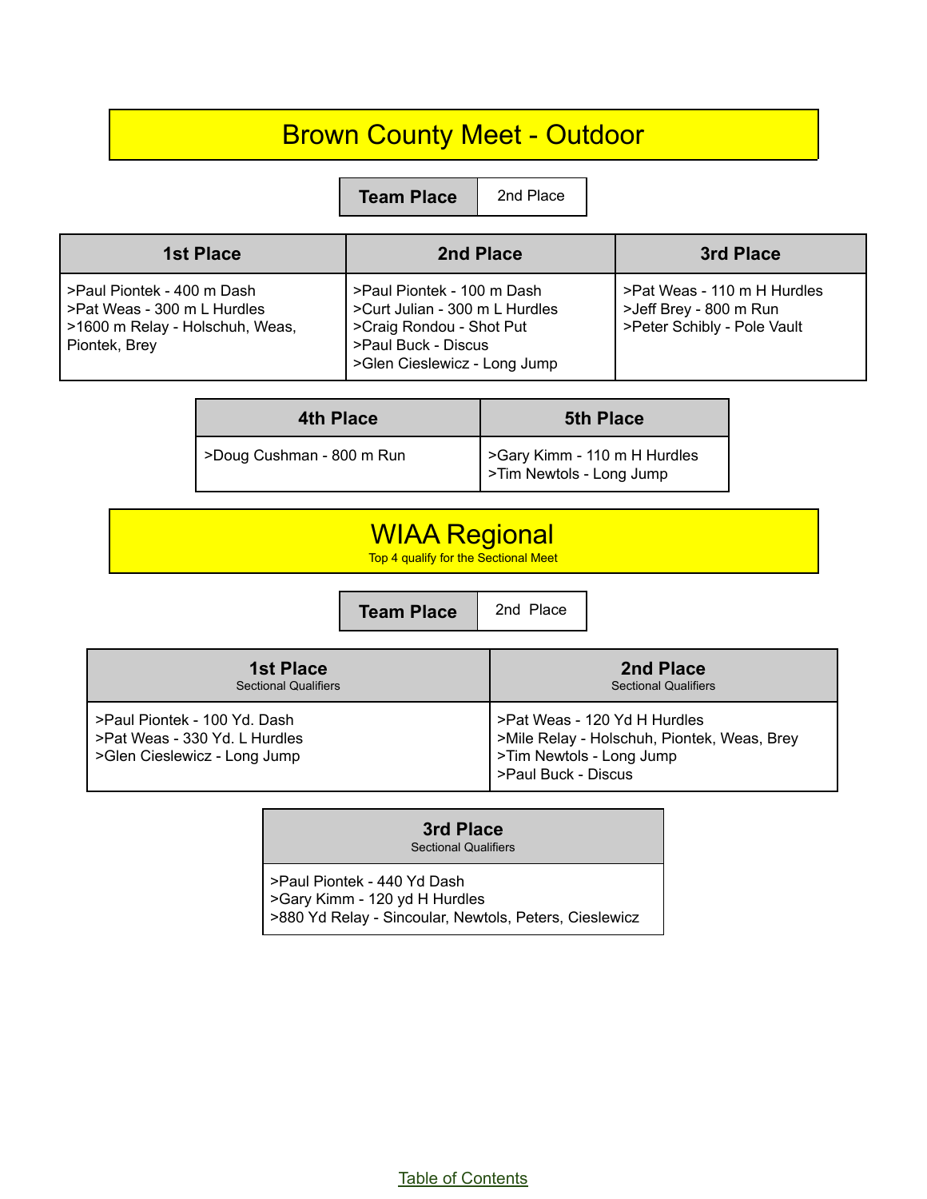# Brown County Meet - Outdoor

| Team Place | 2nd Place |
|---|---|

| 1st Place | 2nd Place | 3rd Place |
|---|---|---|
| >Paul Piontek - 400 m Dash<br>>Pat Weas - 300 m L Hurdles<br>>1600 m Relay - Holschuh, Weas, Piontek, Brey | >Paul Piontek - 100 m Dash<br>>Curt Julian - 300 m L Hurdles<br>>Craig Rondou - Shot Put<br>>Paul Buck - Discus<br>>Glen Cieslewicz - Long Jump | >Pat Weas - 110 m H Hurdles<br>>Jeff Brey - 800 m Run<br>>Peter Schibly - Pole Vault |

| 4th Place | 5th Place |
|---|---|
| >Doug Cushman - 800 m Run | >Gary Kimm - 110 m H Hurdles<br>>Tim Newtols - Long Jump |

# WIAA Regional

Top 4 qualify for the Sectional Meet

| Team Place | 2nd Place |
|---|---|

| 1st Place<br>Sectional Qualifiers | 2nd Place<br>Sectional Qualifiers |
|---|---|
| >Paul Piontek - 100 Yd. Dash<br>>Pat Weas - 330 Yd. L Hurdles<br>>Glen Cieslewicz - Long Jump | >Pat Weas - 120 Yd H Hurdles<br>>Mile Relay - Holschuh, Piontek, Weas, Brey<br>>Tim Newtols - Long Jump<br>>Paul Buck - Discus |

| 3rd Place<br>Sectional Qualifiers |
|---|
| >Paul Piontek - 440 Yd Dash<br>>Gary Kimm - 120 yd H Hurdles<br>>880 Yd Relay - Sincoular, Newtols, Peters, Cieslewicz |

Table of Contents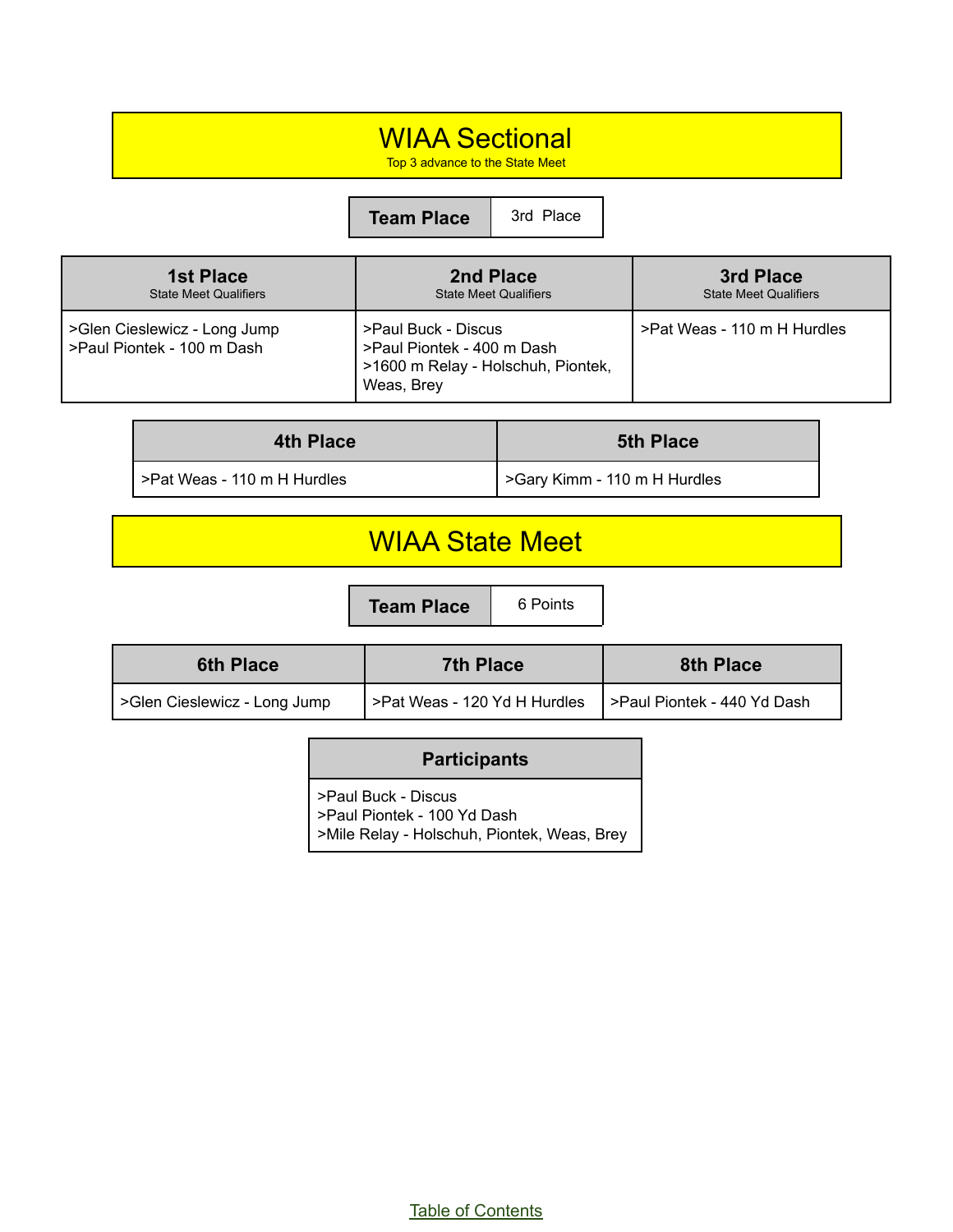# WIAA Sectional

Top 3 advance to the State Meet

| Team Place | 3rd Place |
| --- | --- |

| 1st Place<br>State Meet Qualifiers | 2nd Place<br>State Meet Qualifiers | 3rd Place<br>State Meet Qualifiers |
| --- | --- | --- |
| >Glen Cieslewicz - Long Jump<br>>Paul Piontek - 100 m Dash | >Paul Buck - Discus<br>>Paul Piontek - 400 m Dash<br>>1600 m Relay - Holschuh, Piontek, Weas, Brey | >Pat Weas - 110 m H Hurdles |

| 4th Place | 5th Place |
| --- | --- |
| >Pat Weas - 110 m H Hurdles | >Gary Kimm - 110 m H Hurdles |

# WIAA State Meet

| Team Place | 6 Points |
| --- | --- |

| 6th Place | 7th Place | 8th Place |
| --- | --- | --- |
| >Glen Cieslewicz - Long Jump | >Pat Weas - 120 Yd H Hurdles | >Paul Piontek - 440 Yd Dash |

| Participants |
| --- |
| >Paul Buck - Discus<br>>Paul Piontek - 100 Yd Dash<br>>Mile Relay - Holschuh, Piontek, Weas, Brey |

Table of Contents